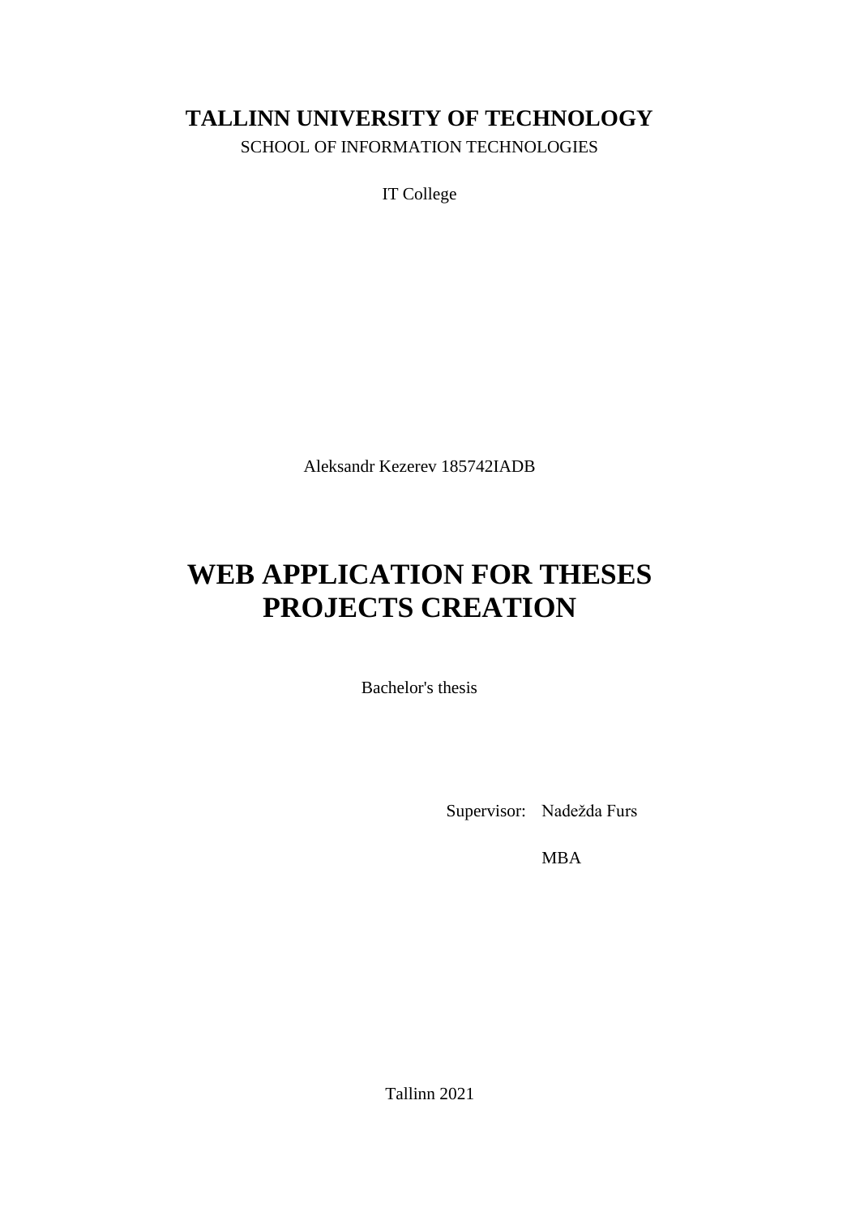**TALLINN UNIVERSITY OF TECHNOLOGY**

SCHOOL OF INFORMATION TECHNOLOGIES

IT College

Aleksandr Kezerev 185742IADB

# WEB APPLICATION FOR THESES PROJECTS CREATION

Bachelor's thesis

Supervisor: Nadežda Furs

MBA

Tallinn 2021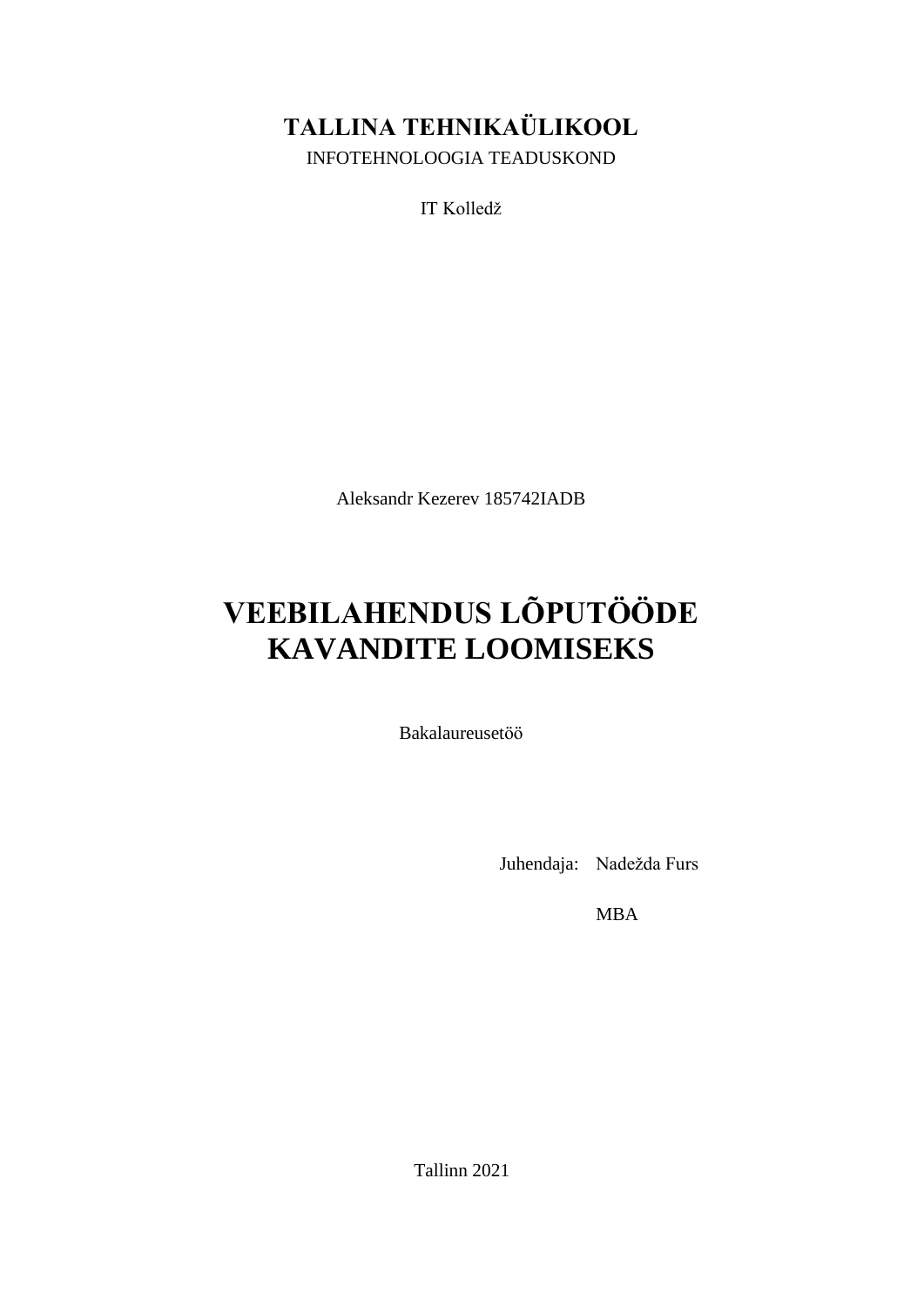**TALLINA TEHNIKAÜLIKOOL**

INFOTEHNOLOOGIA TEADUSKOND

IT Kolledž

Aleksandr Kezerev 185742IADB

# VEEBILAHENDUS LÕPUTÖÖDE KAVANDITE LOOMISEKS

Bakalaureusetöö

Juhendaja: Nadežda Furs

MBA

Tallinn 2021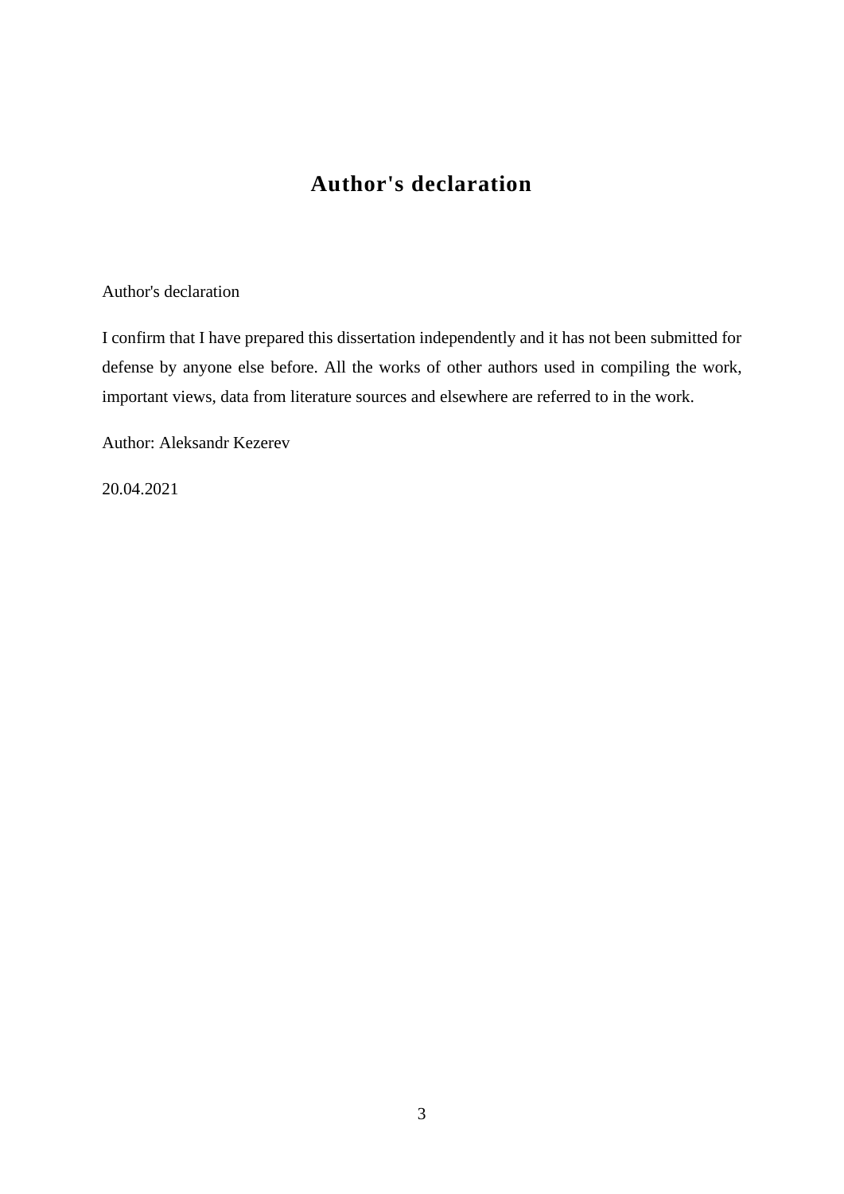# Author's declaration

Author's declaration

I confirm that I have prepared this dissertation independently and it has not been submitted for defense by anyone else before. All the works of other authors used in compiling the work, important views, data from literature sources and elsewhere are referred to in the work.

Author: Aleksandr Kezerev

20.04.2021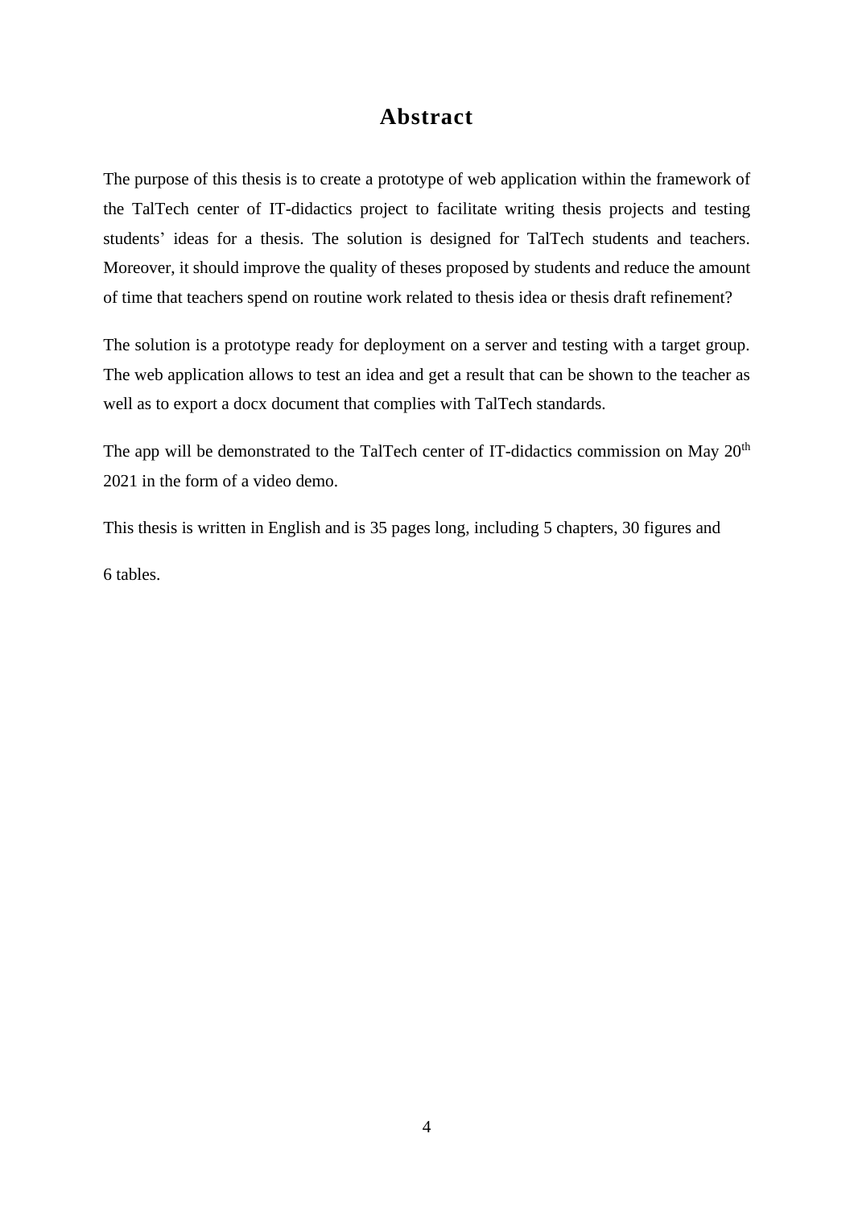# Abstract

The purpose of this thesis is to create a prototype of web application within the framework of the TalTech center of IT-didactics project to facilitate writing thesis projects and testing students' ideas for a thesis. The solution is designed for TalTech students and teachers. Moreover, it should improve the quality of theses proposed by students and reduce the amount of time that teachers spend on routine work related to thesis idea or thesis draft refinement?

The solution is a prototype ready for deployment on a server and testing with a target group. The web application allows to test an idea and get a result that can be shown to the teacher as well as to export a docx document that complies with TalTech standards.

The app will be demonstrated to the TalTech center of IT-didactics commission on May 20th 2021 in the form of a video demo.

This thesis is written in English and is 35 pages long, including 5 chapters, 30 figures and

6 tables.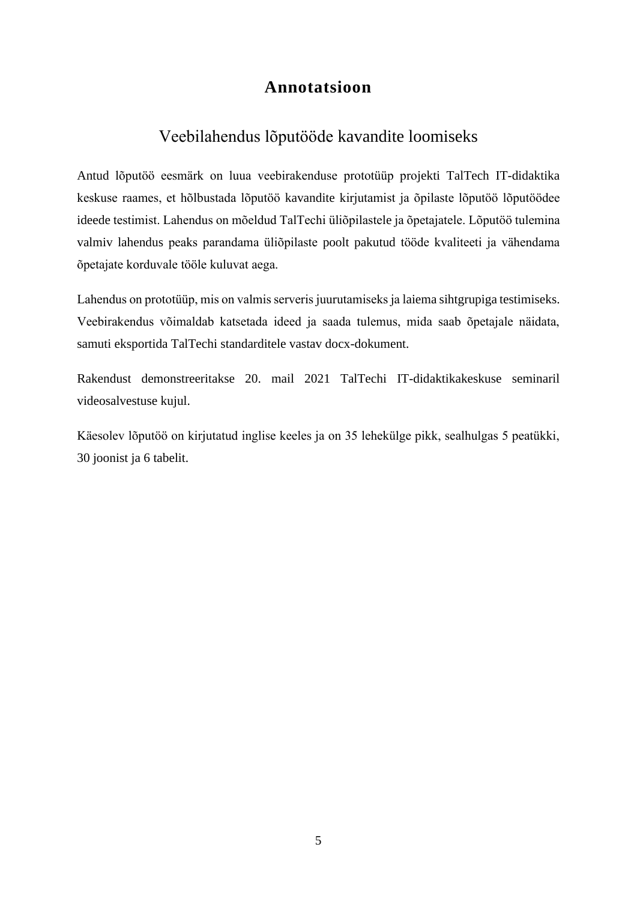# Annotatsioon

## Veebilahendus lõputööde kavandite loomiseks

Antud lõputöö eesmärk on luua veebirakenduse prototüüp projekti TalTech IT-didaktika keskuse raames, et hõlbustada lõputöö kavandite kirjutamist ja õpilaste lõputöö lõputöödee ideede testimist. Lahendus on mõeldud TalTechi üliõpilastele ja õpetajatele. Lõputöö tulemina valmiv lahendus peaks parandama üliõpilaste poolt pakutud tööde kvaliteeti ja vähendama õpetajate korduvale tööle kuluvat aega.

Lahendus on prototüüp, mis on valmis serveris juurutamiseks ja laiema sihtgrupiga testimiseks. Veebirakendus võimaldab katsetada ideed ja saada tulemus, mida saab õpetajale näidata, samuti eksportida TalTechi standarditele vastav docx-dokument.

Rakendust demonstreeritakse 20. mail 2021 TalTechi IT-didaktikakeskuse seminaril videosalvestuse kujul.

Käesolev lõputöö on kirjutatud inglise keeles ja on 35 lehekülge pikk, sealhulgas 5 peatükki, 30 joonist ja 6 tabelit.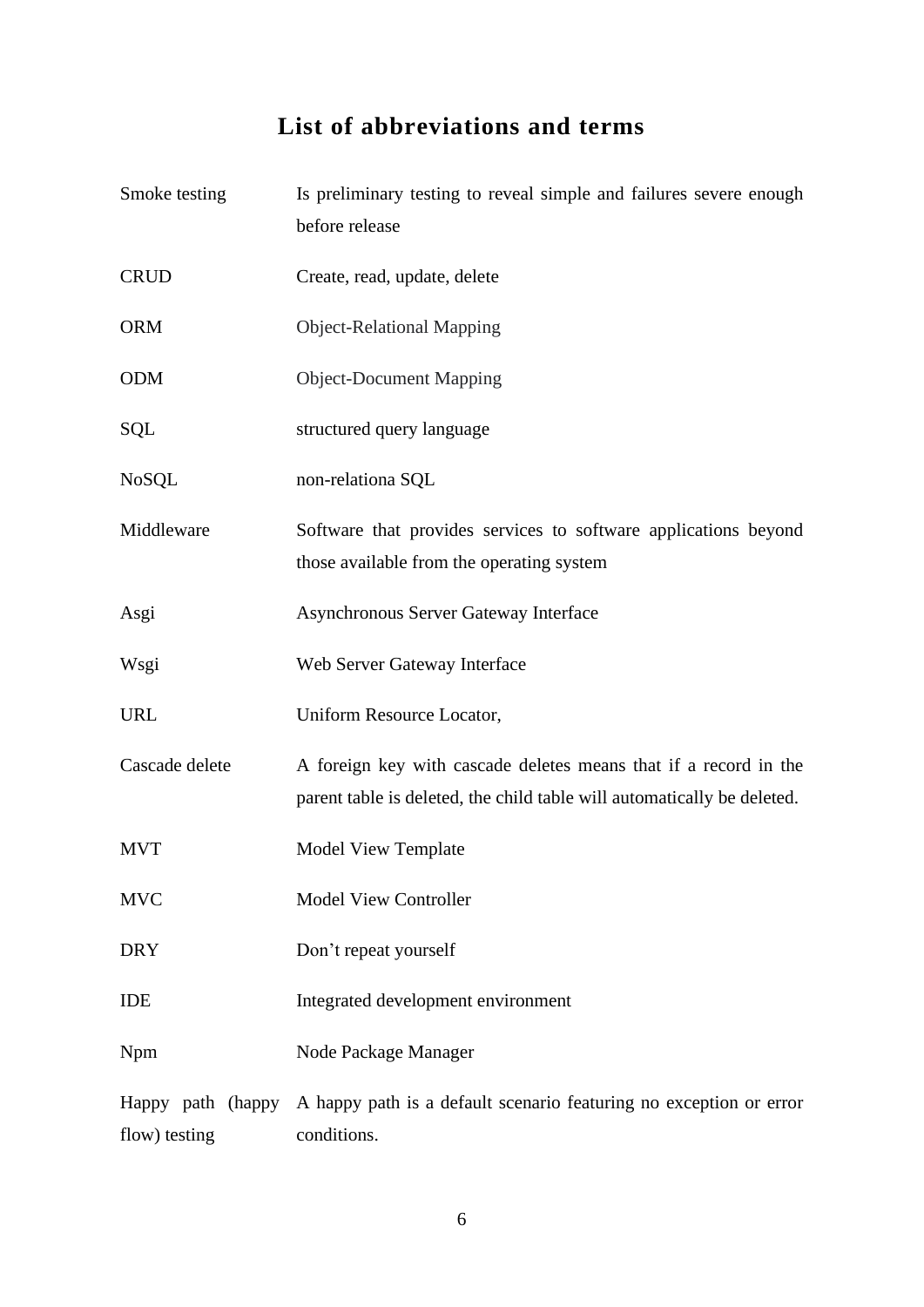# List of abbreviations and terms

| | |
|---|---|
| Smoke testing | Is preliminary testing to reveal simple and failures severe enough before release |
| CRUD | Create, read, update, delete |
| ORM | Object-Relational Mapping |
| ODM | Object-Document Mapping |
| SQL | structured query language |
| NoSQL | non-relationa SQL |
| Middleware | Software that provides services to software applications beyond those available from the operating system |
| Asgi | Asynchronous Server Gateway Interface |
| Wsgi | Web Server Gateway Interface |
| URL | Uniform Resource Locator, |
| Cascade delete | A foreign key with cascade deletes means that if a record in the parent table is deleted, the child table will automatically be deleted. |
| MVT | Model View Template |
| MVC | Model View Controller |
| DRY | Don’t repeat yourself |
| IDE | Integrated development environment |
| Npm | Node Package Manager |
| Happy path (happy flow) testing | A happy path is a default scenario featuring no exception or error conditions. |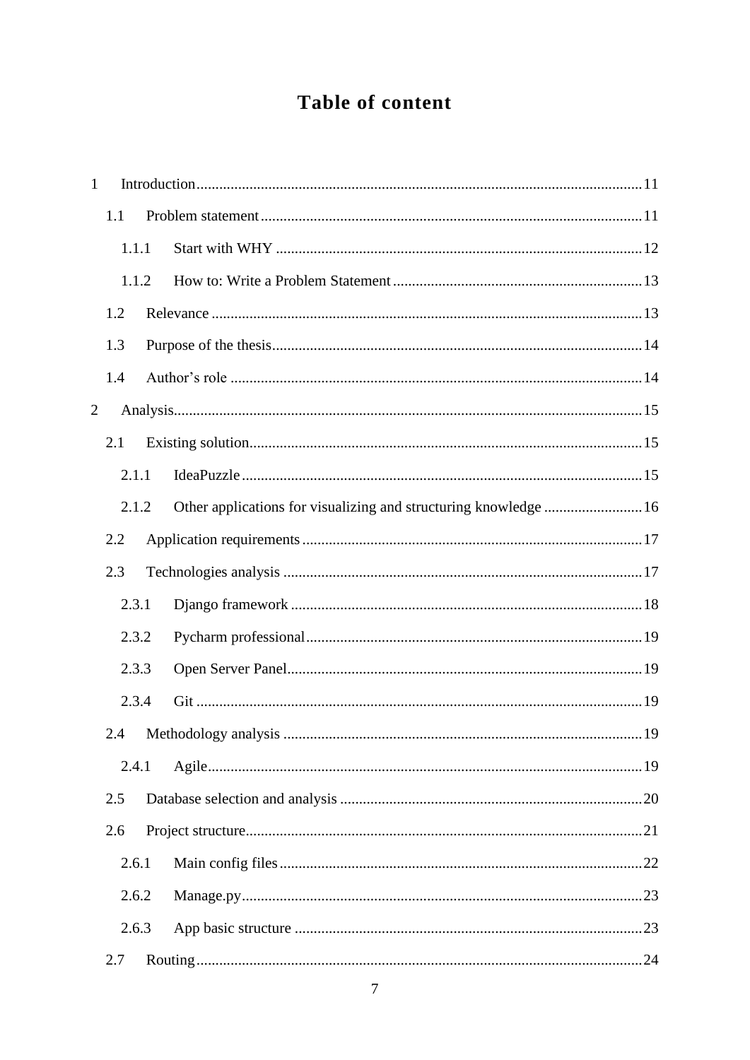# Table of content

1 Introduction ........ 11

  1.1 Problem statement ........ 11

    1.1.1 Start with WHY ........ 12

    1.1.2 How to: Write a Problem Statement ........ 13

  1.2 Relevance ........ 13

  1.3 Purpose of the thesis ........ 14

  1.4 Author’s role ........ 14

2 Analysis ........ 15

  2.1 Existing solution ........ 15

    2.1.1 IdeaPuzzle ........ 15

    2.1.2 Other applications for visualizing and structuring knowledge ........ 16

  2.2 Application requirements ........ 17

  2.3 Technologies analysis ........ 17

    2.3.1 Django framework ........ 18

    2.3.2 Pycharm professional ........ 19

    2.3.3 Open Server Panel ........ 19

    2.3.4 Git ........ 19

  2.4 Methodology analysis ........ 19

    2.4.1 Agile ........ 19

  2.5 Database selection and analysis ........ 20

  2.6 Project structure ........ 21

    2.6.1 Main config files ........ 22

    2.6.2 Manage.py ........ 23

    2.6.3 App basic structure ........ 23

  2.7 Routing ........ 24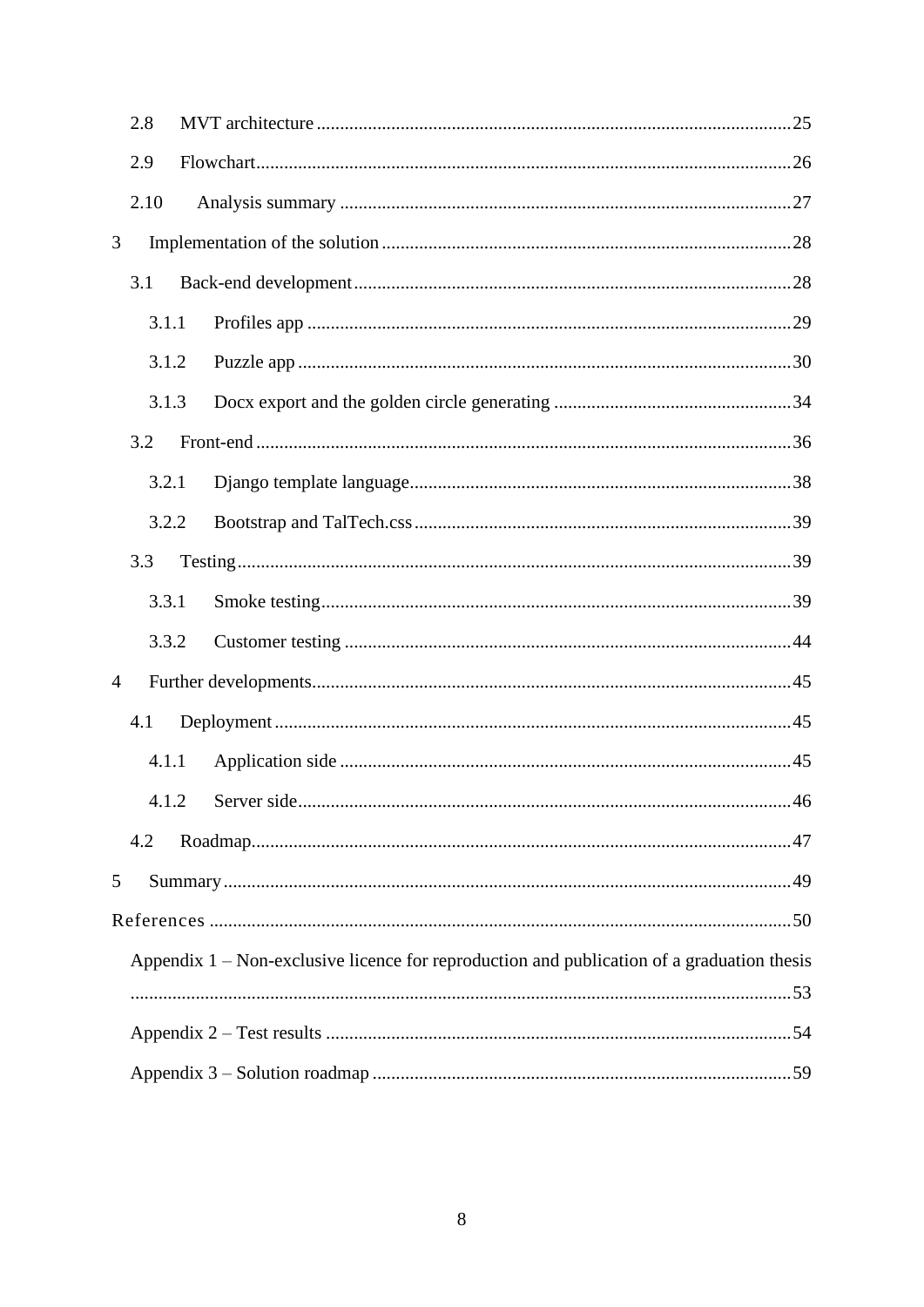2.8 MVT architecture ........................................ 25

2.9 Flowchart ........................................ 26

2.10 Analysis summary ........................................ 27

3 Implementation of the solution ........................................ 28

3.1 Back-end development ........................................ 28

3.1.1 Profiles app ........................................ 29

3.1.2 Puzzle app ........................................ 30

3.1.3 Docx export and the golden circle generating ........................................ 34

3.2 Front-end ........................................ 36

3.2.1 Django template language ........................................ 38

3.2.2 Bootstrap and TalTech.css ........................................ 39

3.3 Testing ........................................ 39

3.3.1 Smoke testing ........................................ 39

3.3.2 Customer testing ........................................ 44

4 Further developments ........................................ 45

4.1 Deployment ........................................ 45

4.1.1 Application side ........................................ 45

4.1.2 Server side ........................................ 46

4.2 Roadmap ........................................ 47

5 Summary ........................................ 49

References ........................................ 50

Appendix 1 – Non-exclusive licence for reproduction and publication of a graduation thesis ........................................ 53

Appendix 2 – Test results ........................................ 54

Appendix 3 – Solution roadmap ........................................ 59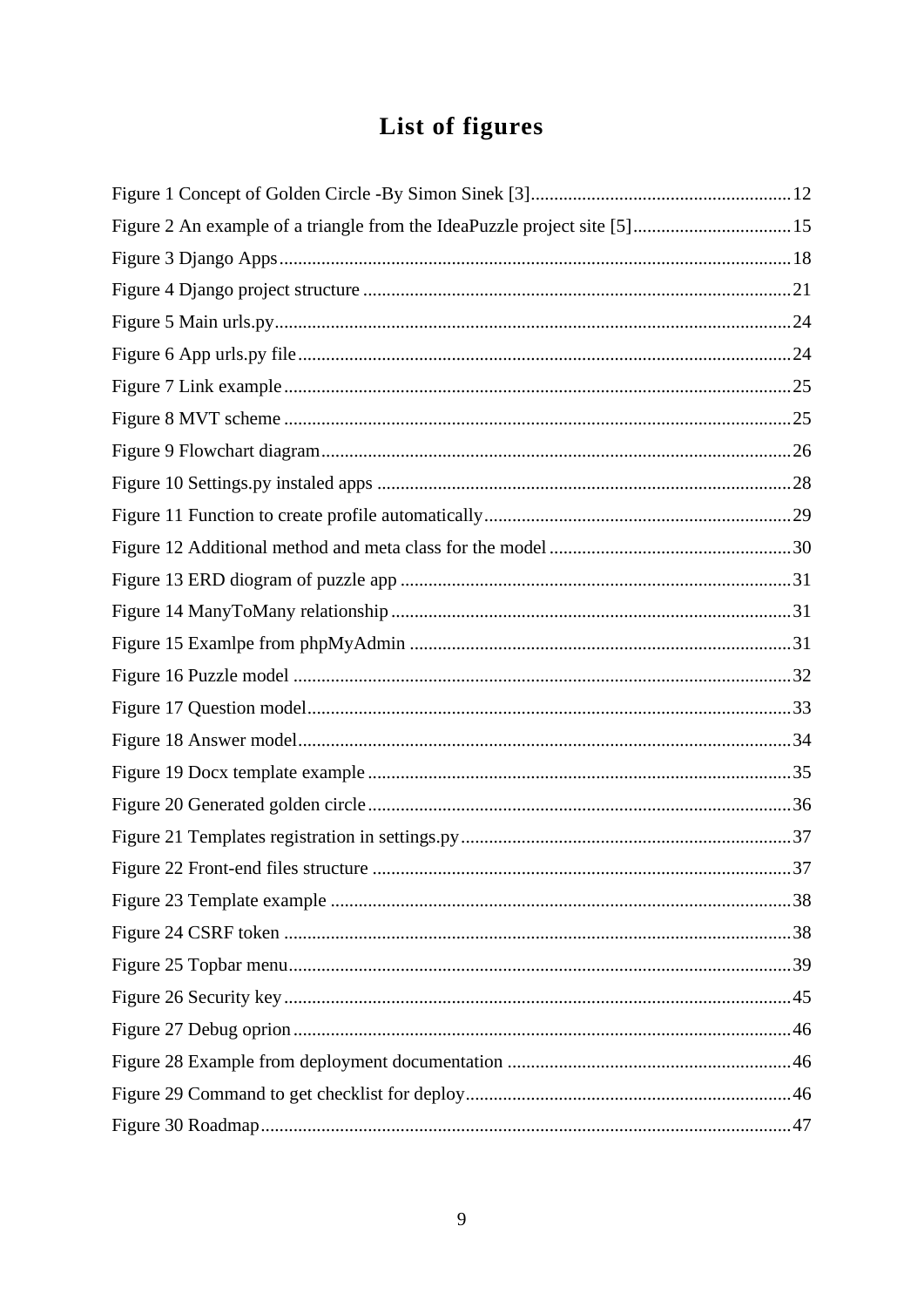# List of figures

Figure 1 Concept of Golden Circle -By Simon Sinek [3] ........ 12
Figure 2 An example of a triangle from the IdeaPuzzle project site [5] ........ 15
Figure 3 Django Apps ........ 18
Figure 4 Django project structure ........ 21
Figure 5 Main urls.py ........ 24
Figure 6 App urls.py file ........ 24
Figure 7 Link example ........ 25
Figure 8 MVT scheme ........ 25
Figure 9 Flowchart diagram ........ 26
Figure 10 Settings.py instaled apps ........ 28
Figure 11 Function to create profile automatically ........ 29
Figure 12 Additional method and meta class for the model ........ 30
Figure 13 ERD diogram of puzzle app ........ 31
Figure 14 ManyToMany relationship ........ 31
Figure 15 Examlpe from phpMyAdmin ........ 31
Figure 16 Puzzle model ........ 32
Figure 17 Question model ........ 33
Figure 18 Answer model ........ 34
Figure 19 Docx template example ........ 35
Figure 20 Generated golden circle ........ 36
Figure 21 Templates registration in settings.py ........ 37
Figure 22 Front-end files structure ........ 37
Figure 23 Template example ........ 38
Figure 24 CSRF token ........ 38
Figure 25 Topbar menu ........ 39
Figure 26 Security key ........ 45
Figure 27 Debug oprion ........ 46
Figure 28 Example from deployment documentation ........ 46
Figure 29 Command to get checklist for deploy ........ 46
Figure 30 Roadmap ........ 47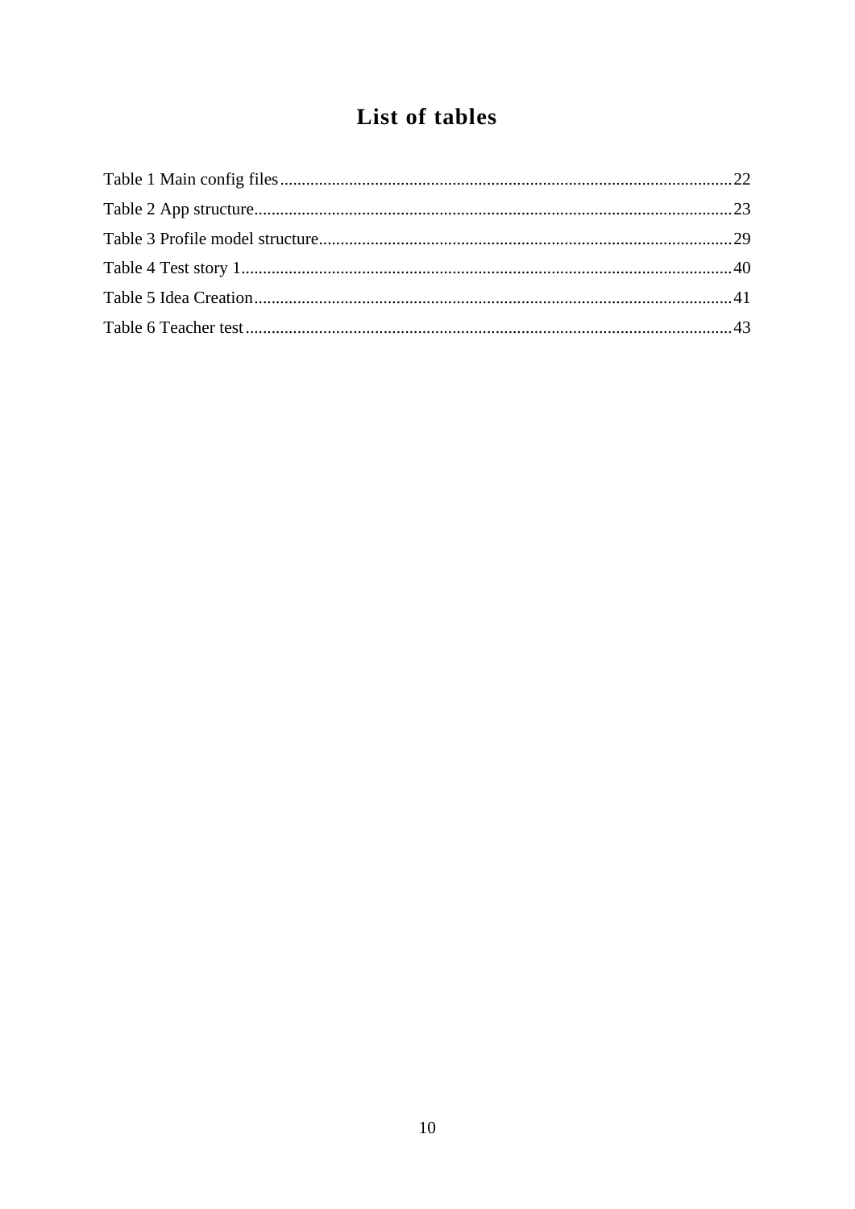# List of tables

Table 1 Main config files........................................................................................................22

Table 2 App structure..............................................................................................................23

Table 3 Profile model structure...............................................................................................29

Table 4 Test story 1.................................................................................................................40

Table 5 Idea Creation..............................................................................................................41

Table 6 Teacher test................................................................................................................43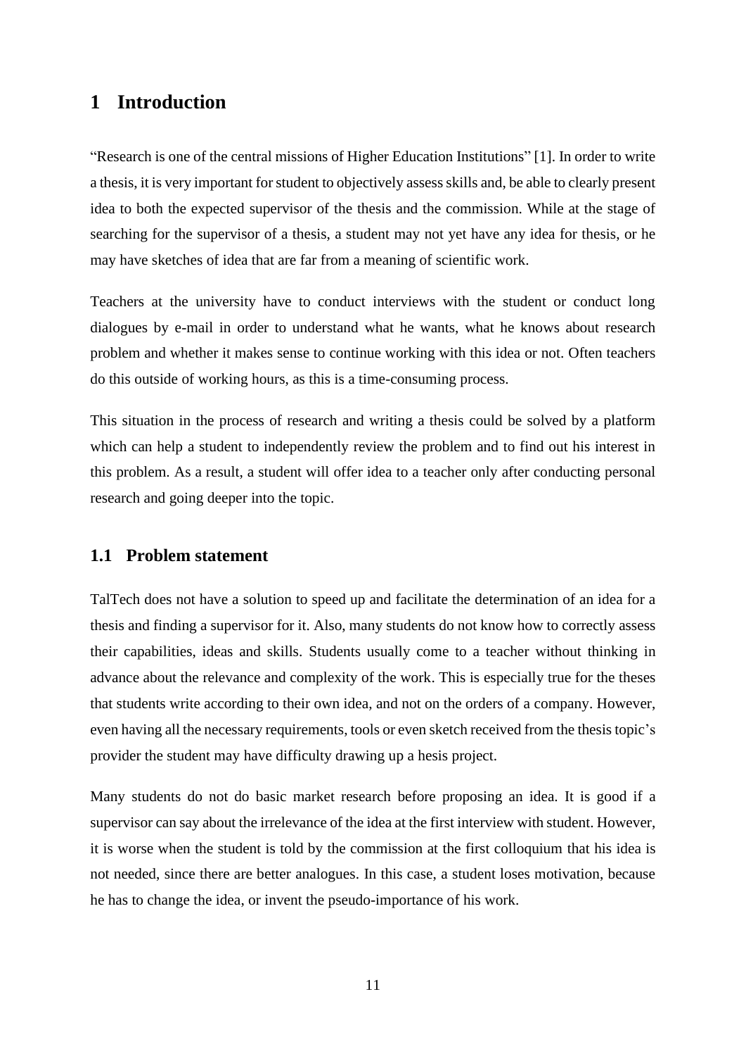# 1 Introduction

"Research is one of the central missions of Higher Education Institutions" [1]. In order to write a thesis, it is very important for student to objectively assess skills and, be able to clearly present idea to both the expected supervisor of the thesis and the commission. While at the stage of searching for the supervisor of a thesis, a student may not yet have any idea for thesis, or he may have sketches of idea that are far from a meaning of scientific work.

Teachers at the university have to conduct interviews with the student or conduct long dialogues by e-mail in order to understand what he wants, what he knows about research problem and whether it makes sense to continue working with this idea or not. Often teachers do this outside of working hours, as this is a time-consuming process.

This situation in the process of research and writing a thesis could be solved by a platform which can help a student to independently review the problem and to find out his interest in this problem. As a result, a student will offer idea to a teacher only after conducting personal research and going deeper into the topic.

## 1.1 Problem statement

TalTech does not have a solution to speed up and facilitate the determination of an idea for a thesis and finding a supervisor for it. Also, many students do not know how to correctly assess their capabilities, ideas and skills. Students usually come to a teacher without thinking in advance about the relevance and complexity of the work. This is especially true for the theses that students write according to their own idea, and not on the orders of a company. However, even having all the necessary requirements, tools or even sketch received from the thesis topic's provider the student may have difficulty drawing up a hesis project.

Many students do not do basic market research before proposing an idea. It is good if a supervisor can say about the irrelevance of the idea at the first interview with student. However, it is worse when the student is told by the commission at the first colloquium that his idea is not needed, since there are better analogues. In this case, a student loses motivation, because he has to change the idea, or invent the pseudo-importance of his work.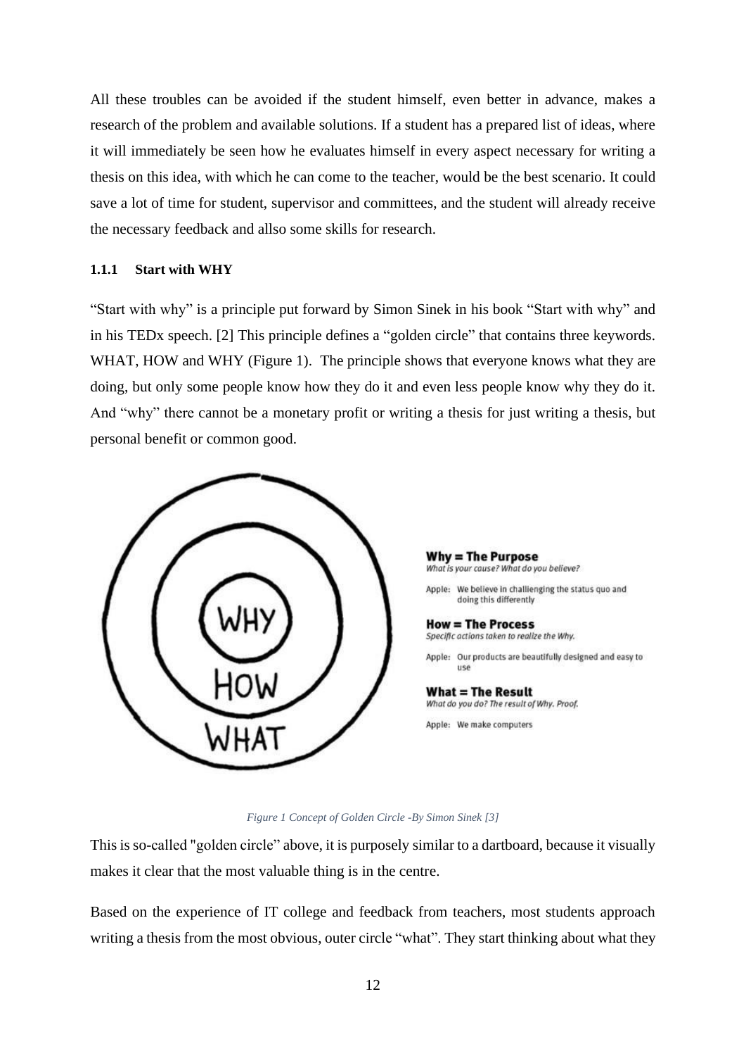All these troubles can be avoided if the student himself, even better in advance, makes a research of the problem and available solutions. If a student has a prepared list of ideas, where it will immediately be seen how he evaluates himself in every aspect necessary for writing a thesis on this idea, with which he can come to the teacher, would be the best scenario. It could save a lot of time for student, supervisor and committees, and the student will already receive the necessary feedback and allso some skills for research.

#### 1.1.1 Start with WHY

"Start with why" is a principle put forward by Simon Sinek in his book "Start with why" and in his TEDx speech. [2] This principle defines a "golden circle" that contains three keywords. WHAT, HOW and WHY (Figure 1). The principle shows that everyone knows what they are doing, but only some people know how they do it and even less people know why they do it. And "why" there cannot be a monetary profit or writing a thesis for just writing a thesis, but personal benefit or common good.

WHY
HOW
WHAT

**Why = The Purpose**
*What is your cause? What do you believe?*

Apple: We believe in challenging the status quo and doing this differently

**How = The Process**
*Specific actions taken to realize the Why.*

Apple: Our products are beautifully designed and easy to use

**What = The Result**
*What do you do? The result of Why. Proof.*

Apple: We make computers

*Figure 1 Concept of Golden Circle -By Simon Sinek [3]*

This is so-called "golden circle" above, it is purposely similar to a dartboard, because it visually makes it clear that the most valuable thing is in the centre.

Based on the experience of IT college and feedback from teachers, most students approach writing a thesis from the most obvious, outer circle "what". They start thinking about what they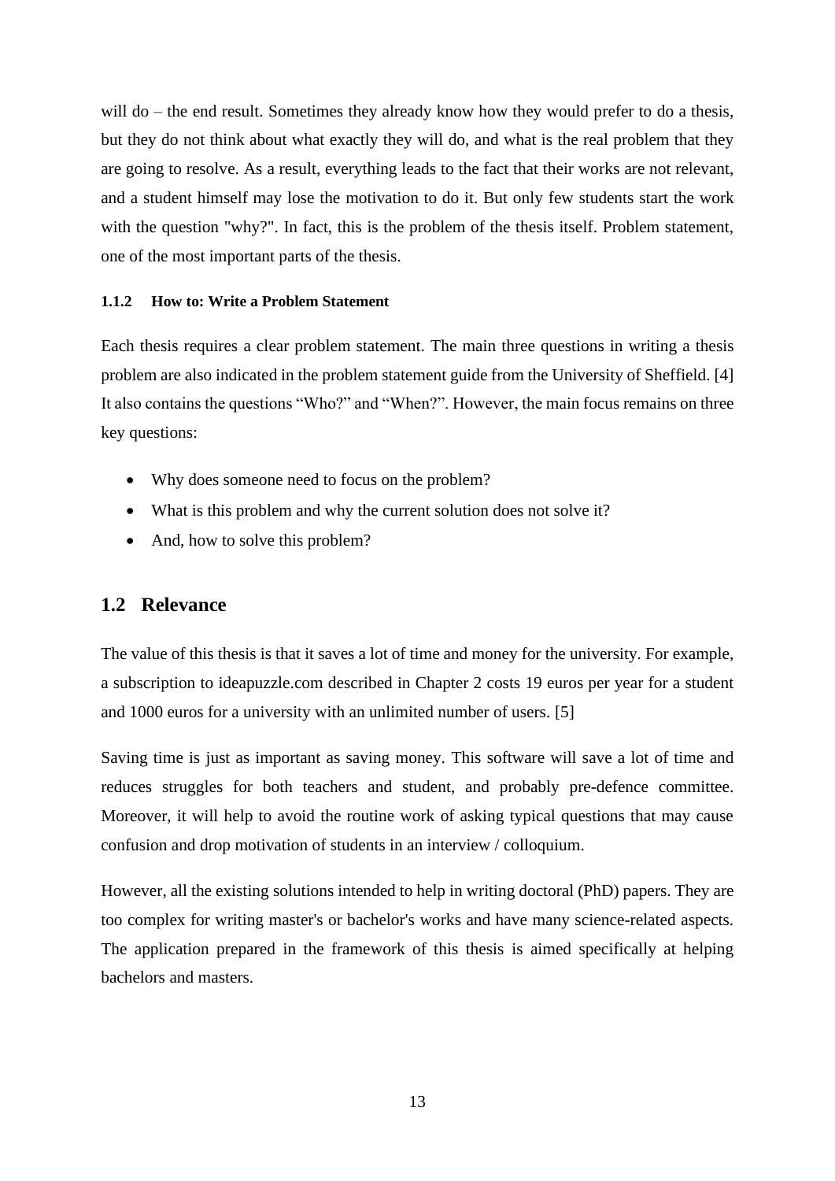will do – the end result. Sometimes they already know how they would prefer to do a thesis, but they do not think about what exactly they will do, and what is the real problem that they are going to resolve. As a result, everything leads to the fact that their works are not relevant, and a student himself may lose the motivation to do it. But only few students start the work with the question "why?". In fact, this is the problem of the thesis itself. Problem statement, one of the most important parts of the thesis.

#### 1.1.2 How to: Write a Problem Statement

Each thesis requires a clear problem statement. The main three questions in writing a thesis problem are also indicated in the problem statement guide from the University of Sheffield. [4] It also contains the questions "Who?" and "When?". However, the main focus remains on three key questions:

- Why does someone need to focus on the problem?
- What is this problem and why the current solution does not solve it?
- And, how to solve this problem?

## 1.2 Relevance

The value of this thesis is that it saves a lot of time and money for the university. For example, a subscription to ideapuzzle.com described in Chapter 2 costs 19 euros per year for a student and 1000 euros for a university with an unlimited number of users. [5]

Saving time is just as important as saving money. This software will save a lot of time and reduces struggles for both teachers and student, and probably pre-defence committee. Moreover, it will help to avoid the routine work of asking typical questions that may cause confusion and drop motivation of students in an interview / colloquium.

However, all the existing solutions intended to help in writing doctoral (PhD) papers. They are too complex for writing master's or bachelor's works and have many science-related aspects. The application prepared in the framework of this thesis is aimed specifically at helping bachelors and masters.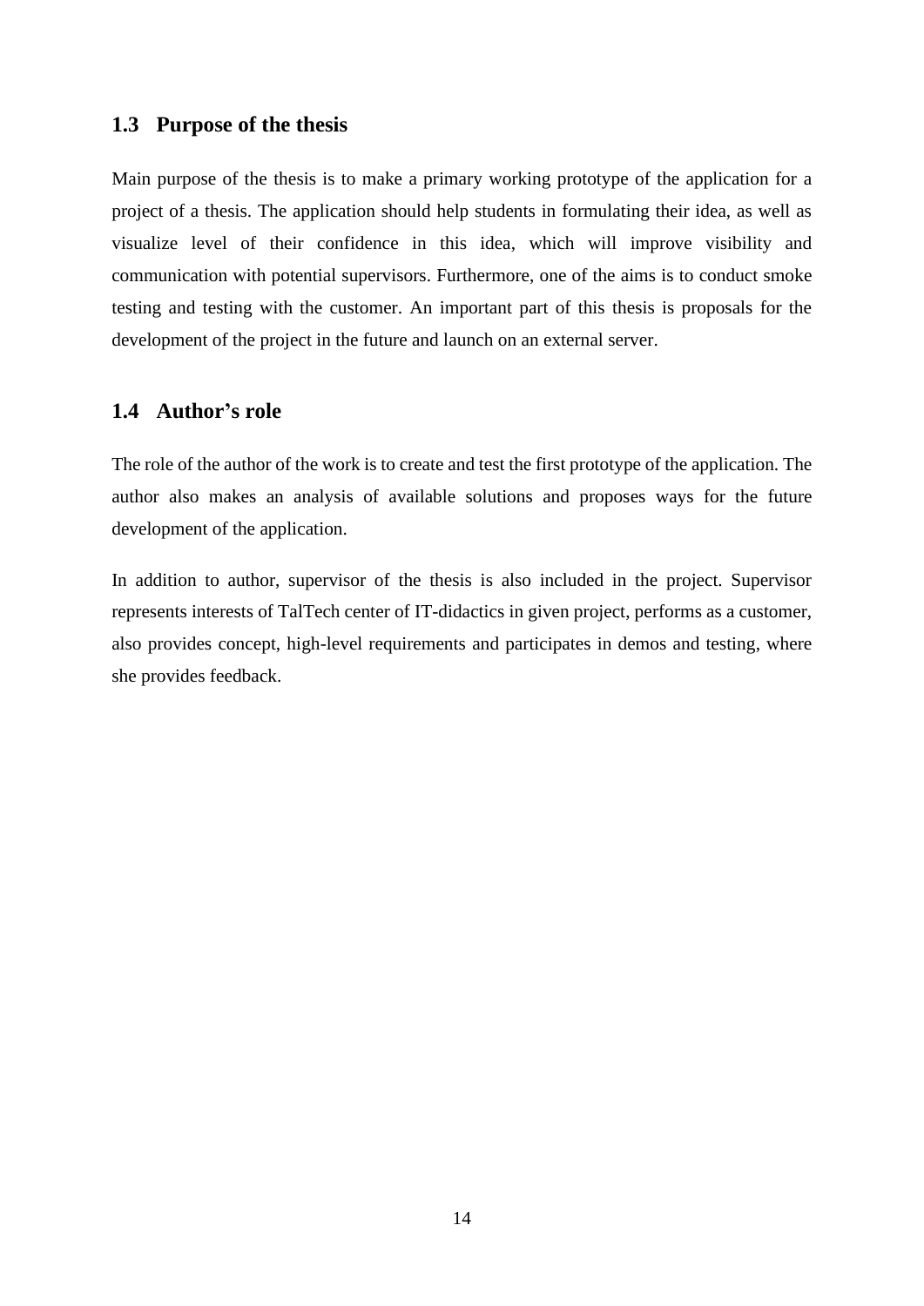### 1.3 Purpose of the thesis

Main purpose of the thesis is to make a primary working prototype of the application for a project of a thesis. The application should help students in formulating their idea, as well as visualize level of their confidence in this idea, which will improve visibility and communication with potential supervisors. Furthermore, one of the aims is to conduct smoke testing and testing with the customer. An important part of this thesis is proposals for the development of the project in the future and launch on an external server.

### 1.4 Author's role

The role of the author of the work is to create and test the first prototype of the application. The author also makes an analysis of available solutions and proposes ways for the future development of the application.

In addition to author, supervisor of the thesis is also included in the project. Supervisor represents interests of TalTech center of IT-didactics in given project, performs as a customer, also provides concept, high-level requirements and participates in demos and testing, where she provides feedback.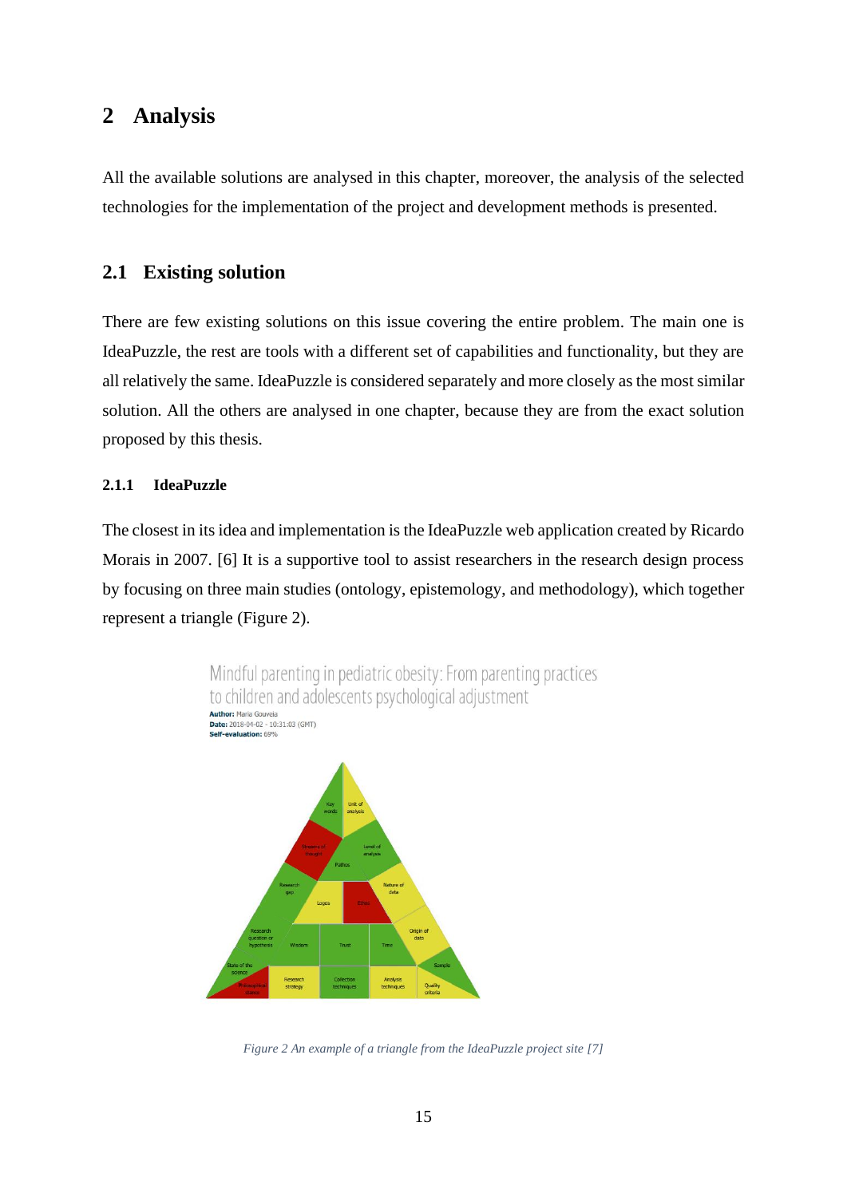# 2 Analysis

All the available solutions are analysed in this chapter, moreover, the analysis of the selected technologies for the implementation of the project and development methods is presented.

## 2.1 Existing solution

There are few existing solutions on this issue covering the entire problem. The main one is IdeaPuzzle, the rest are tools with a different set of capabilities and functionality, but they are all relatively the same. IdeaPuzzle is considered separately and more closely as the most similar solution. All the others are analysed in one chapter, because they are from the exact solution proposed by this thesis.

### 2.1.1 IdeaPuzzle

The closest in its idea and implementation is the IdeaPuzzle web application created by Ricardo Morais in 2007. [6] It is a supportive tool to assist researchers in the research design process by focusing on three main studies (ontology, epistemology, and methodology), which together represent a triangle (Figure 2).

*Figure 2 An example of a triangle from the IdeaPuzzle project site [7]*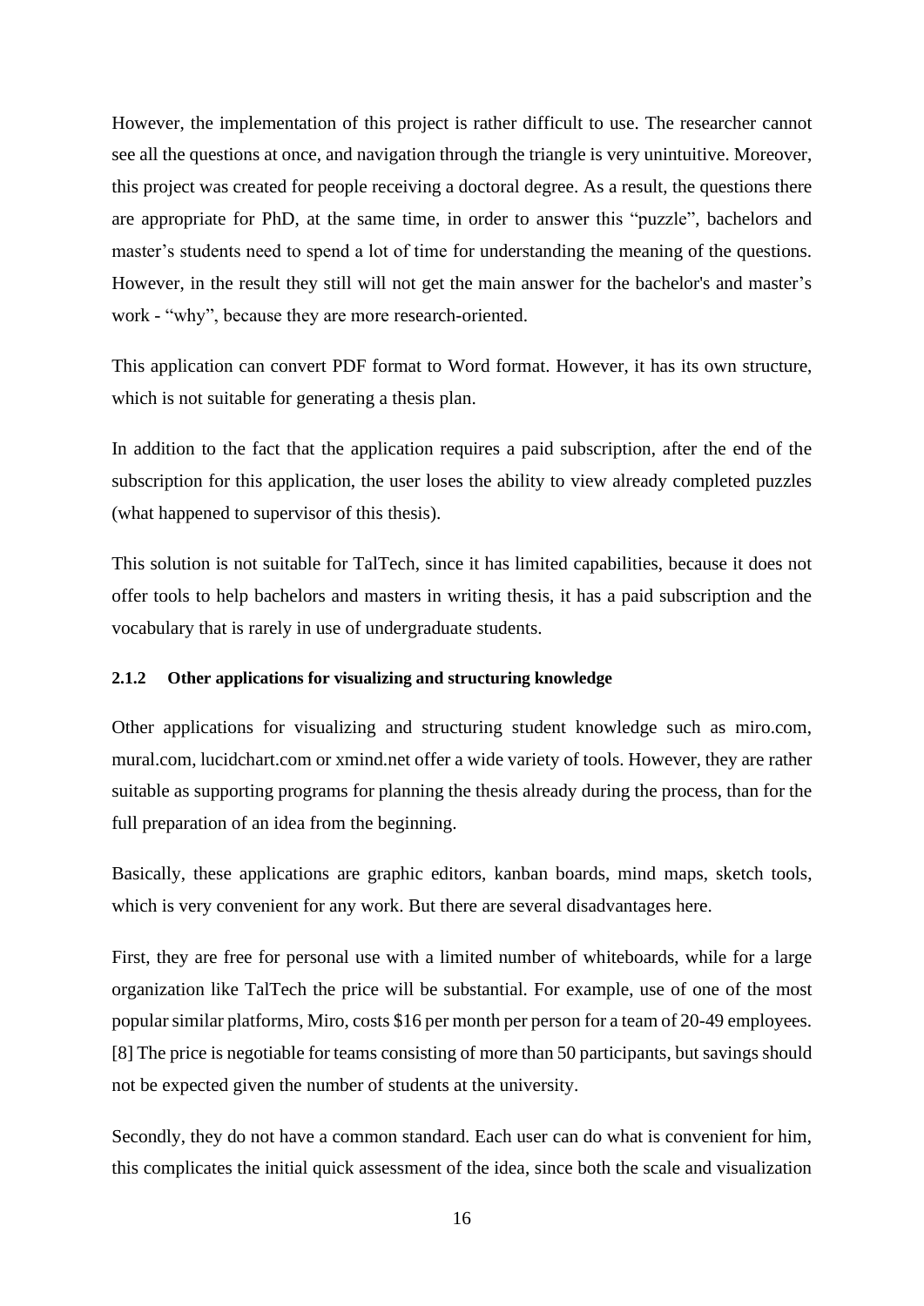However, the implementation of this project is rather difficult to use. The researcher cannot see all the questions at once, and navigation through the triangle is very unintuitive. Moreover, this project was created for people receiving a doctoral degree. As a result, the questions there are appropriate for PhD, at the same time, in order to answer this “puzzle”, bachelors and master’s students need to spend a lot of time for understanding the meaning of the questions. However, in the result they still will not get the main answer for the bachelor's and master’s work - “why”, because they are more research-oriented.

This application can convert PDF format to Word format. However, it has its own structure, which is not suitable for generating a thesis plan.

In addition to the fact that the application requires a paid subscription, after the end of the subscription for this application, the user loses the ability to view already completed puzzles (what happened to supervisor of this thesis).

This solution is not suitable for TalTech, since it has limited capabilities, because it does not offer tools to help bachelors and masters in writing thesis, it has a paid subscription and the vocabulary that is rarely in use of undergraduate students.

### 2.1.2 Other applications for visualizing and structuring knowledge

Other applications for visualizing and structuring student knowledge such as miro.com, mural.com, lucidchart.com or xmind.net offer a wide variety of tools. However, they are rather suitable as supporting programs for planning the thesis already during the process, than for the full preparation of an idea from the beginning.

Basically, these applications are graphic editors, kanban boards, mind maps, sketch tools, which is very convenient for any work. But there are several disadvantages here.

First, they are free for personal use with a limited number of whiteboards, while for a large organization like TalTech the price will be substantial. For example, use of one of the most popular similar platforms, Miro, costs $16 per month per person for a team of 20-49 employees. [8] The price is negotiable for teams consisting of more than 50 participants, but savings should not be expected given the number of students at the university.

Secondly, they do not have a common standard. Each user can do what is convenient for him, this complicates the initial quick assessment of the idea, since both the scale and visualization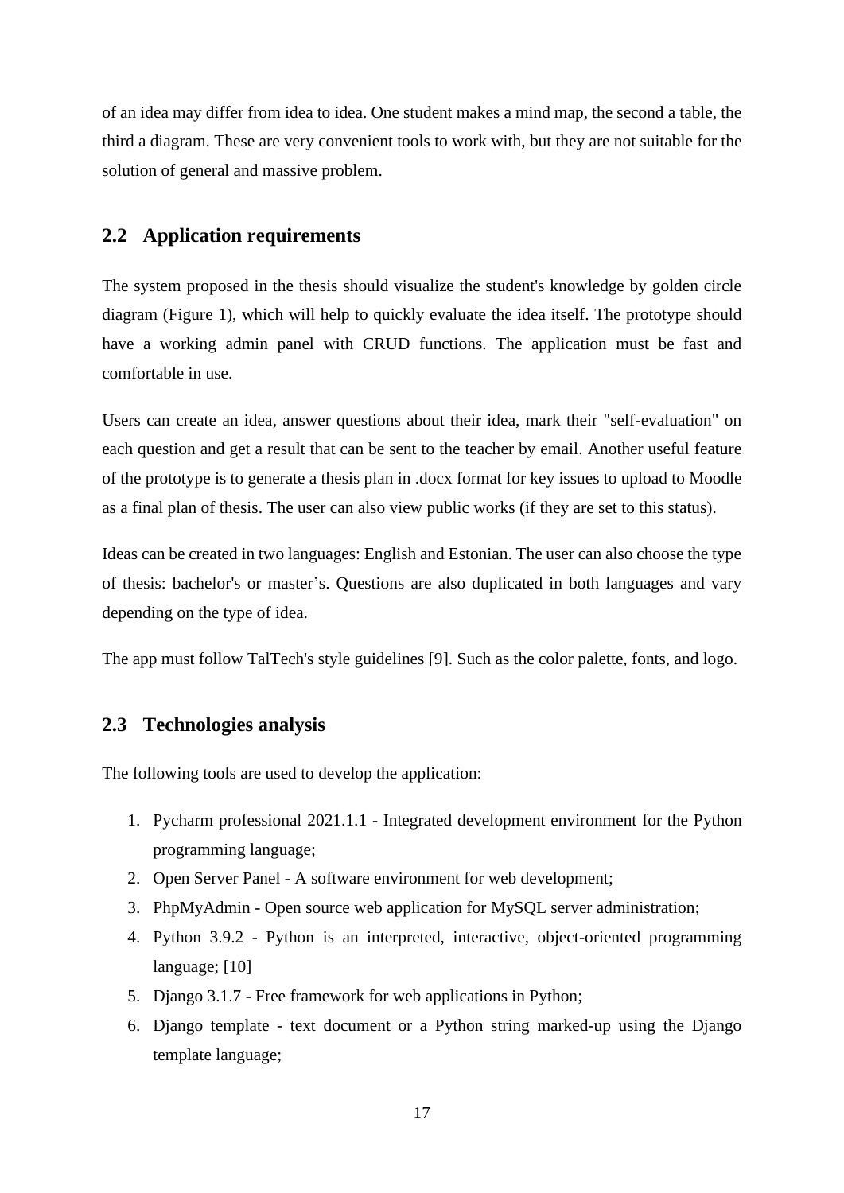of an idea may differ from idea to idea. One student makes a mind map, the second a table, the third a diagram. These are very convenient tools to work with, but they are not suitable for the solution of general and massive problem.

## 2.2 Application requirements

The system proposed in the thesis should visualize the student's knowledge by golden circle diagram (Figure 1), which will help to quickly evaluate the idea itself. The prototype should have a working admin panel with CRUD functions. The application must be fast and comfortable in use.

Users can create an idea, answer questions about their idea, mark their "self-evaluation" on each question and get a result that can be sent to the teacher by email. Another useful feature of the prototype is to generate a thesis plan in .docx format for key issues to upload to Moodle as a final plan of thesis. The user can also view public works (if they are set to this status).

Ideas can be created in two languages: English and Estonian. The user can also choose the type of thesis: bachelor's or master's. Questions are also duplicated in both languages and vary depending on the type of idea.

The app must follow TalTech's style guidelines [9]. Such as the color palette, fonts, and logo.

## 2.3 Technologies analysis

The following tools are used to develop the application:

1. Pycharm professional 2021.1.1 - Integrated development environment for the Python programming language;
2. Open Server Panel - A software environment for web development;
3. PhpMyAdmin - Open source web application for MySQL server administration;
4. Python 3.9.2 - Python is an interpreted, interactive, object-oriented programming language; [10]
5. Django 3.1.7 - Free framework for web applications in Python;
6. Django template - text document or a Python string marked-up using the Django template language;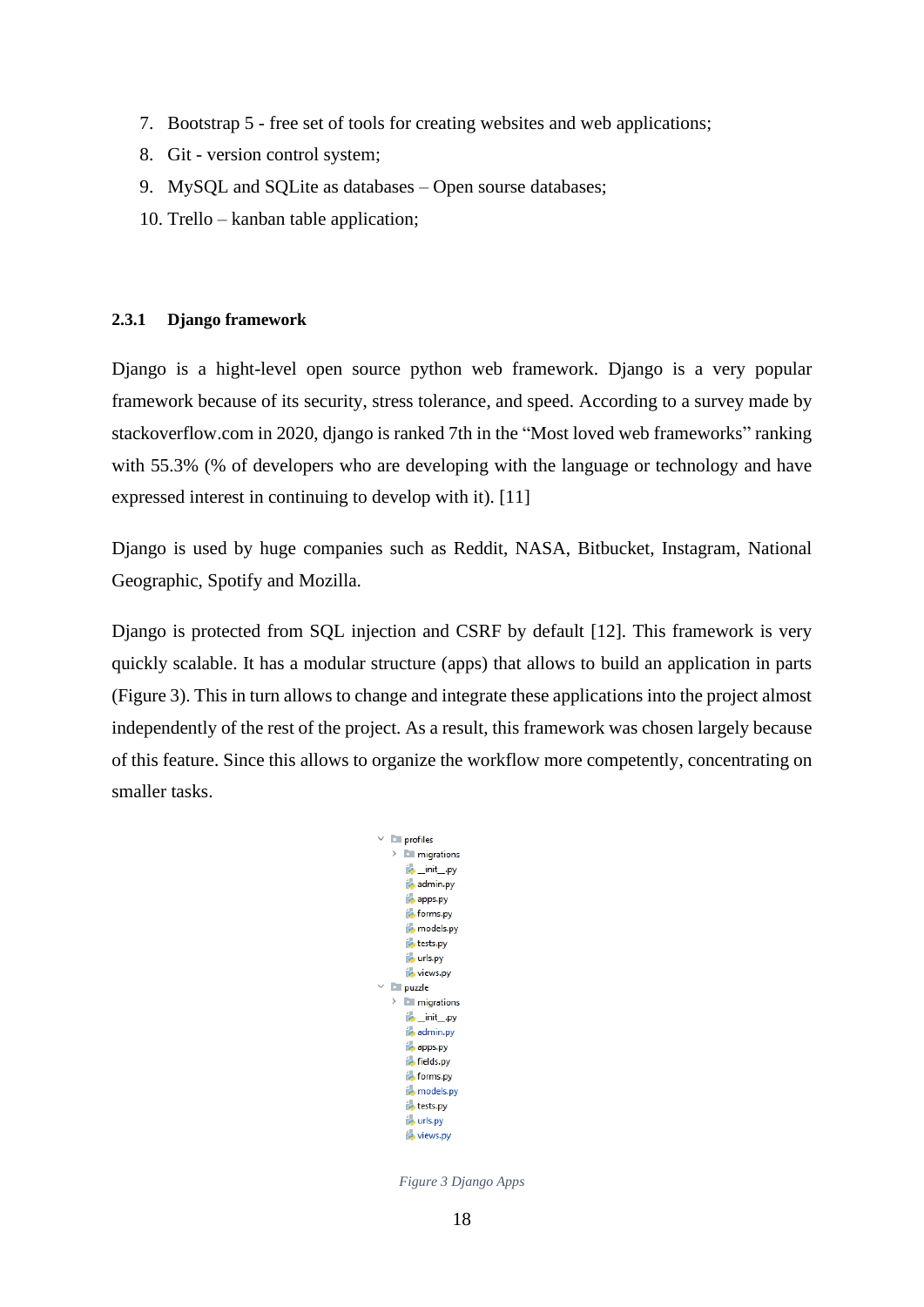7. Bootstrap 5 - free set of tools for creating websites and web applications;
8. Git - version control system;
9. MySQL and SQLite as databases – Open sourse databases;
10. Trello – kanban table application;

#### 2.3.1 Django framework

Django is a hight-level open source python web framework. Django is a very popular framework because of its security, stress tolerance, and speed. According to a survey made by stackoverflow.com in 2020, django is ranked 7th in the “Most loved web frameworks” ranking with 55.3% (% of developers who are developing with the language or technology and have expressed interest in continuing to develop with it). [11]

Django is used by huge companies such as Reddit, NASA, Bitbucket, Instagram, National Geographic, Spotify and Mozilla.

Django is protected from SQL injection and CSRF by default [12]. This framework is very quickly scalable. It has a modular structure (apps) that allows to build an application in parts (Figure 3). This in turn allows to change and integrate these applications into the project almost independently of the rest of the project. As a result, this framework was chosen largely because of this feature. Since this allows to organize the workflow more competently, concentrating on smaller tasks.

*Figure 3 Django Apps*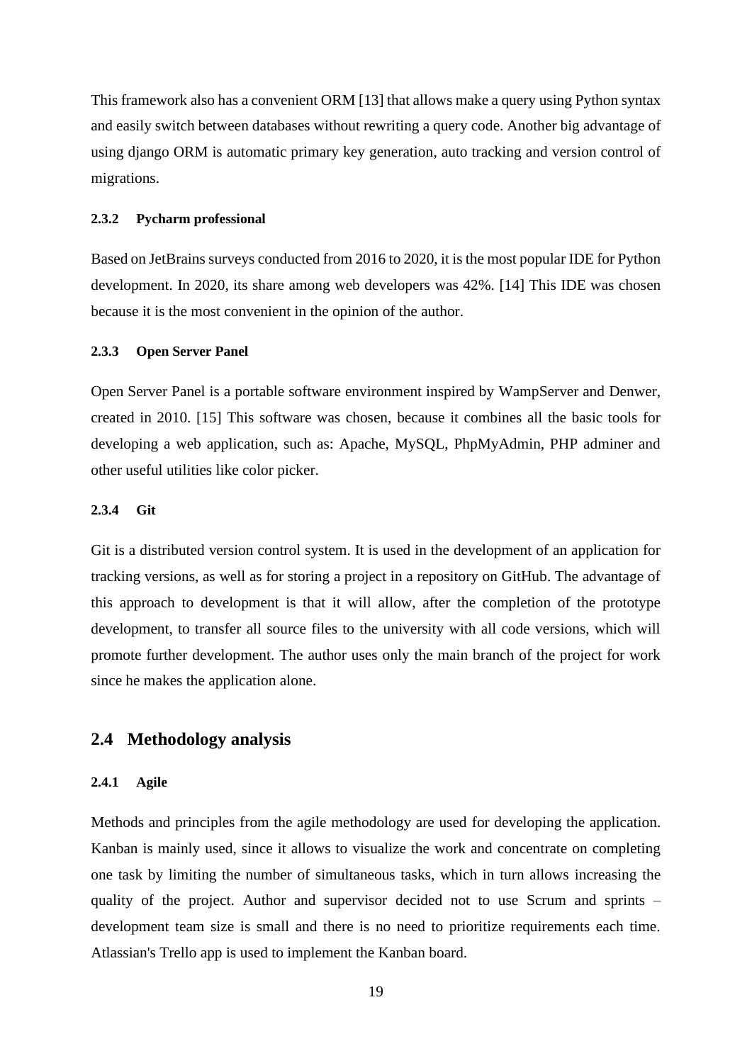This framework also has a convenient ORM [13] that allows make a query using Python syntax and easily switch between databases without rewriting a query code. Another big advantage of using django ORM is automatic primary key generation, auto tracking and version control of migrations.

#### 2.3.2 Pycharm professional

Based on JetBrains surveys conducted from 2016 to 2020, it is the most popular IDE for Python development. In 2020, its share among web developers was 42%. [14] This IDE was chosen because it is the most convenient in the opinion of the author.

#### 2.3.3 Open Server Panel

Open Server Panel is a portable software environment inspired by WampServer and Denwer, created in 2010. [15] This software was chosen, because it combines all the basic tools for developing a web application, such as: Apache, MySQL, PhpMyAdmin, PHP adminer and other useful utilities like color picker.

#### 2.3.4 Git

Git is a distributed version control system. It is used in the development of an application for tracking versions, as well as for storing a project in a repository on GitHub. The advantage of this approach to development is that it will allow, after the completion of the prototype development, to transfer all source files to the university with all code versions, which will promote further development. The author uses only the main branch of the project for work since he makes the application alone.

### 2.4 Methodology analysis

#### 2.4.1 Agile

Methods and principles from the agile methodology are used for developing the application. Kanban is mainly used, since it allows to visualize the work and concentrate on completing one task by limiting the number of simultaneous tasks, which in turn allows increasing the quality of the project. Author and supervisor decided not to use Scrum and sprints – development team size is small and there is no need to prioritize requirements each time. Atlassian's Trello app is used to implement the Kanban board.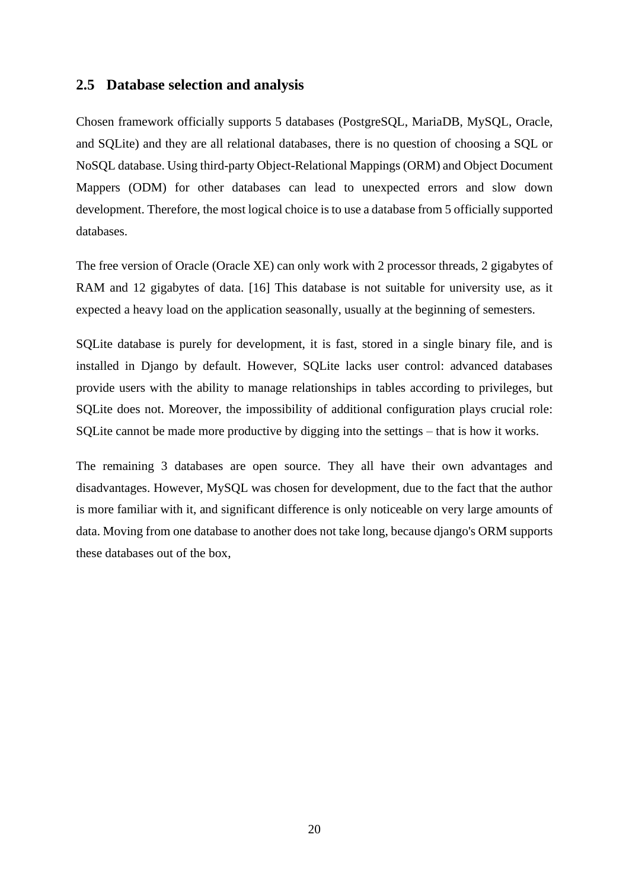## 2.5 Database selection and analysis

Chosen framework officially supports 5 databases (PostgreSQL, MariaDB, MySQL, Oracle, and SQLite) and they are all relational databases, there is no question of choosing a SQL or NoSQL database. Using third-party Object-Relational Mappings (ORM) and Object Document Mappers (ODM) for other databases can lead to unexpected errors and slow down development. Therefore, the most logical choice is to use a database from 5 officially supported databases.

The free version of Oracle (Oracle XE) can only work with 2 processor threads, 2 gigabytes of RAM and 12 gigabytes of data. [16] This database is not suitable for university use, as it expected a heavy load on the application seasonally, usually at the beginning of semesters.

SQLite database is purely for development, it is fast, stored in a single binary file, and is installed in Django by default. However, SQLite lacks user control: advanced databases provide users with the ability to manage relationships in tables according to privileges, but SQLite does not. Moreover, the impossibility of additional configuration plays crucial role: SQLite cannot be made more productive by digging into the settings – that is how it works.

The remaining 3 databases are open source. They all have their own advantages and disadvantages. However, MySQL was chosen for development, due to the fact that the author is more familiar with it, and significant difference is only noticeable on very large amounts of data. Moving from one database to another does not take long, because django's ORM supports these databases out of the box,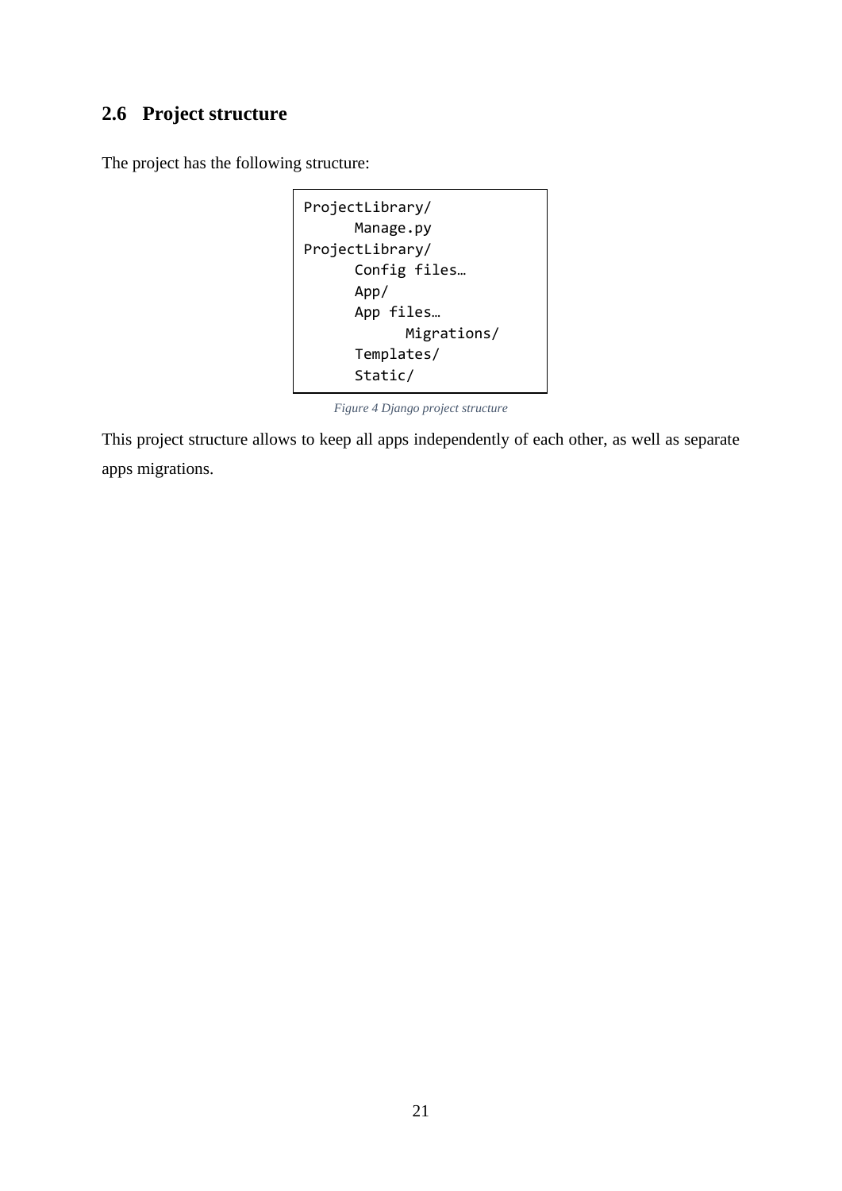## 2.6 Project structure

The project has the following structure:

```
ProjectLibrary/
      Manage.py
ProjectLibrary/
      Config files…
      App/
      App files…
            Migrations/
      Templates/
      Static/
```

*Figure 4 Django project structure*

This project structure allows to keep all apps independently of each other, as well as separate apps migrations.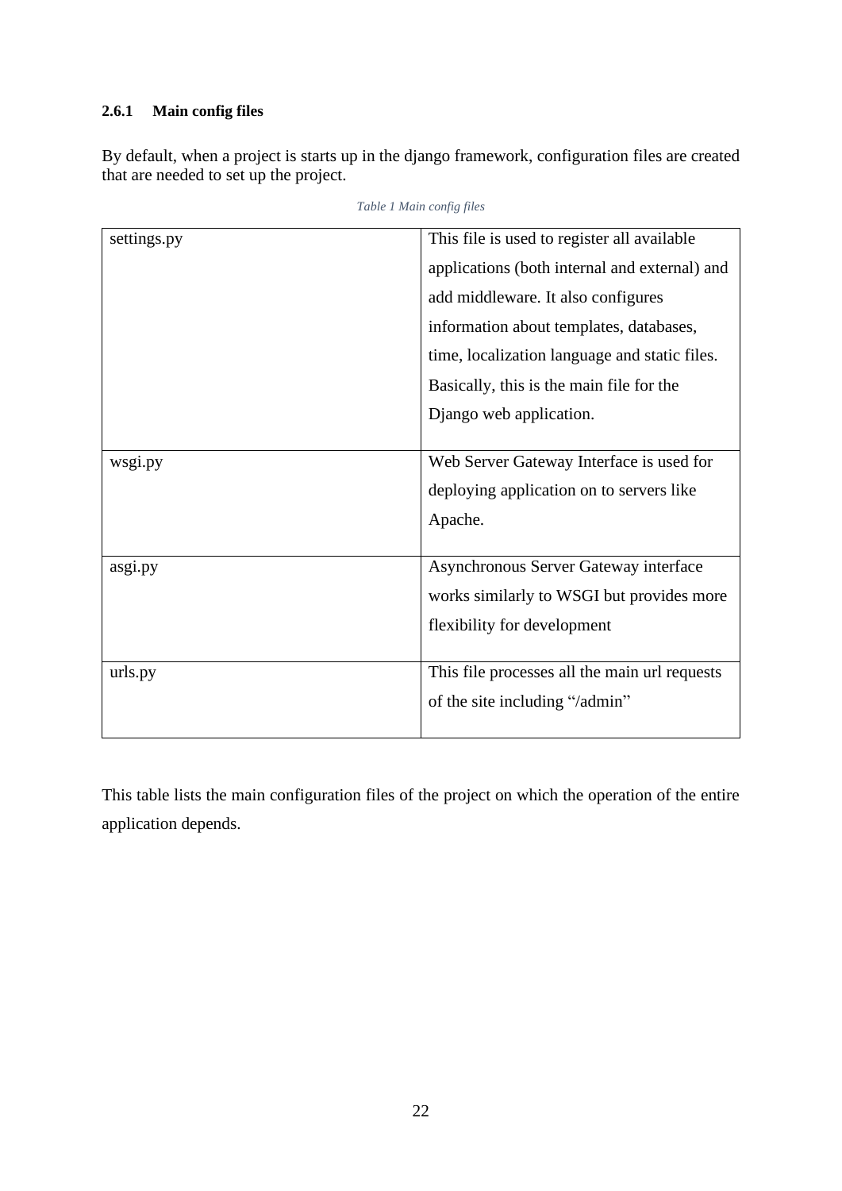#### 2.6.1 Main config files

By default, when a project is starts up in the django framework, configuration files are created that are needed to set up the project.

*Table 1 Main config files*

| | |
|---|---|
| settings.py | This file is used to register all available applications (both internal and external) and add middleware. It also configures information about templates, databases, time, localization language and static files. Basically, this is the main file for the Django web application. |
| wsgi.py | Web Server Gateway Interface is used for deploying application on to servers like Apache. |
| asgi.py | Asynchronous Server Gateway interface works similarly to WSGI but provides more flexibility for development |
| urls.py | This file processes all the main url requests of the site including "/admin" |

This table lists the main configuration files of the project on which the operation of the entire application depends.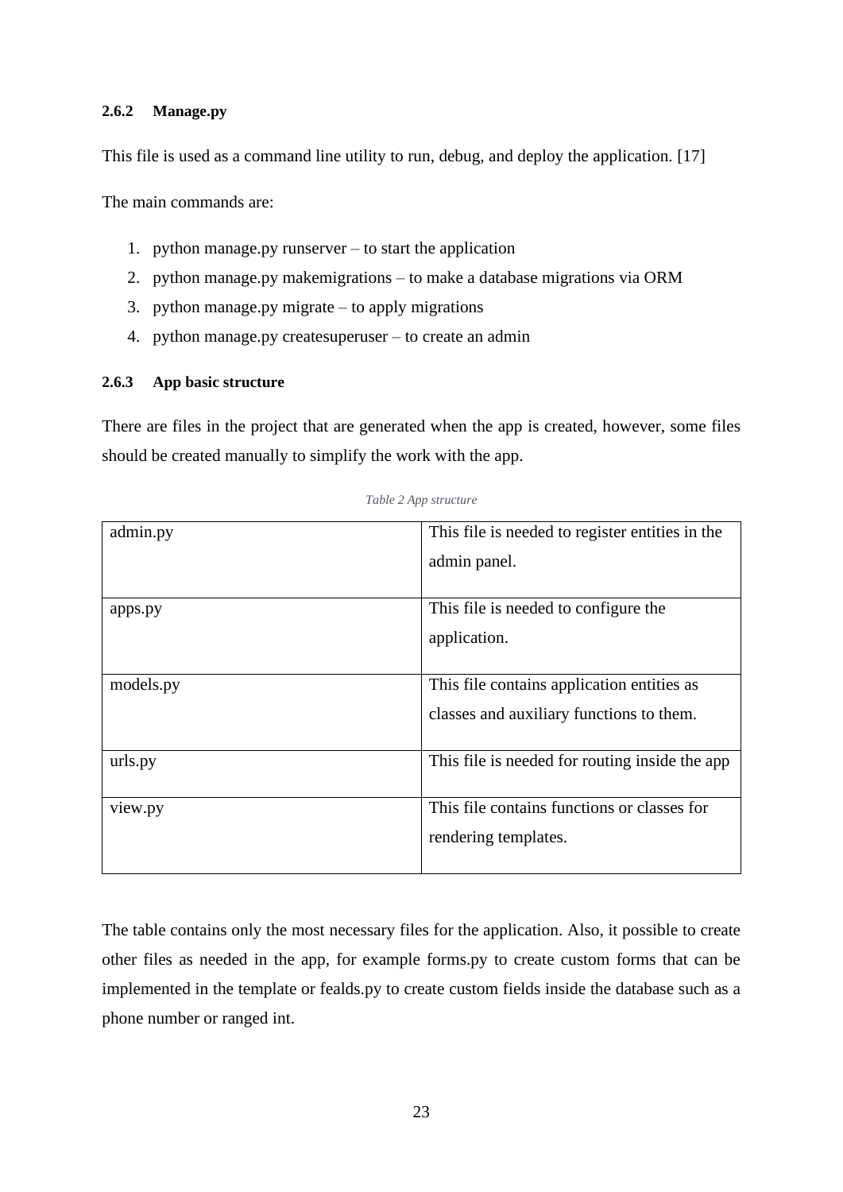#### 2.6.2 Manage.py

This file is used as a command line utility to run, debug, and deploy the application. [17]

The main commands are:

1. python manage.py runserver – to start the application
2. python manage.py makemigrations – to make a database migrations via ORM
3. python manage.py migrate – to apply migrations
4. python manage.py createsuperuser – to create an admin

#### 2.6.3 App basic structure

There are files in the project that are generated when the app is created, however, some files should be created manually to simplify the work with the app.

*Table 2 App structure*

| | |
|---|---|
| admin.py | This file is needed to register entities in the admin panel. |
| apps.py | This file is needed to configure the application. |
| models.py | This file contains application entities as classes and auxiliary functions to them. |
| urls.py | This file is needed for routing inside the app |
| view.py | This file contains functions or classes for rendering templates. |

The table contains only the most necessary files for the application. Also, it possible to create other files as needed in the app, for example forms.py to create custom forms that can be implemented in the template or fealds.py to create custom fields inside the database such as a phone number or ranged int.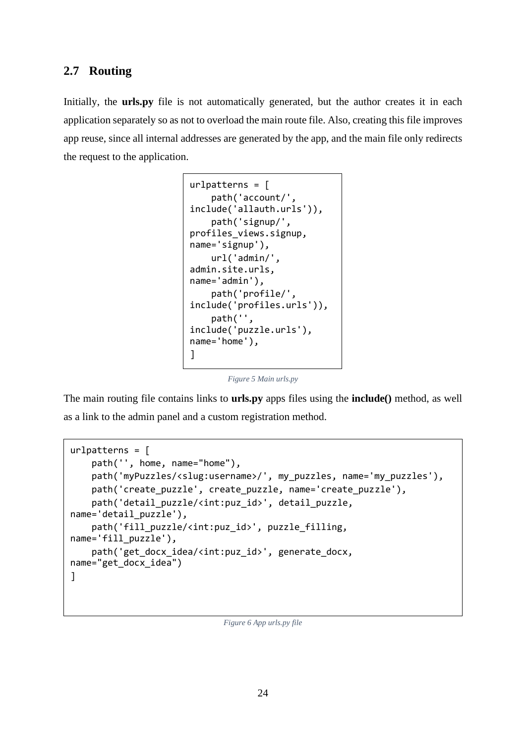## 2.7 Routing

Initially, the **urls.py** file is not automatically generated, but the author creates it in each application separately so as not to overload the main route file. Also, creating this file improves app reuse, since all internal addresses are generated by the app, and the main file only redirects the request to the application.

```
urlpatterns = [
    path('account/',
include('allauth.urls')),
    path('signup/',
profiles_views.signup,
name='signup'),
    url('admin/',
admin.site.urls,
name='admin'),
    path('profile/',
include('profiles.urls')),
    path('',
include('puzzle.urls'),
name='home'),
]
```

*Figure 5 Main urls.py*

The main routing file contains links to **urls.py** apps files using the **include()** method, as well as a link to the admin panel and a custom registration method.

```
urlpatterns = [
    path('', home, name="home"),
    path('myPuzzles/<slug:username>/', my_puzzles, name='my_puzzles'),
    path('create_puzzle', create_puzzle, name='create_puzzle'),
    path('detail_puzzle/<int:puz_id>', detail_puzzle,
name='detail_puzzle'),
    path('fill_puzzle/<int:puz_id>', puzzle_filling,
name='fill_puzzle'),
    path('get_docx_idea/<int:puz_id>', generate_docx,
name="get_docx_idea")
]
```

*Figure 6 App urls.py file*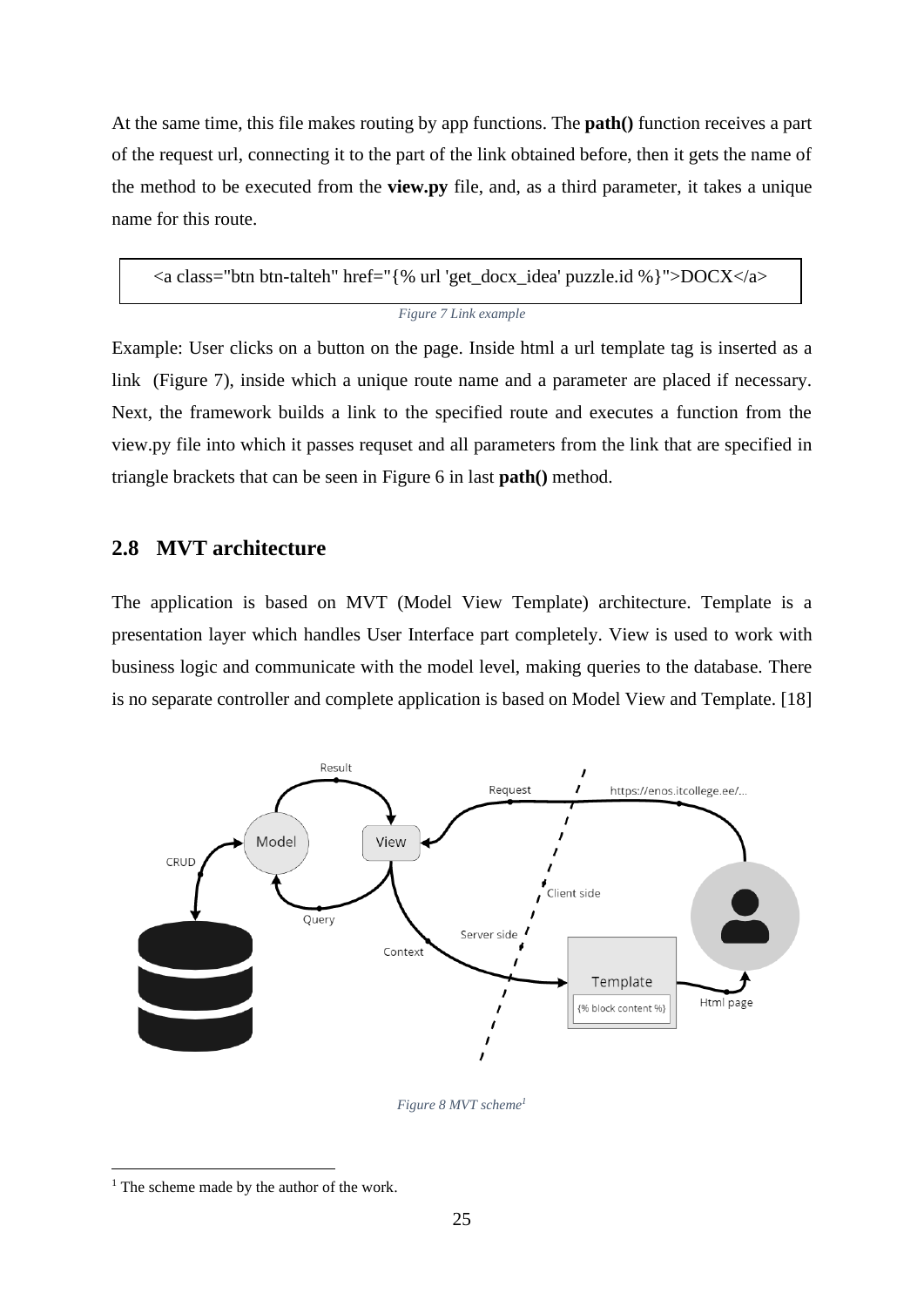At the same time, this file makes routing by app functions. The **path()** function receives a part of the request url, connecting it to the part of the link obtained before, then it gets the name of the method to be executed from the **view.py** file, and, as a third parameter, it takes a unique name for this route.

```
<a class="btn btn-talteh" href="{% url 'get_docx_idea' puzzle.id %}">DOCX</a>
```

*Figure 7 Link example*

Example: User clicks on a button on the page. Inside html a url template tag is inserted as a link (Figure 7), inside which a unique route name and a parameter are placed if necessary. Next, the framework builds a link to the specified route and executes a function from the view.py file into which it passes requset and all parameters from the link that are specified in triangle brackets that can be seen in Figure 6 in last **path()** method.

## 2.8 MVT architecture

The application is based on MVT (Model View Template) architecture. Template is a presentation layer which handles User Interface part completely. View is used to work with business logic and communicate with the model level, making queries to the database. There is no separate controller and complete application is based on Model View and Template. [18]

*Figure 8 MVT scheme*[1]

[1] The scheme made by the author of the work.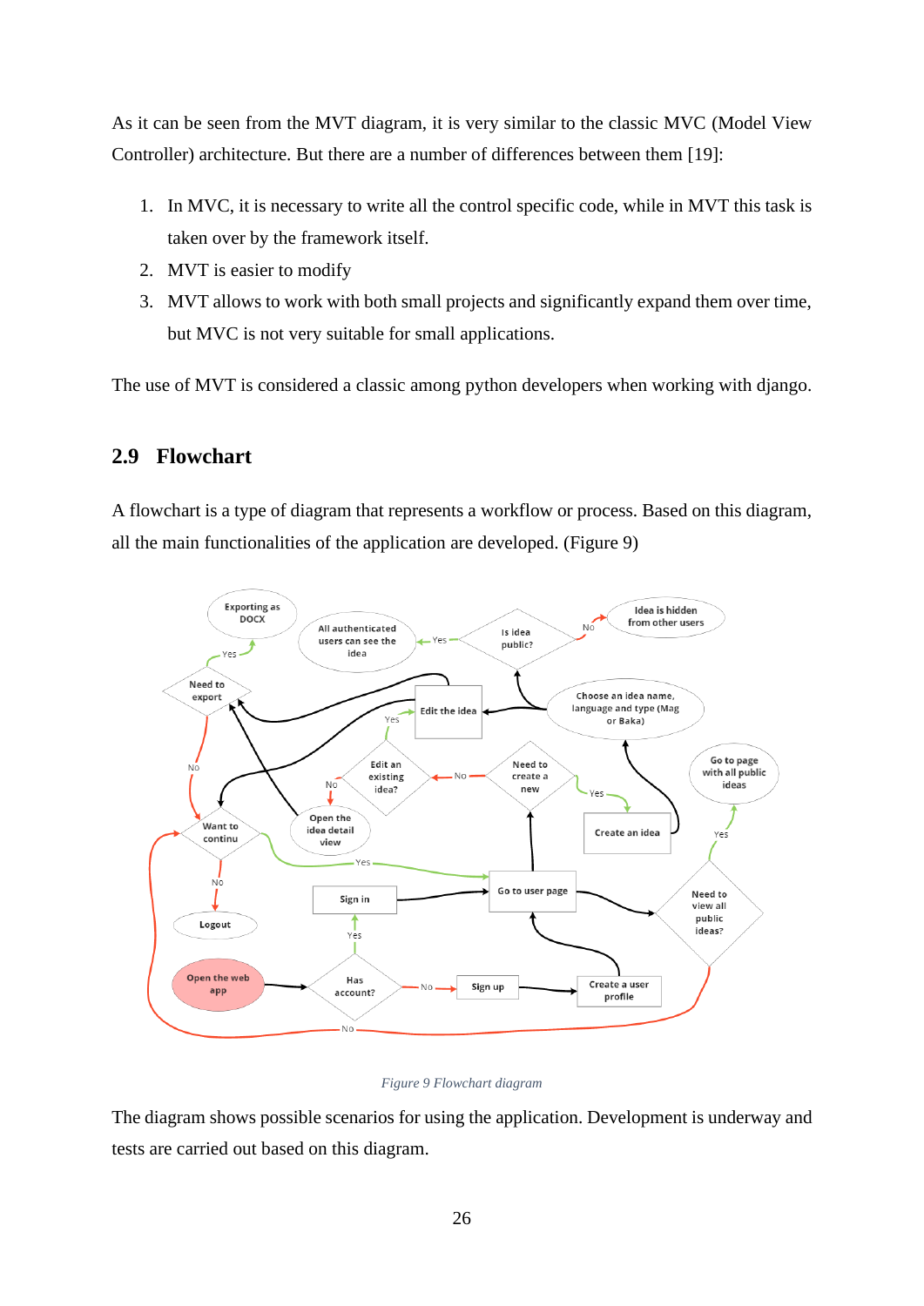As it can be seen from the MVT diagram, it is very similar to the classic MVC (Model View Controller) architecture. But there are a number of differences between them [19]:

1. In MVC, it is necessary to write all the control specific code, while in MVT this task is taken over by the framework itself.
2. MVT is easier to modify
3. MVT allows to work with both small projects and significantly expand them over time, but MVC is not very suitable for small applications.

The use of MVT is considered a classic among python developers when working with django.

## 2.9 Flowchart

A flowchart is a type of diagram that represents a workflow or process. Based on this diagram, all the main functionalities of the application are developed. (Figure 9)

*Figure 9 Flowchart diagram*

The diagram shows possible scenarios for using the application. Development is underway and tests are carried out based on this diagram.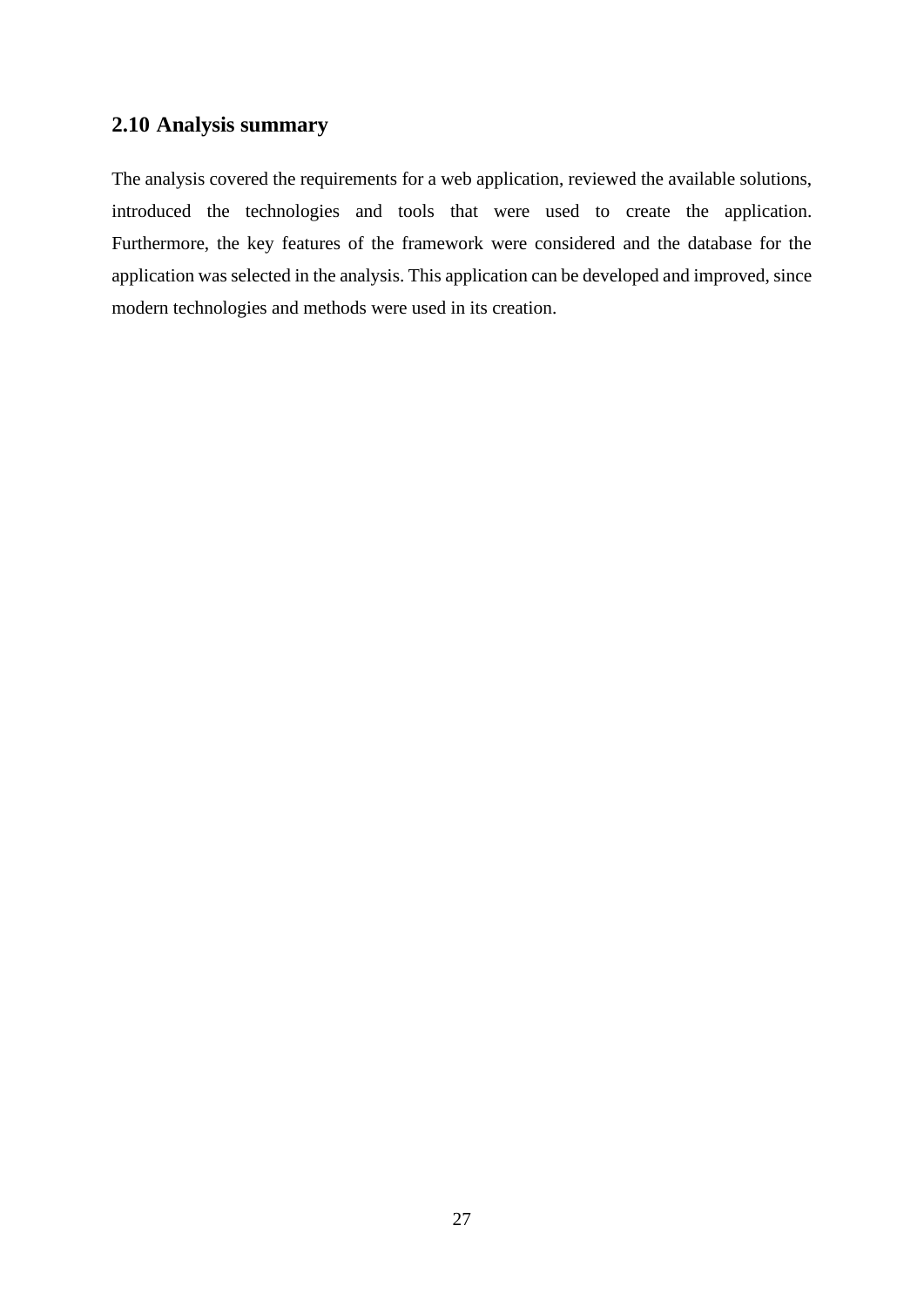## 2.10 Analysis summary

The analysis covered the requirements for a web application, reviewed the available solutions, introduced the technologies and tools that were used to create the application. Furthermore, the key features of the framework were considered and the database for the application was selected in the analysis. This application can be developed and improved, since modern technologies and methods were used in its creation.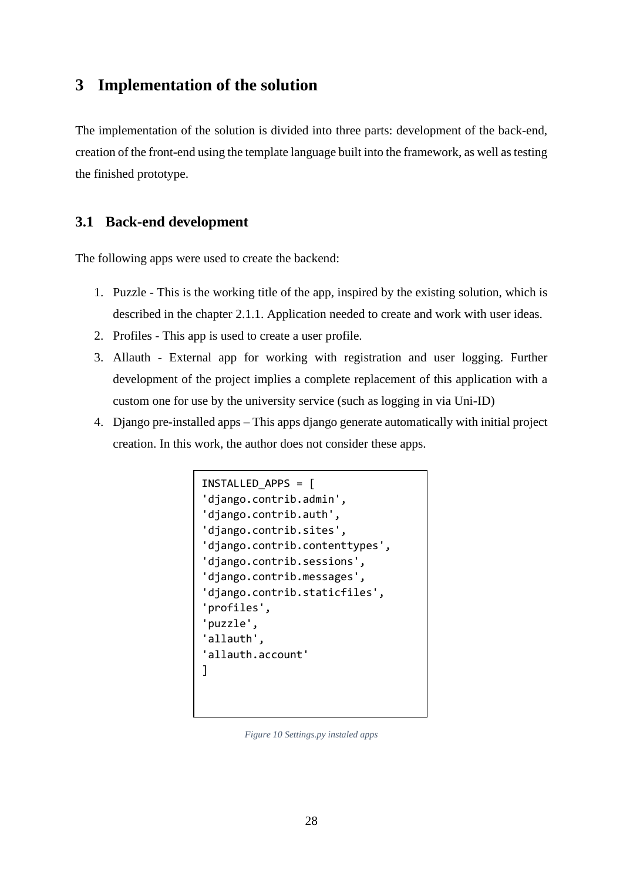# 3 Implementation of the solution

The implementation of the solution is divided into three parts: development of the back-end, creation of the front-end using the template language built into the framework, as well as testing the finished prototype.

## 3.1 Back-end development

The following apps were used to create the backend:

1. Puzzle - This is the working title of the app, inspired by the existing solution, which is described in the chapter 2.1.1. Application needed to create and work with user ideas.
2. Profiles - This app is used to create a user profile.
3. Allauth - External app for working with registration and user logging. Further development of the project implies a complete replacement of this application with a custom one for use by the university service (such as logging in via Uni-ID)
4. Django pre-installed apps – This apps django generate automatically with initial project creation. In this work, the author does not consider these apps.

```
INSTALLED_APPS = [
'django.contrib.admin',
'django.contrib.auth',
'django.contrib.sites',
'django.contrib.contenttypes',
'django.contrib.sessions',
'django.contrib.messages',
'django.contrib.staticfiles',
'profiles',
'puzzle',
'allauth',
'allauth.account'
]
```

*Figure 10 Settings.py instaled apps*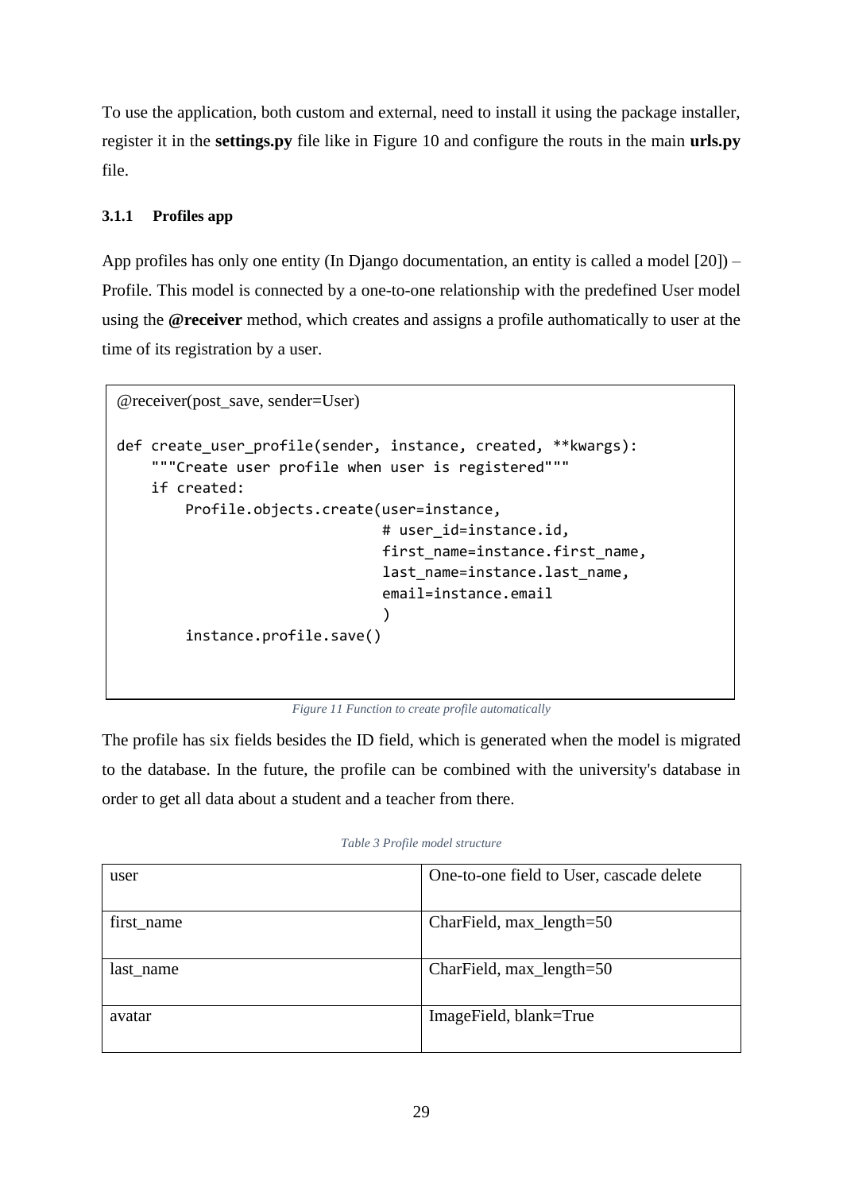To use the application, both custom and external, need to install it using the package installer, register it in the **settings.py** file like in Figure 10 and configure the routs in the main **urls.py** file.

### 3.1.1 Profiles app

App profiles has only one entity (In Django documentation, an entity is called a model [20]) – Profile. This model is connected by a one-to-one relationship with the predefined User model using the **@receiver** method, which creates and assigns a profile authomatically to user at the time of its registration by a user.

```
@receiver(post_save, sender=User)

def create_user_profile(sender, instance, created, **kwargs):
    """Create user profile when user is registered"""
    if created:
        Profile.objects.create(user=instance,
                               # user_id=instance.id,
                               first_name=instance.first_name,
                               last_name=instance.last_name,
                               email=instance.email
                               )
        instance.profile.save()
```

*Figure 11 Function to create profile automatically*

The profile has six fields besides the ID field, which is generated when the model is migrated to the database. In the future, the profile can be combined with the university's database in order to get all data about a student and a teacher from there.

*Table 3 Profile model structure*

| | |
|---|---|
| user | One-to-one field to User, cascade delete |
| first_name | CharField, max_length=50 |
| last_name | CharField, max_length=50 |
| avatar | ImageField, blank=True |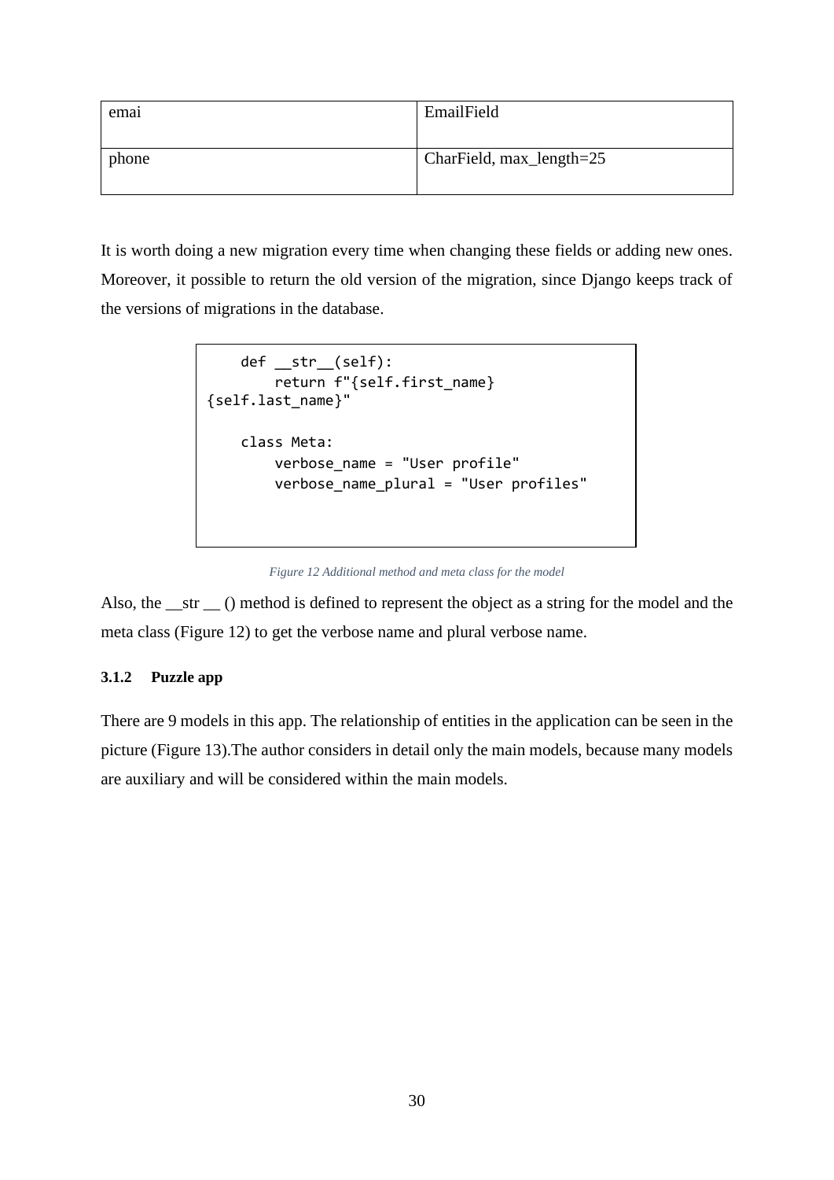| emai | EmailField |
|---|---|
| phone | CharField, max_length=25 |

It is worth doing a new migration every time when changing these fields or adding new ones. Moreover, it possible to return the old version of the migration, since Django keeps track of the versions of migrations in the database.

```
    def __str__(self):
        return f"{self.first_name}
{self.last_name}"

    class Meta:
        verbose_name = "User profile"
        verbose_name_plural = "User profiles"
```

*Figure 12 Additional method and meta class for the model*

Also, the __str __ () method is defined to represent the object as a string for the model and the meta class (Figure 12) to get the verbose name and plural verbose name.

### 3.1.2 Puzzle app

There are 9 models in this app. The relationship of entities in the application can be seen in the picture (Figure 13).The author considers in detail only the main models, because many models are auxiliary and will be considered within the main models.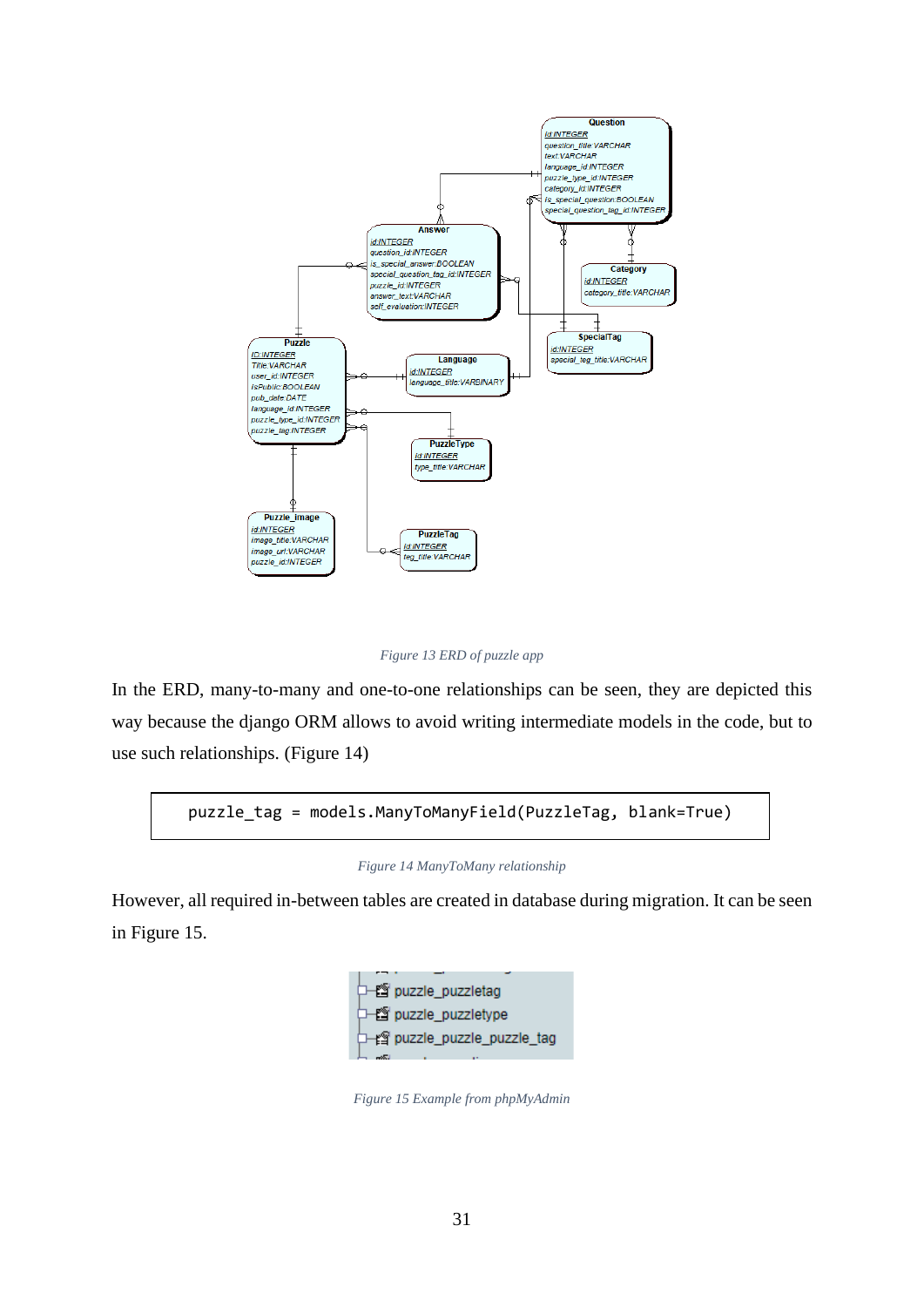Figure 13 ERD of puzzle app

In the ERD, many-to-many and one-to-one relationships can be seen, they are depicted this way because the django ORM allows to avoid writing intermediate models in the code, but to use such relationships. (Figure 14)

```
puzzle_tag = models.ManyToManyField(PuzzleTag, blank=True)
```

Figure 14 ManyToMany relationship

However, all required in-between tables are created in database during migration. It can be seen in Figure 15.

Figure 15 Example from phpMyAdmin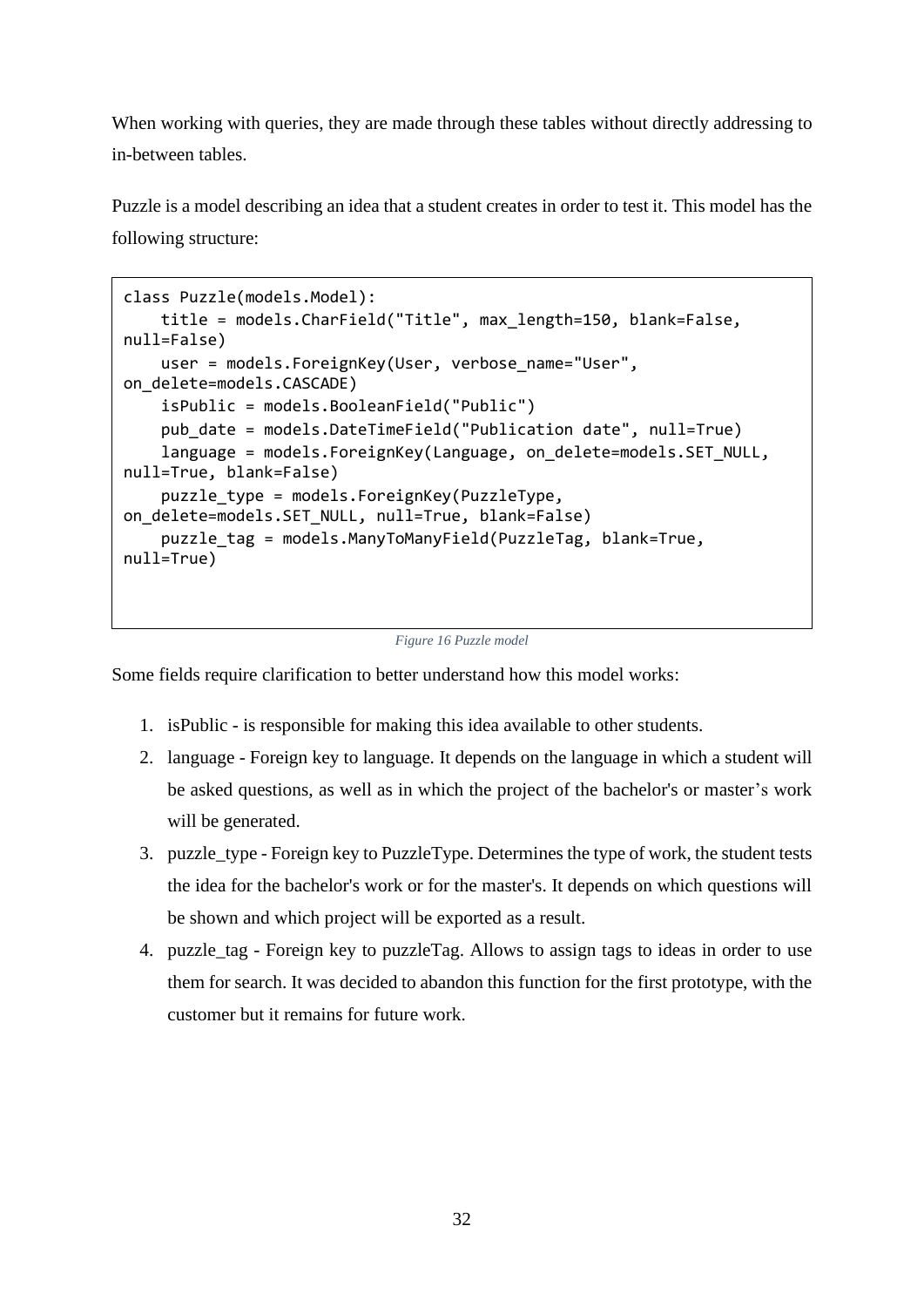When working with queries, they are made through these tables without directly addressing to in-between tables.

Puzzle is a model describing an idea that a student creates in order to test it. This model has the following structure:

```
class Puzzle(models.Model):
    title = models.CharField("Title", max_length=150, blank=False, 
null=False)
    user = models.ForeignKey(User, verbose_name="User", 
on_delete=models.CASCADE)
    isPublic = models.BooleanField("Public")
    pub_date = models.DateTimeField("Publication date", null=True)
    language = models.ForeignKey(Language, on_delete=models.SET_NULL, 
null=True, blank=False)
    puzzle_type = models.ForeignKey(PuzzleType, 
on_delete=models.SET_NULL, null=True, blank=False)
    puzzle_tag = models.ManyToManyField(PuzzleTag, blank=True, 
null=True)
```

*Figure 16 Puzzle model*

Some fields require clarification to better understand how this model works:

1. isPublic - is responsible for making this idea available to other students.
2. language - Foreign key to language. It depends on the language in which a student will be asked questions, as well as in which the project of the bachelor's or master's work will be generated.
3. puzzle_type - Foreign key to PuzzleType. Determines the type of work, the student tests the idea for the bachelor's work or for the master's. It depends on which questions will be shown and which project will be exported as a result.
4. puzzle_tag - Foreign key to puzzleTag. Allows to assign tags to ideas in order to use them for search. It was decided to abandon this function for the first prototype, with the customer but it remains for future work.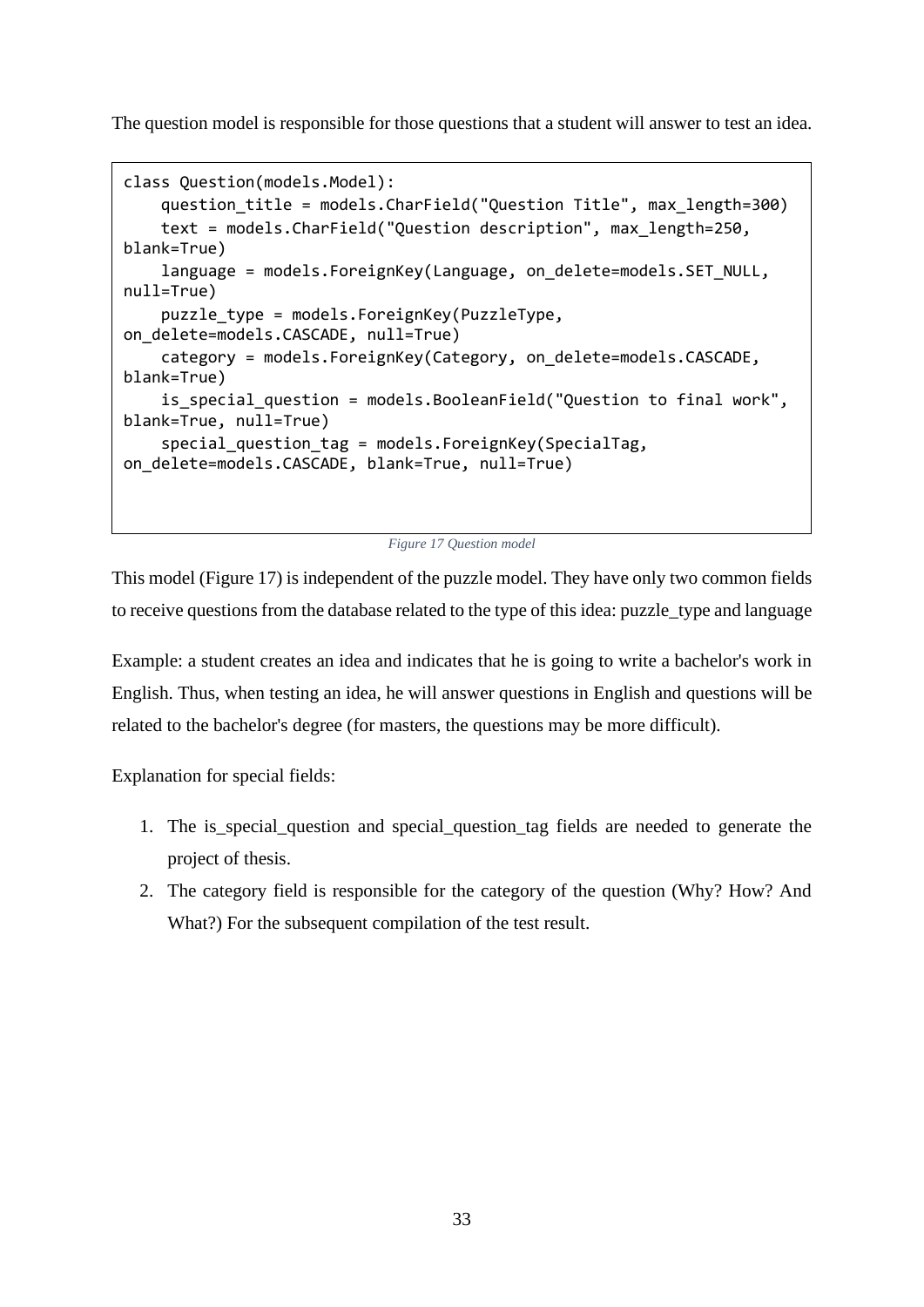The question model is responsible for those questions that a student will answer to test an idea.

```
class Question(models.Model):
    question_title = models.CharField("Question Title", max_length=300)
    text = models.CharField("Question description", max_length=250,
blank=True)
    language = models.ForeignKey(Language, on_delete=models.SET_NULL,
null=True)
    puzzle_type = models.ForeignKey(PuzzleType,
on_delete=models.CASCADE, null=True)
    category = models.ForeignKey(Category, on_delete=models.CASCADE,
blank=True)
    is_special_question = models.BooleanField("Question to final work",
blank=True, null=True)
    special_question_tag = models.ForeignKey(SpecialTag,
on_delete=models.CASCADE, blank=True, null=True)
```

*Figure 17 Question model*

This model (Figure 17) is independent of the puzzle model. They have only two common fields to receive questions from the database related to the type of this idea: puzzle_type and language

Example: a student creates an idea and indicates that he is going to write a bachelor's work in English. Thus, when testing an idea, he will answer questions in English and questions will be related to the bachelor's degree (for masters, the questions may be more difficult).

Explanation for special fields:

1. The is_special_question and special_question_tag fields are needed to generate the project of thesis.
2. The category field is responsible for the category of the question (Why? How? And What?) For the subsequent compilation of the test result.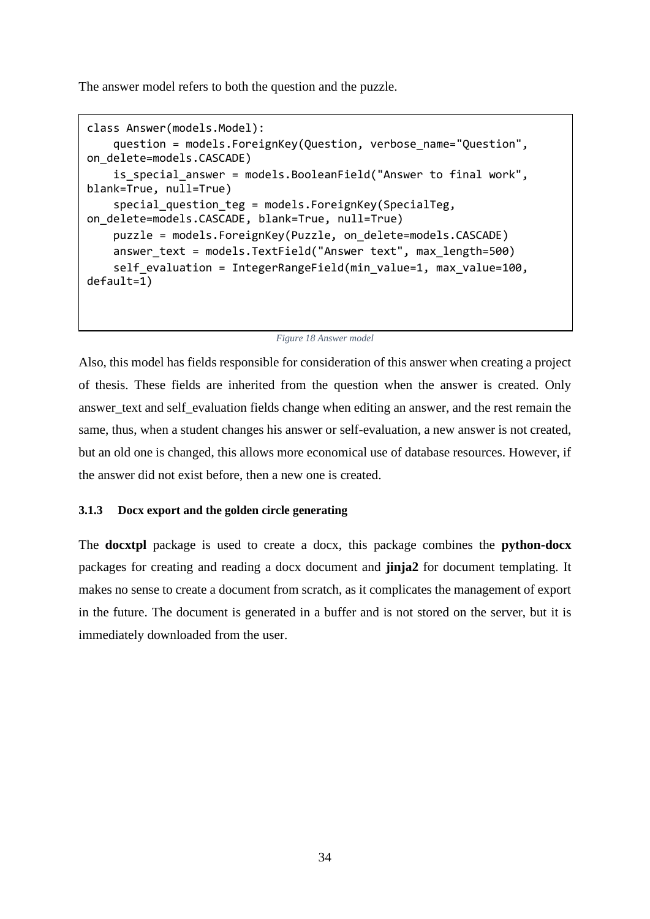The answer model refers to both the question and the puzzle.

```
class Answer(models.Model):
    question = models.ForeignKey(Question, verbose_name="Question",
on_delete=models.CASCADE)
    is_special_answer = models.BooleanField("Answer to final work",
blank=True, null=True)
    special_question_teg = models.ForeignKey(SpecialTeg,
on_delete=models.CASCADE, blank=True, null=True)
    puzzle = models.ForeignKey(Puzzle, on_delete=models.CASCADE)
    answer_text = models.TextField("Answer text", max_length=500)
    self_evaluation = IntegerRangeField(min_value=1, max_value=100,
default=1)
```

*Figure 18 Answer model*

Also, this model has fields responsible for consideration of this answer when creating a project of thesis. These fields are inherited from the question when the answer is created. Only answer_text and self_evaluation fields change when editing an answer, and the rest remain the same, thus, when a student changes his answer or self-evaluation, a new answer is not created, but an old one is changed, this allows more economical use of database resources. However, if the answer did not exist before, then a new one is created.

### 3.1.3 Docx export and the golden circle generating

The **docxtpl** package is used to create a docx, this package combines the **python-docx** packages for creating and reading a docx document and **jinja2** for document templating. It makes no sense to create a document from scratch, as it complicates the management of export in the future. The document is generated in a buffer and is not stored on the server, but it is immediately downloaded from the user.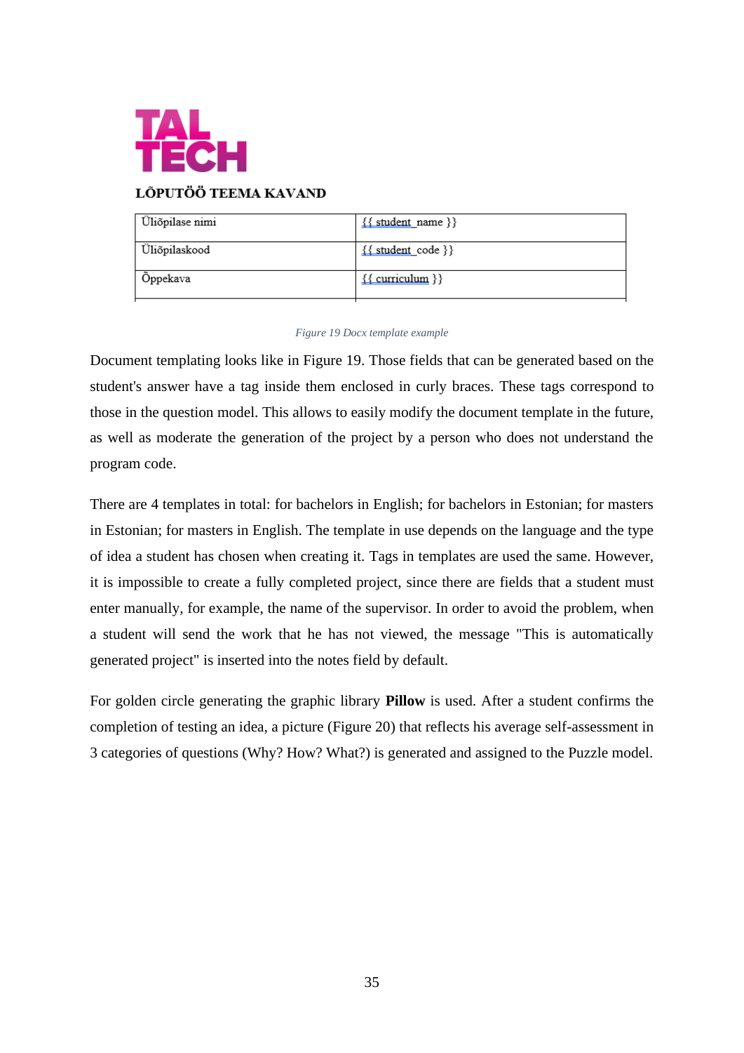TAL TECH

LÕPUTÖÖ TEEMA KAVAND

| Üliõpilase nimi | {{ student_name }} |
|---|---|
| Üliõpilaskood | {{ student_code }} |
| Õppekava | {{ curriculum }} |

*Figure 19 Docx template example*

Document templating looks like in Figure 19. Those fields that can be generated based on the student's answer have a tag inside them enclosed in curly braces. These tags correspond to those in the question model. This allows to easily modify the document template in the future, as well as moderate the generation of the project by a person who does not understand the program code.

There are 4 templates in total: for bachelors in English; for bachelors in Estonian; for masters in Estonian; for masters in English. The template in use depends on the language and the type of idea a student has chosen when creating it. Tags in templates are used the same. However, it is impossible to create a fully completed project, since there are fields that a student must enter manually, for example, the name of the supervisor. In order to avoid the problem, when a student will send the work that he has not viewed, the message "This is automatically generated project" is inserted into the notes field by default.

For golden circle generating the graphic library **Pillow** is used. After a student confirms the completion of testing an idea, a picture (Figure 20) that reflects his average self-assessment in 3 categories of questions (Why? How? What?) is generated and assigned to the Puzzle model.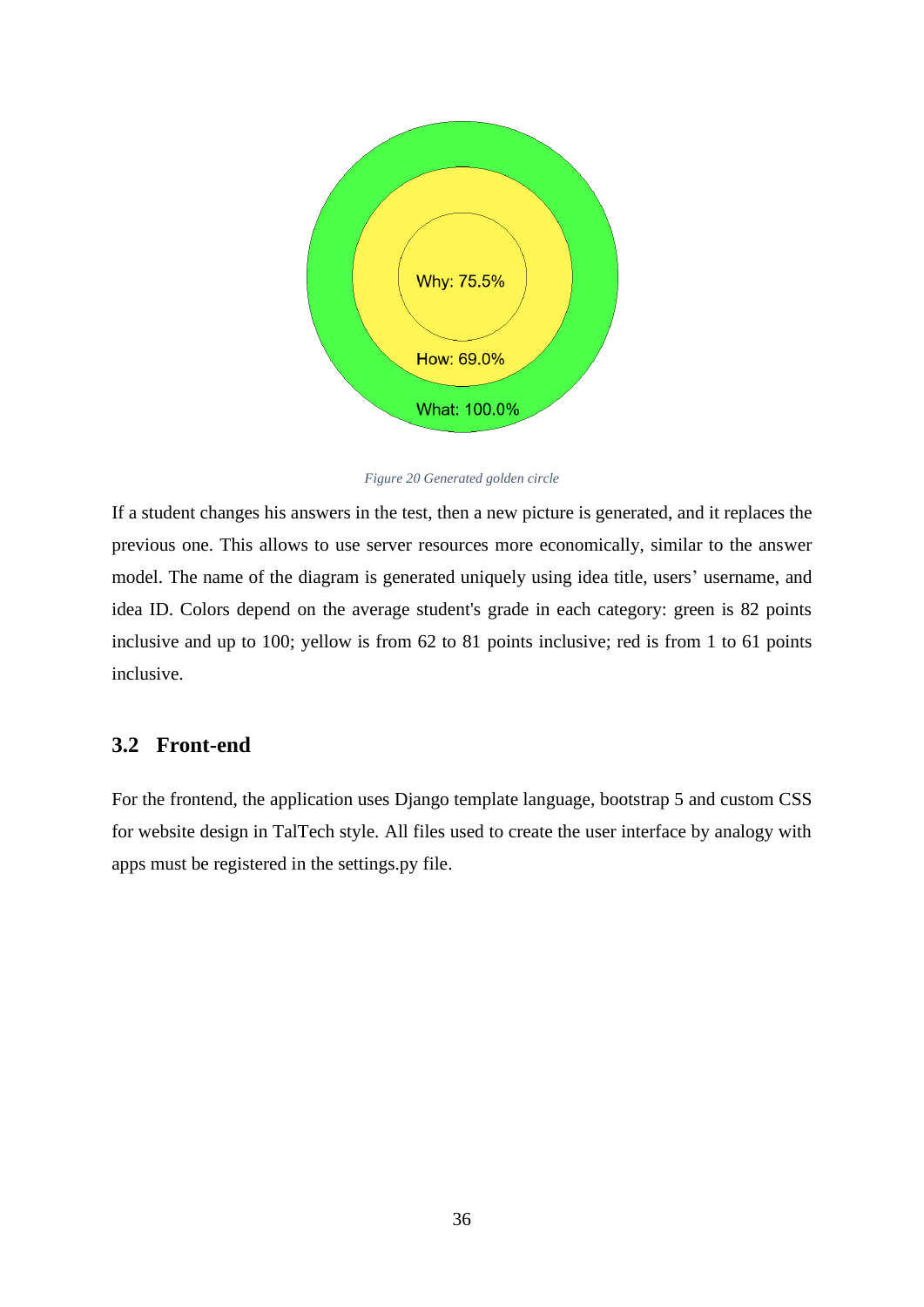Why: 75.5%

How: 69.0%

What: 100.0%

*Figure 20 Generated golden circle*

If a student changes his answers in the test, then a new picture is generated, and it replaces the previous one. This allows to use server resources more economically, similar to the answer model. The name of the diagram is generated uniquely using idea title, users' username, and idea ID. Colors depend on the average student's grade in each category: green is 82 points inclusive and up to 100; yellow is from 62 to 81 points inclusive; red is from 1 to 61 points inclusive.

## 3.2 Front-end

For the frontend, the application uses Django template language, bootstrap 5 and custom CSS for website design in TalTech style. All files used to create the user interface by analogy with apps must be registered in the settings.py file.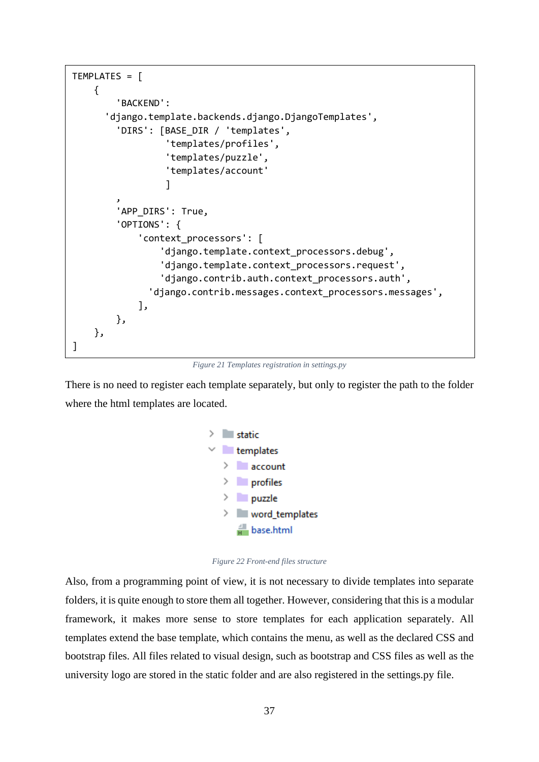```
TEMPLATES = [
    {
        'BACKEND':
      'django.template.backends.django.DjangoTemplates',
        'DIRS': [BASE_DIR / 'templates',
                 'templates/profiles',
                 'templates/puzzle',
                 'templates/account'
                 ]
        ,
        'APP_DIRS': True,
        'OPTIONS': {
            'context_processors': [
                'django.template.context_processors.debug',
                'django.template.context_processors.request',
                'django.contrib.auth.context_processors.auth',
              'django.contrib.messages.context_processors.messages',
            ],
        },
    },
]
```

*Figure 21 Templates registration in settings.py*

There is no need to register each template separately, but only to register the path to the folder where the html templates are located.

```
> static
v templates
    > account
    > profiles
    > puzzle
    > word_templates
      base.html
```

*Figure 22 Front-end files structure*

Also, from a programming point of view, it is not necessary to divide templates into separate folders, it is quite enough to store them all together. However, considering that this is a modular framework, it makes more sense to store templates for each application separately. All templates extend the base template, which contains the menu, as well as the declared CSS and bootstrap files. All files related to visual design, such as bootstrap and CSS files as well as the university logo are stored in the static folder and are also registered in the settings.py file.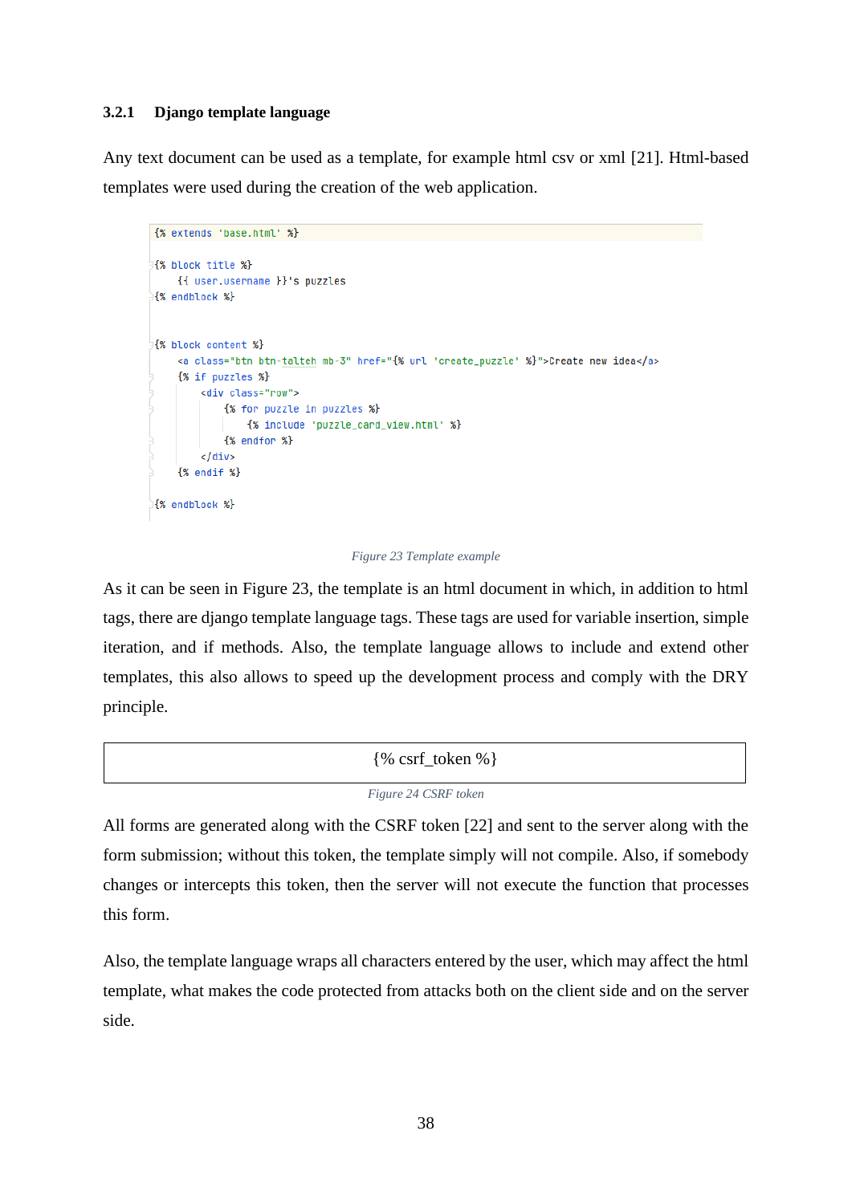### 3.2.1 Django template language

Any text document can be used as a template, for example html csv or xml [21]. Html-based templates were used during the creation of the web application.

```
{% extends 'base.html' %}

{% block title %}
    {{ user.username }}'s puzzles
{% endblock %}


{% block content %}
    <a class="btn btn-tolteh mb-3" href="{% url 'create_puzzle' %}">Create new idea</a>
    {% if puzzles %}
        <div class="row">
            {% for puzzle in puzzles %}
                {% include 'puzzle_card_view.html' %}
            {% endfor %}
        </div>
    {% endif %}

{% endblock %}
```

*Figure 23 Template example*

As it can be seen in Figure 23, the template is an html document in which, in addition to html tags, there are django template language tags. These tags are used for variable insertion, simple iteration, and if methods. Also, the template language allows to include and extend other templates, this also allows to speed up the development process and comply with the DRY principle.

```
{% csrf_token %}
```

*Figure 24 CSRF token*

All forms are generated along with the CSRF token [22] and sent to the server along with the form submission; without this token, the template simply will not compile. Also, if somebody changes or intercepts this token, then the server will not execute the function that processes this form.

Also, the template language wraps all characters entered by the user, which may affect the html template, what makes the code protected from attacks both on the client side and on the server side.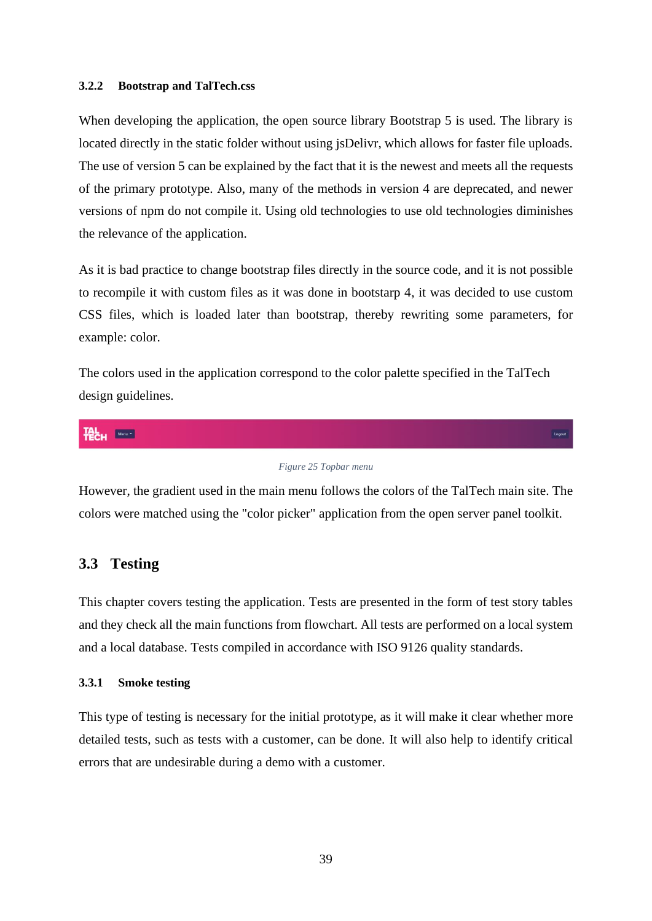#### 3.2.2 Bootstrap and TalTech.css

When developing the application, the open source library Bootstrap 5 is used. The library is located directly in the static folder without using jsDelivr, which allows for faster file uploads. The use of version 5 can be explained by the fact that it is the newest and meets all the requests of the primary prototype. Also, many of the methods in version 4 are deprecated, and newer versions of npm do not compile it. Using old technologies to use old technologies diminishes the relevance of the application.

As it is bad practice to change bootstrap files directly in the source code, and it is not possible to recompile it with custom files as it was done in bootstarp 4, it was decided to use custom CSS files, which is loaded later than bootstrap, thereby rewriting some parameters, for example: color.

The colors used in the application correspond to the color palette specified in the TalTech design guidelines.

*Figure 25 Topbar menu*

However, the gradient used in the main menu follows the colors of the TalTech main site. The colors were matched using the "color picker" application from the open server panel toolkit.

## 3.3 Testing

This chapter covers testing the application. Tests are presented in the form of test story tables and they check all the main functions from flowchart. All tests are performed on a local system and a local database. Tests compiled in accordance with ISO 9126 quality standards.

#### 3.3.1 Smoke testing

This type of testing is necessary for the initial prototype, as it will make it clear whether more detailed tests, such as tests with a customer, can be done. It will also help to identify critical errors that are undesirable during a demo with a customer.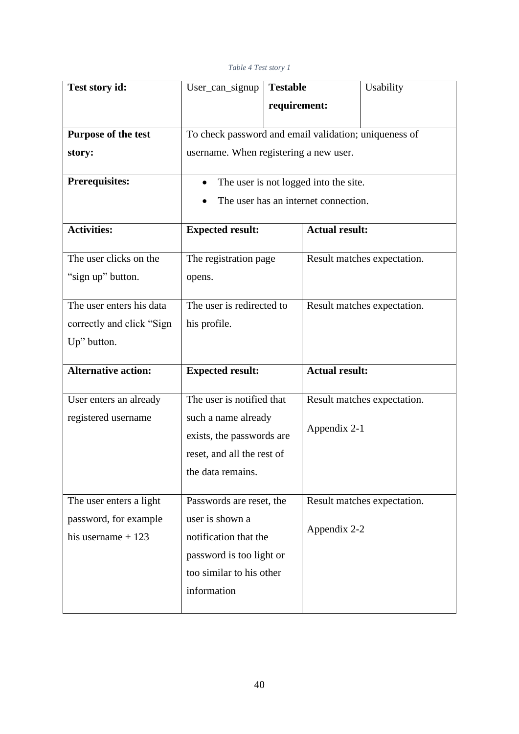*Table 4 Test story 1*

| **Test story id:** | User_can_signup | **Testable requirement:** | Usability |
|---|---|---|---|
| **Purpose of the test story:** | To check password and email validation; uniqueness of username. When registering a new user. | | |
| **Prerequisites:** | • The user is not logged into the site.<br>• The user has an internet connection. | | |
| **Activities:** | **Expected result:** | **Actual result:** | |
| The user clicks on the “sign up” button. | The registration page opens. | Result matches expectation. | |
| The user enters his data correctly and click “Sign Up” button. | The user is redirected to his profile. | Result matches expectation. | |
| **Alternative action:** | **Expected result:** | **Actual result:** | |
| User enters an already registered username | The user is notified that such a name already exists, the passwords are reset, and all the rest of the data remains. | Result matches expectation.<br><br>Appendix 2-1 | |
| The user enters a light password, for example his username + 123 | Passwords are reset, the user is shown a notification that the password is too light or too similar to his other information | Result matches expectation.<br><br>Appendix 2-2 | |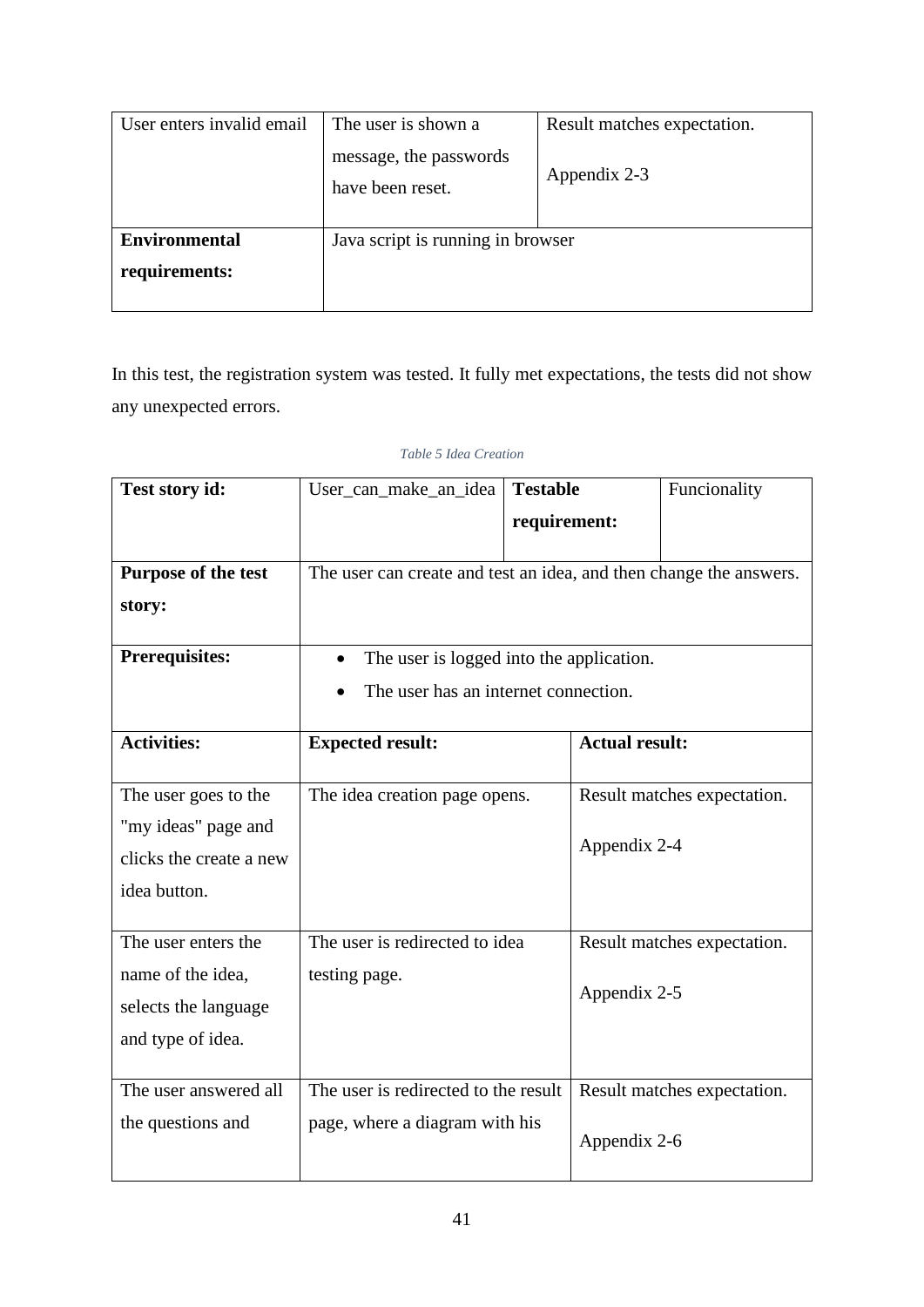| User enters invalid email | The user is shown a message, the passwords have been reset. | Result matches expectation. Appendix 2-3 |
|---|---|---|
| **Environmental requirements:** | Java script is running in browser | |

In this test, the registration system was tested. It fully met expectations, the tests did not show any unexpected errors.

*Table 5 Idea Creation*

| **Test story id:** | User_can_make_an_idea | **Testable requirement:** | Funcionality |
|---|---|---|---|
| **Purpose of the test story:** | The user can create and test an idea, and then change the answers. | | |
| **Prerequisites:** | • The user is logged into the application.<br>• The user has an internet connection. | | |
| **Activities:** | **Expected result:** | **Actual result:** | |
| The user goes to the "my ideas" page and clicks the create a new idea button. | The idea creation page opens. | Result matches expectation. Appendix 2-4 | |
| The user enters the name of the idea, selects the language and type of idea. | The user is redirected to idea testing page. | Result matches expectation. Appendix 2-5 | |
| The user answered all the questions and | The user is redirected to the result page, where a diagram with his | Result matches expectation. Appendix 2-6 | |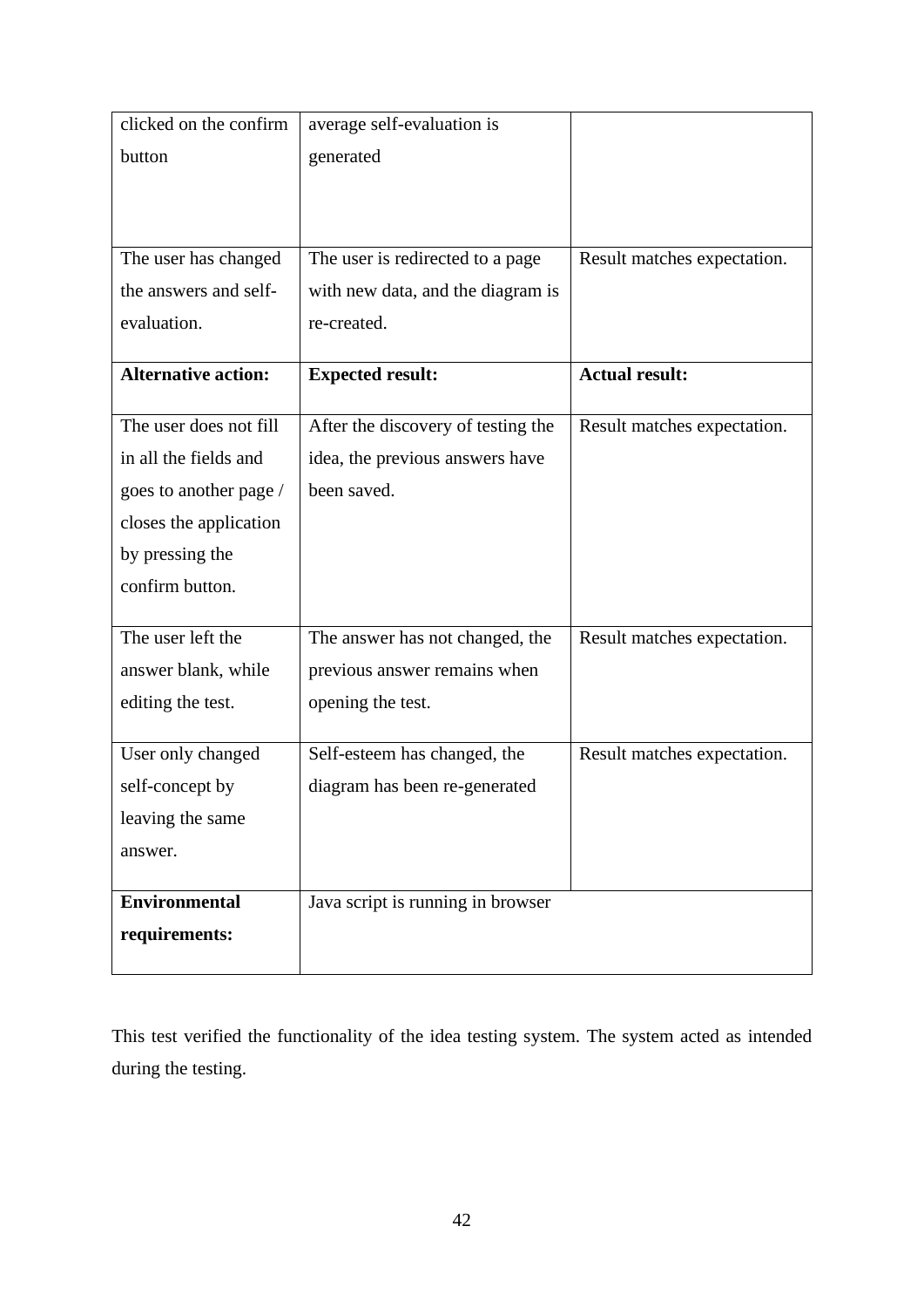| | | |
|---|---|---|
| clicked on the confirm button | average self-evaluation is generated | |
| The user has changed the answers and self-evaluation. | The user is redirected to a page with new data, and the diagram is re-created. | Result matches expectation. |
| **Alternative action:** | **Expected result:** | **Actual result:** |
| The user does not fill in all the fields and goes to another page / closes the application by pressing the confirm button. | After the discovery of testing the idea, the previous answers have been saved. | Result matches expectation. |
| The user left the answer blank, while editing the test. | The answer has not changed, the previous answer remains when opening the test. | Result matches expectation. |
| User only changed self-concept by leaving the same answer. | Self-esteem has changed, the diagram has been re-generated | Result matches expectation. |
| **Environmental requirements:** | Java script is running in browser | |

This test verified the functionality of the idea testing system. The system acted as intended during the testing.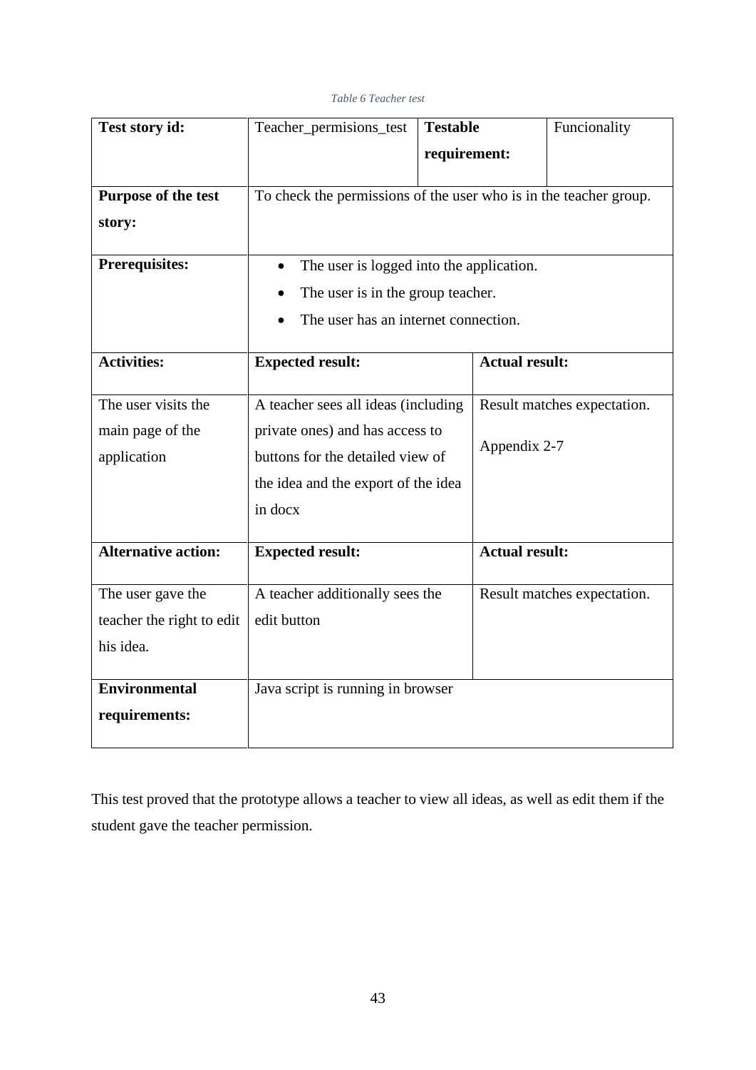*Table 6 Teacher test*

| **Test story id:** | Teacher_permisions_test | **Testable requirement:** | Funcionality |
|---|---|---|---|
| **Purpose of the test story:** | To check the permissions of the user who is in the teacher group. | | |
| **Prerequisites:** | • The user is logged into the application.<br>• The user is in the group teacher.<br>• The user has an internet connection. | | |
| **Activities:** | **Expected result:** | **Actual result:** | |
| The user visits the main page of the application | A teacher sees all ideas (including private ones) and has access to buttons for the detailed view of the idea and the export of the idea in docx | Result matches expectation.<br><br>Appendix 2-7 | |
| **Alternative action:** | **Expected result:** | **Actual result:** | |
| The user gave the teacher the right to edit his idea. | A teacher additionally sees the edit button | Result matches expectation. | |
| **Environmental requirements:** | Java script is running in browser | | |

This test proved that the prototype allows a teacher to view all ideas, as well as edit them if the student gave the teacher permission.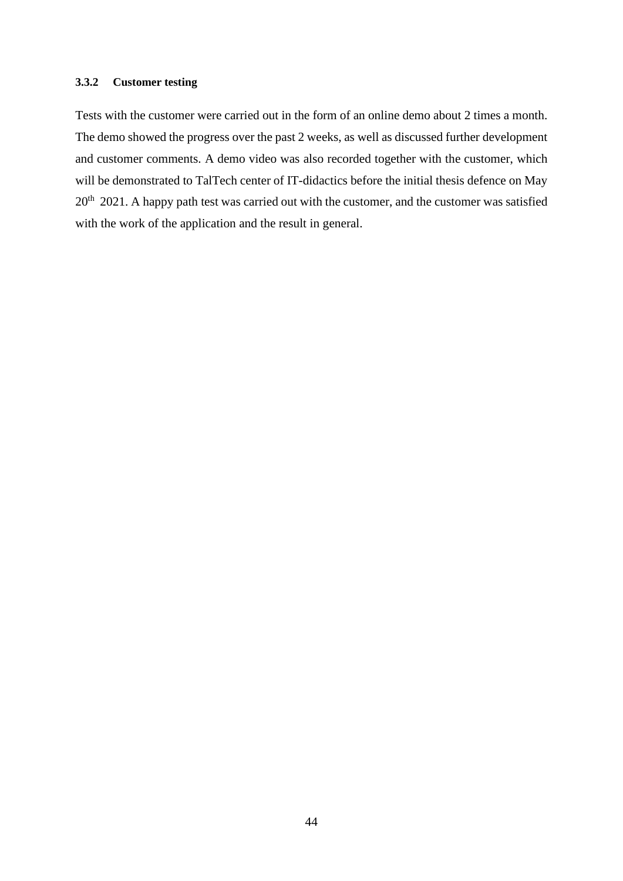### 3.3.2 Customer testing

Tests with the customer were carried out in the form of an online demo about 2 times a month. The demo showed the progress over the past 2 weeks, as well as discussed further development and customer comments. A demo video was also recorded together with the customer, which will be demonstrated to TalTech center of IT-didactics before the initial thesis defence on May 20th 2021. A happy path test was carried out with the customer, and the customer was satisfied with the work of the application and the result in general.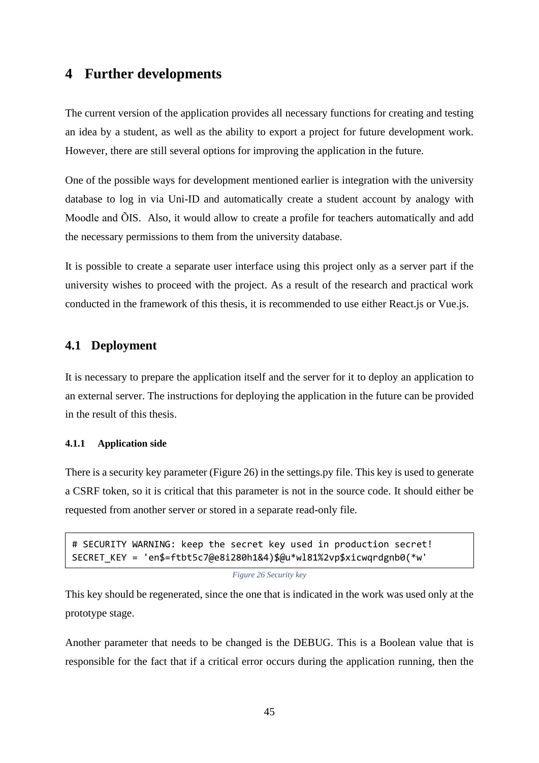# 4 Further developments

The current version of the application provides all necessary functions for creating and testing an idea by a student, as well as the ability to export a project for future development work. However, there are still several options for improving the application in the future.

One of the possible ways for development mentioned earlier is integration with the university database to log in via Uni-ID and automatically create a student account by analogy with Moodle and ÕIS. Also, it would allow to create a profile for teachers automatically and add the necessary permissions to them from the university database.

It is possible to create a separate user interface using this project only as a server part if the university wishes to proceed with the project. As a result of the research and practical work conducted in the framework of this thesis, it is recommended to use either React.js or Vue.js.

## 4.1 Deployment

It is necessary to prepare the application itself and the server for it to deploy an application to an external server. The instructions for deploying the application in the future can be provided in the result of this thesis.

### 4.1.1 Application side

There is a security key parameter (Figure 26) in the settings.py file. This key is used to generate a CSRF token, so it is critical that this parameter is not in the source code. It should either be requested from another server or stored in a separate read-only file.

```
# SECURITY WARNING: keep the secret key used in production secret!
SECRET_KEY = 'en$=ftbt5c7@e8i280h1&4)$@u*wl81%2vp$xicwqrdgnb0(*w'
```

*Figure 26 Security key*

This key should be regenerated, since the one that is indicated in the work was used only at the prototype stage.

Another parameter that needs to be changed is the DEBUG. This is a Boolean value that is responsible for the fact that if a critical error occurs during the application running, then the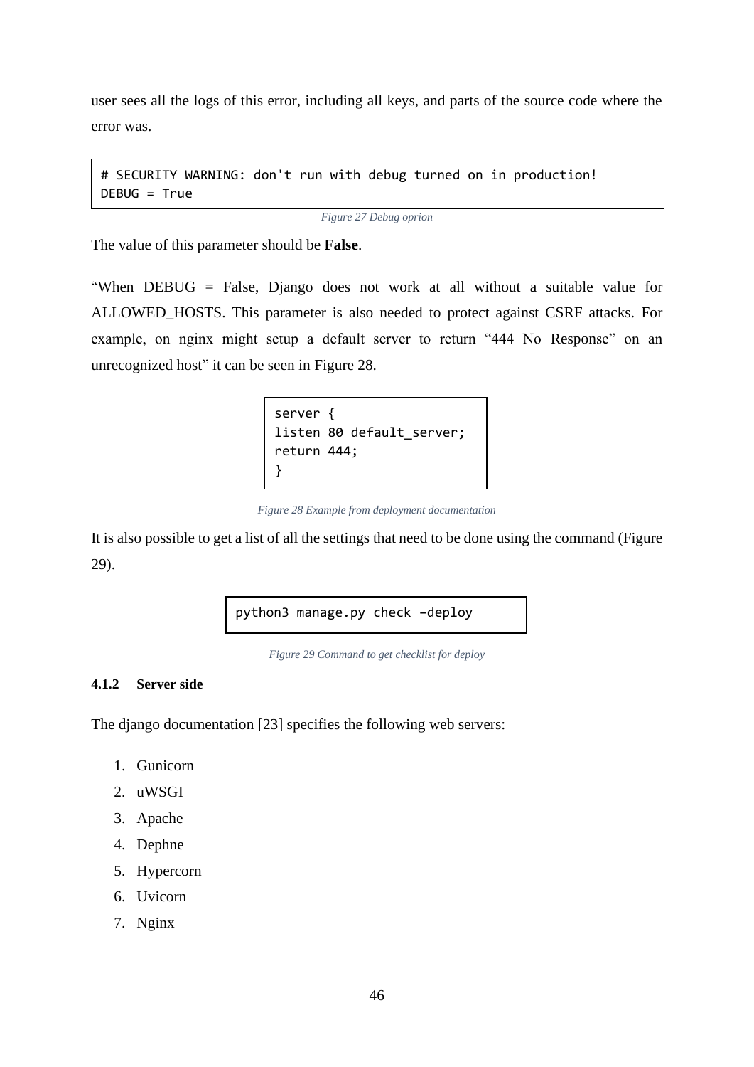user sees all the logs of this error, including all keys, and parts of the source code where the error was.

```
# SECURITY WARNING: don't run with debug turned on in production!
DEBUG = True
```

*Figure 27 Debug oprion*

The value of this parameter should be **False**.

"When DEBUG = False, Django does not work at all without a suitable value for ALLOWED_HOSTS. This parameter is also needed to protect against CSRF attacks. For example, on nginx might setup a default server to return "444 No Response" on an unrecognized host" it can be seen in Figure 28.

```
server {
listen 80 default_server;
return 444;
}
```

*Figure 28 Example from deployment documentation*

It is also possible to get a list of all the settings that need to be done using the command (Figure 29).

```
python3 manage.py check –deploy
```

*Figure 29 Command to get checklist for deploy*

#### 4.1.2 Server side

The django documentation [23] specifies the following web servers:

1. Gunicorn
2. uWSGI
3. Apache
4. Dephne
5. Hypercorn
6. Uvicorn
7. Nginx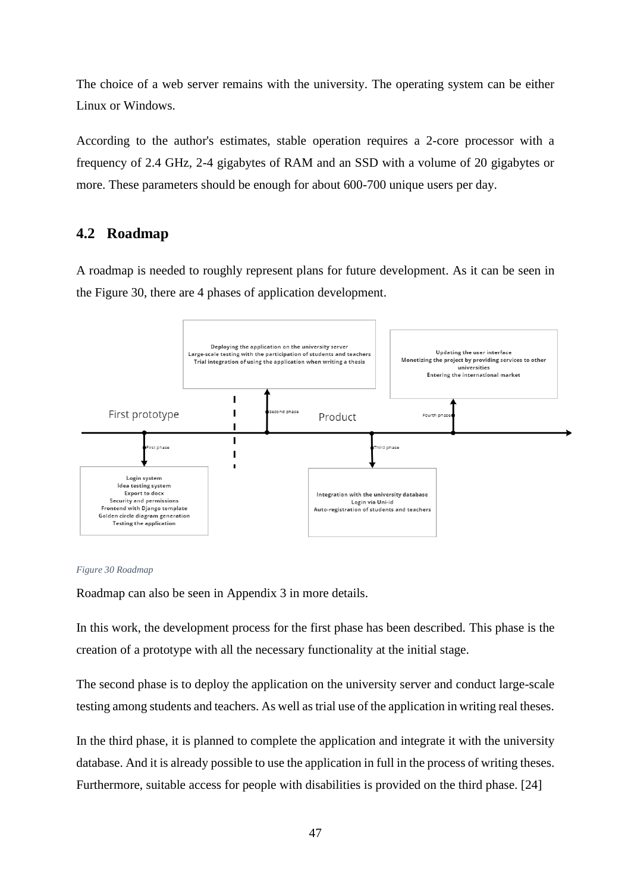The choice of a web server remains with the university. The operating system can be either Linux or Windows.

According to the author's estimates, stable operation requires a 2-core processor with a frequency of 2.4 GHz, 2-4 gigabytes of RAM and an SSD with a volume of 20 gigabytes or more. These parameters should be enough for about 600-700 unique users per day.

## 4.2 Roadmap

A roadmap is needed to roughly represent plans for future development. As it can be seen in the Figure 30, there are 4 phases of application development.

*Figure 30 Roadmap*

Roadmap can also be seen in Appendix 3 in more details.

In this work, the development process for the first phase has been described. This phase is the creation of a prototype with all the necessary functionality at the initial stage.

The second phase is to deploy the application on the university server and conduct large-scale testing among students and teachers. As well as trial use of the application in writing real theses.

In the third phase, it is planned to complete the application and integrate it with the university database. And it is already possible to use the application in full in the process of writing theses. Furthermore, suitable access for people with disabilities is provided on the third phase. [24]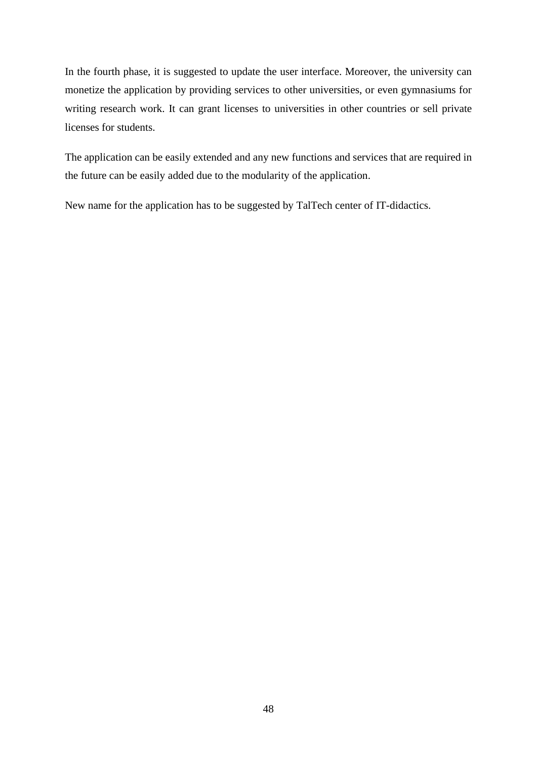In the fourth phase, it is suggested to update the user interface. Moreover, the university can monetize the application by providing services to other universities, or even gymnasiums for writing research work. It can grant licenses to universities in other countries or sell private licenses for students.

The application can be easily extended and any new functions and services that are required in the future can be easily added due to the modularity of the application.

New name for the application has to be suggested by TalTech center of IT-didactics.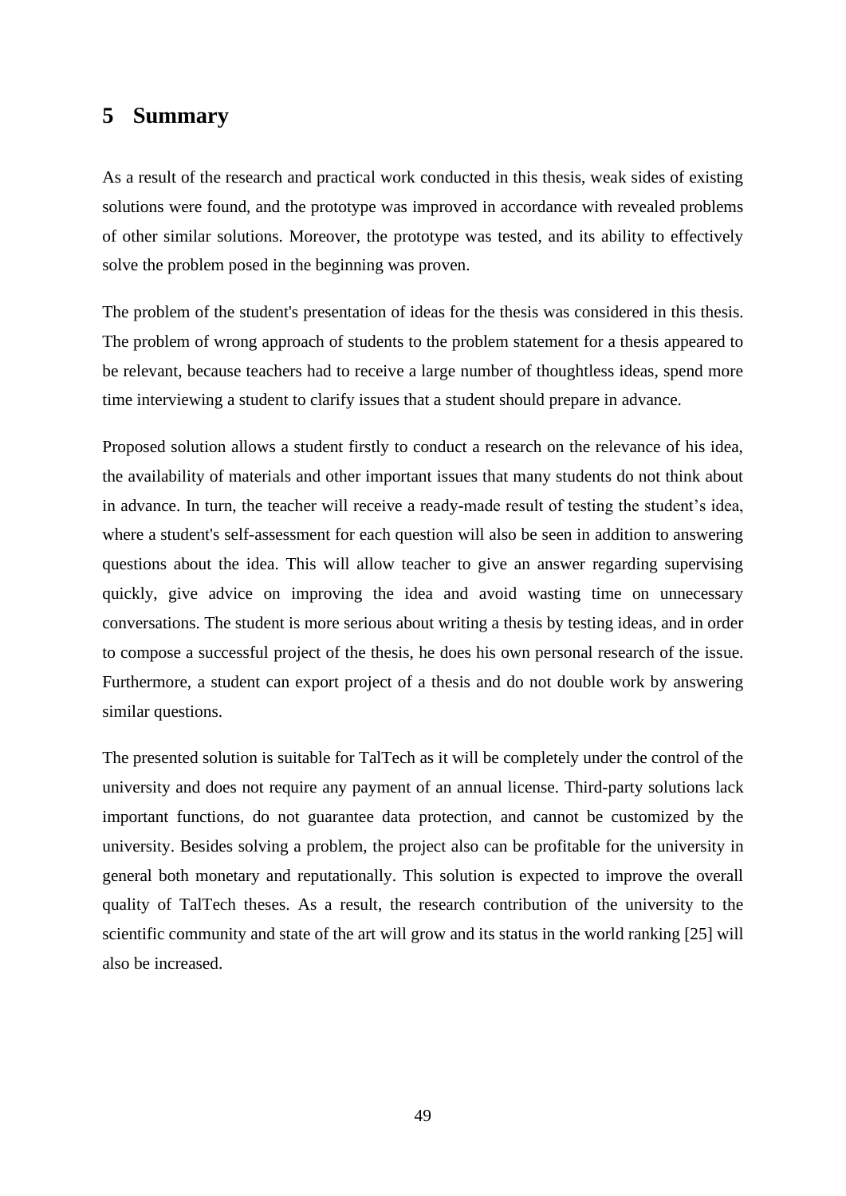# 5 Summary

As a result of the research and practical work conducted in this thesis, weak sides of existing solutions were found, and the prototype was improved in accordance with revealed problems of other similar solutions. Moreover, the prototype was tested, and its ability to effectively solve the problem posed in the beginning was proven.

The problem of the student's presentation of ideas for the thesis was considered in this thesis. The problem of wrong approach of students to the problem statement for a thesis appeared to be relevant, because teachers had to receive a large number of thoughtless ideas, spend more time interviewing a student to clarify issues that a student should prepare in advance.

Proposed solution allows a student firstly to conduct a research on the relevance of his idea, the availability of materials and other important issues that many students do not think about in advance. In turn, the teacher will receive a ready-made result of testing the student’s idea, where a student's self-assessment for each question will also be seen in addition to answering questions about the idea. This will allow teacher to give an answer regarding supervising quickly, give advice on improving the idea and avoid wasting time on unnecessary conversations. The student is more serious about writing a thesis by testing ideas, and in order to compose a successful project of the thesis, he does his own personal research of the issue. Furthermore, a student can export project of a thesis and do not double work by answering similar questions.

The presented solution is suitable for TalTech as it will be completely under the control of the university and does not require any payment of an annual license. Third-party solutions lack important functions, do not guarantee data protection, and cannot be customized by the university. Besides solving a problem, the project also can be profitable for the university in general both monetary and reputationally. This solution is expected to improve the overall quality of TalTech theses. As a result, the research contribution of the university to the scientific community and state of the art will grow and its status in the world ranking [25] will also be increased.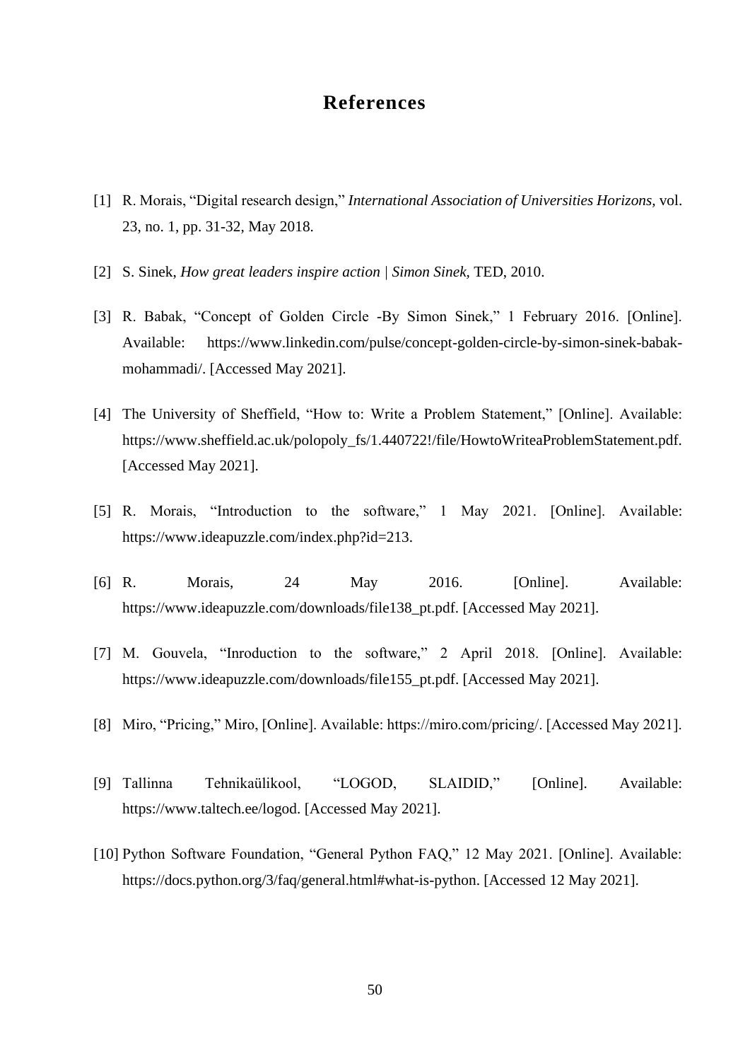# References

[1] R. Morais, “Digital research design,” *International Association of Universities Horizons*, vol. 23, no. 1, pp. 31-32, May 2018.

[2] S. Sinek, *How great leaders inspire action | Simon Sinek*, TED, 2010.

[3] R. Babak, “Concept of Golden Circle -By Simon Sinek,” 1 February 2016. [Online]. Available: https://www.linkedin.com/pulse/concept-golden-circle-by-simon-sinek-babak-mohammadi/. [Accessed May 2021].

[4] The University of Sheffield, “How to: Write a Problem Statement,” [Online]. Available: https://www.sheffield.ac.uk/polopoly_fs/1.440722!/file/HowtoWriteaProblemStatement.pdf. [Accessed May 2021].

[5] R. Morais, “Introduction to the software,” 1 May 2021. [Online]. Available: https://www.ideapuzzle.com/index.php?id=213.

[6] R. Morais, 24 May 2016. [Online]. Available: https://www.ideapuzzle.com/downloads/file138_pt.pdf. [Accessed May 2021].

[7] M. Gouvela, “Inroduction to the software,” 2 April 2018. [Online]. Available: https://www.ideapuzzle.com/downloads/file155_pt.pdf. [Accessed May 2021].

[8] Miro, “Pricing,” Miro, [Online]. Available: https://miro.com/pricing/. [Accessed May 2021].

[9] Tallinna Tehnikaülikool, “LOGOD, SLAIDID,” [Online]. Available: https://www.taltech.ee/logod. [Accessed May 2021].

[10] Python Software Foundation, “General Python FAQ,” 12 May 2021. [Online]. Available: https://docs.python.org/3/faq/general.html#what-is-python. [Accessed 12 May 2021].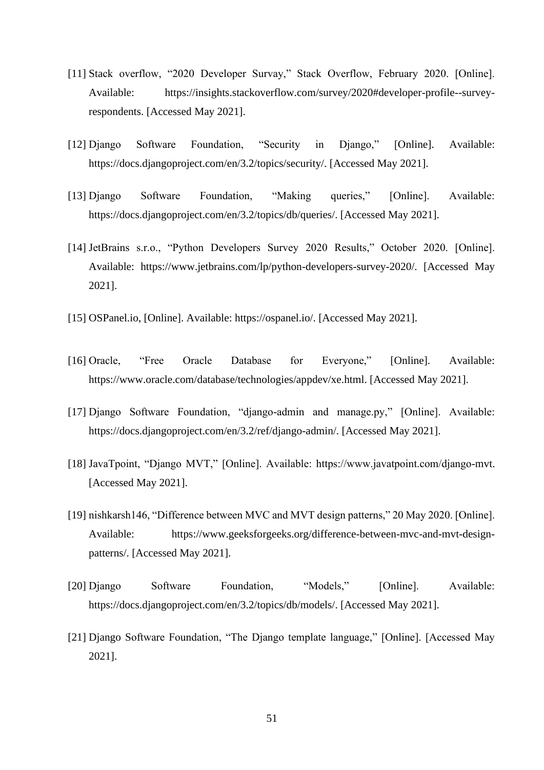[11] Stack overflow, "2020 Developer Survay," Stack Overflow, February 2020. [Online]. Available: https://insights.stackoverflow.com/survey/2020#developer-profile--survey-respondents. [Accessed May 2021].

[12] Django Software Foundation, "Security in Django," [Online]. Available: https://docs.djangoproject.com/en/3.2/topics/security/. [Accessed May 2021].

[13] Django Software Foundation, "Making queries," [Online]. Available: https://docs.djangoproject.com/en/3.2/topics/db/queries/. [Accessed May 2021].

[14] JetBrains s.r.o., "Python Developers Survey 2020 Results," October 2020. [Online]. Available: https://www.jetbrains.com/lp/python-developers-survey-2020/. [Accessed May 2021].

[15] OSPanel.io, [Online]. Available: https://ospanel.io/. [Accessed May 2021].

[16] Oracle, "Free Oracle Database for Everyone," [Online]. Available: https://www.oracle.com/database/technologies/appdev/xe.html. [Accessed May 2021].

[17] Django Software Foundation, "django-admin and manage.py," [Online]. Available: https://docs.djangoproject.com/en/3.2/ref/django-admin/. [Accessed May 2021].

[18] JavaTpoint, "Django MVT," [Online]. Available: https://www.javatpoint.com/django-mvt. [Accessed May 2021].

[19] nishkarsh146, "Difference between MVC and MVT design patterns," 20 May 2020. [Online]. Available: https://www.geeksforgeeks.org/difference-between-mvc-and-mvt-design-patterns/. [Accessed May 2021].

[20] Django Software Foundation, "Models," [Online]. Available: https://docs.djangoproject.com/en/3.2/topics/db/models/. [Accessed May 2021].

[21] Django Software Foundation, "The Django template language," [Online]. [Accessed May 2021].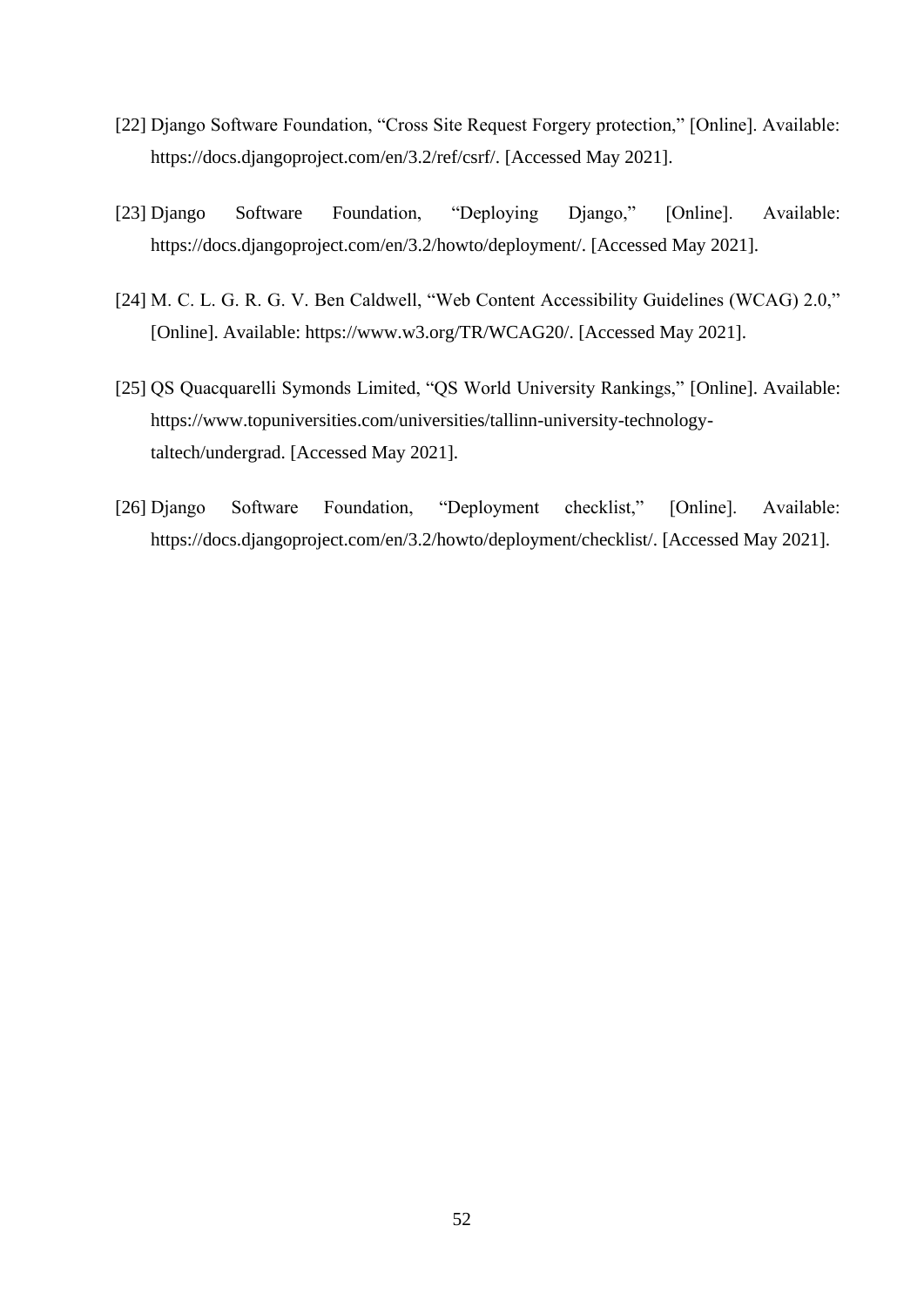[22] Django Software Foundation, “Cross Site Request Forgery protection,” [Online]. Available: https://docs.djangoproject.com/en/3.2/ref/csrf/. [Accessed May 2021].

[23] Django Software Foundation, “Deploying Django,” [Online]. Available: https://docs.djangoproject.com/en/3.2/howto/deployment/. [Accessed May 2021].

[24] M. C. L. G. R. G. V. Ben Caldwell, “Web Content Accessibility Guidelines (WCAG) 2.0,” [Online]. Available: https://www.w3.org/TR/WCAG20/. [Accessed May 2021].

[25] QS Quacquarelli Symonds Limited, “QS World University Rankings,” [Online]. Available: https://www.topuniversities.com/universities/tallinn-university-technology-taltech/undergrad. [Accessed May 2021].

[26] Django Software Foundation, “Deployment checklist,” [Online]. Available: https://docs.djangoproject.com/en/3.2/howto/deployment/checklist/. [Accessed May 2021].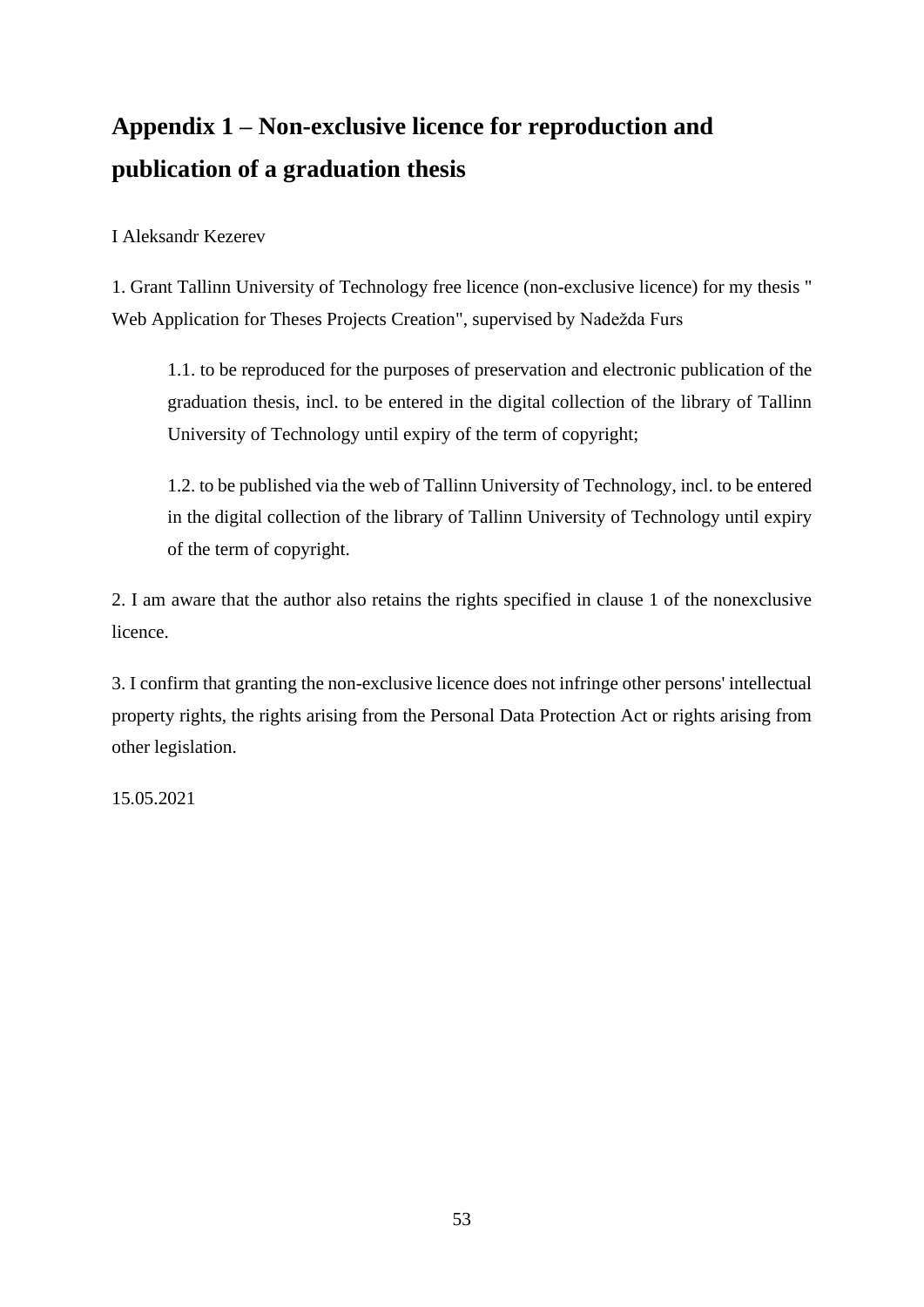# Appendix 1 – Non-exclusive licence for reproduction and publication of a graduation thesis

I Aleksandr Kezerev

1. Grant Tallinn University of Technology free licence (non-exclusive licence) for my thesis " Web Application for Theses Projects Creation", supervised by Nadežda Furs

   1.1. to be reproduced for the purposes of preservation and electronic publication of the graduation thesis, incl. to be entered in the digital collection of the library of Tallinn University of Technology until expiry of the term of copyright;

   1.2. to be published via the web of Tallinn University of Technology, incl. to be entered in the digital collection of the library of Tallinn University of Technology until expiry of the term of copyright.

2. I am aware that the author also retains the rights specified in clause 1 of the nonexclusive licence.

3. I confirm that granting the non-exclusive licence does not infringe other persons' intellectual property rights, the rights arising from the Personal Data Protection Act or rights arising from other legislation.

15.05.2021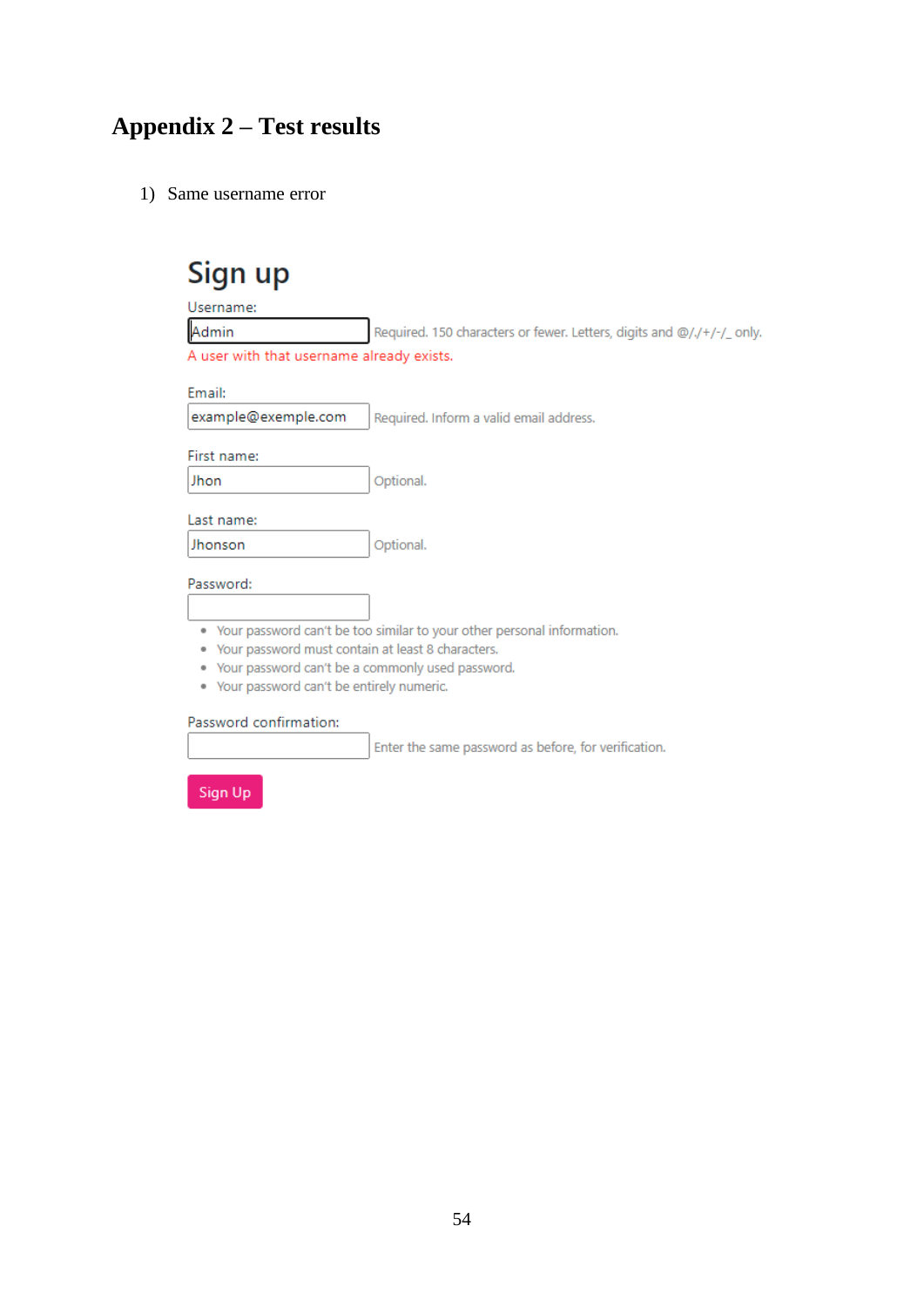# Appendix 2 – Test results

1) Same username error

## Sign up

Username:

Admin

Required. 150 characters or fewer. Letters, digits and @/./+/-/_ only.

A user with that username already exists.

Email:

example@exemple.com

Required. Inform a valid email address.

First name:

Jhon

Optional.

Last name:

Jhonson

Optional.

Password:

- Your password can't be too similar to your other personal information.
- Your password must contain at least 8 characters.
- Your password can't be a commonly used password.
- Your password can't be entirely numeric.

Password confirmation:

Enter the same password as before, for verification.

Sign Up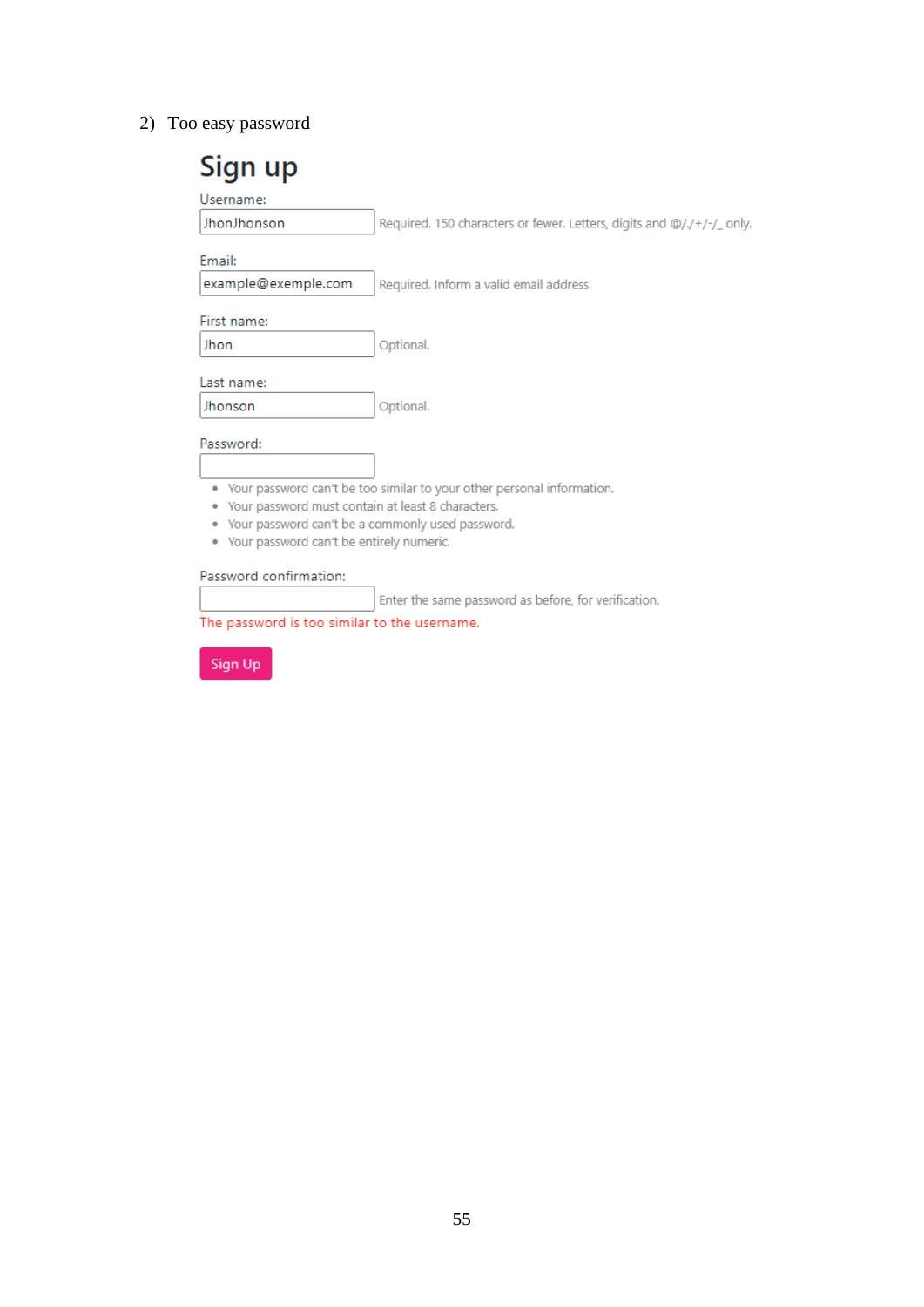2) Too easy password

# Sign up

Username:

JhonJhonson Required. 150 characters or fewer. Letters, digits and @/./+/-/_ only.

Email:

example@exemple.com Required. Inform a valid email address.

First name:

Jhon Optional.

Last name:

Jhonson Optional.

Password:

- Your password can't be too similar to your other personal information.
- Your password must contain at least 8 characters.
- Your password can't be a commonly used password.
- Your password can't be entirely numeric.

Password confirmation:

Enter the same password as before, for verification.

The password is too similar to the username.

Sign Up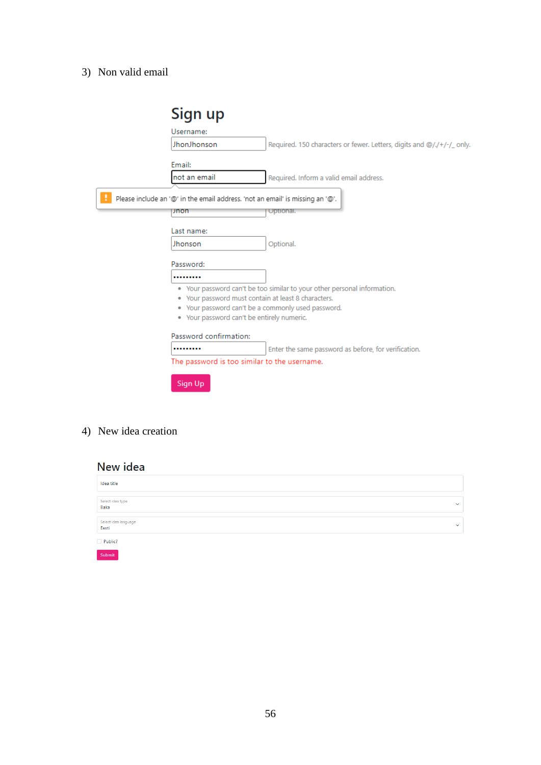3) Non valid email

Sign up

Username:

JhonJhonson Required. 150 characters or fewer. Letters, digits and @/./+/-/_ only.

Email:

not an email Required. Inform a valid email address.

Please include an '@' in the email address. 'not an email' is missing an '@'.

Jhon Optional.

Last name:

Jhonson Optional.

Password:

•••••••••

- Your password can't be too similar to your other personal information.
- Your password must contain at least 8 characters.
- Your password can't be a commonly used password.
- Your password can't be entirely numeric.

Password confirmation:

••••••••• Enter the same password as before, for verification.

The password is too similar to the username.

Sign Up

4) New idea creation

New idea

Idea title

Select idea type
Baka

Select idea language
Eesti

Public?

Submit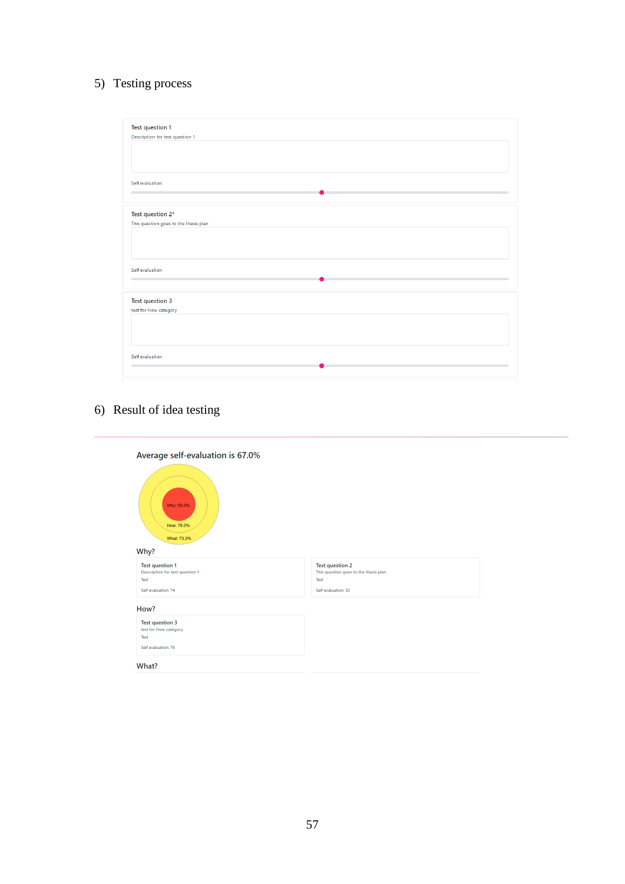5) Testing process

Test question 1

Description for test question 1

Self evaluation

Test question 2*

This question goes to the thesis plan

Self evaluation

Test question 3

test for How category

Self evaluation

6) Result of idea testing

Average self-evaluation is 67.0%

Why: 53.0%

How: 76.0%

What: 73.3%

Why?

Test question 1
Description for test question 1
Test
Self evaluation: 74

Test question 2
This question goes to the thesis plan
Test
Self evaluation: 32

How?

Test question 3
test for How category
Test
Self evaluation: 76

What?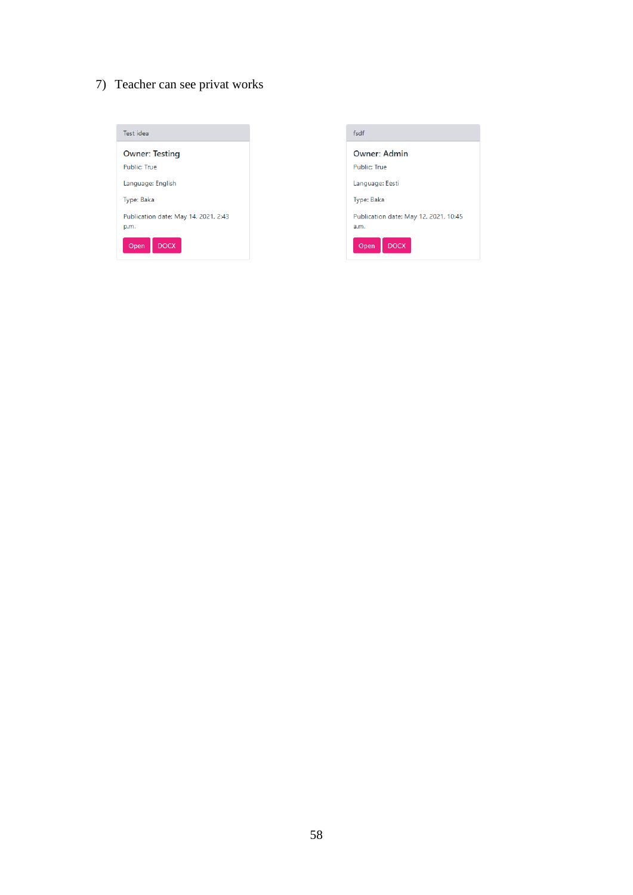7) Teacher can see privat works

Test idea

**Owner: Testing**

Public: True

Language: English

Type: Baka

Publication date: May 14, 2021, 2:43 p.m.

Open DOCX

fsdf

**Owner: Admin**

Public: True

Language: Eesti

Type: Baka

Publication date: May 12, 2021, 10:45 a.m.

Open DOCX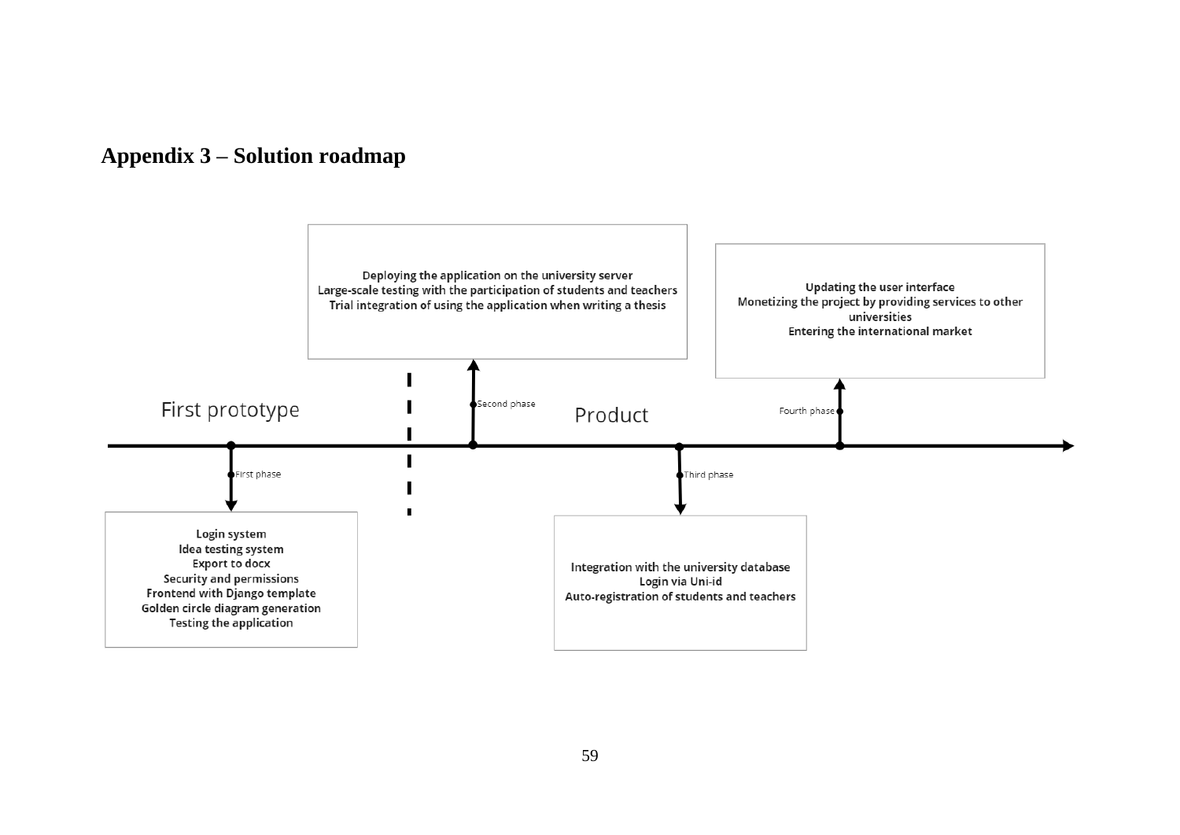## Appendix 3 – Solution roadmap

First prototype

Product

First phase

Login system
Idea testing system
Export to docx
Security and permissions
Frontend with Django template
Golden circle diagram generation
Testing the application

Second phase

Deploying the application on the university server
Large-scale testing with the participation of students and teachers
Trial integration of using the application when writing a thesis

Third phase

Integration with the university database
Login via Uni-id
Auto-registration of students and teachers

Fourth phase

Updating the user interface
Monetizing the project by providing services to other universities
Entering the international market